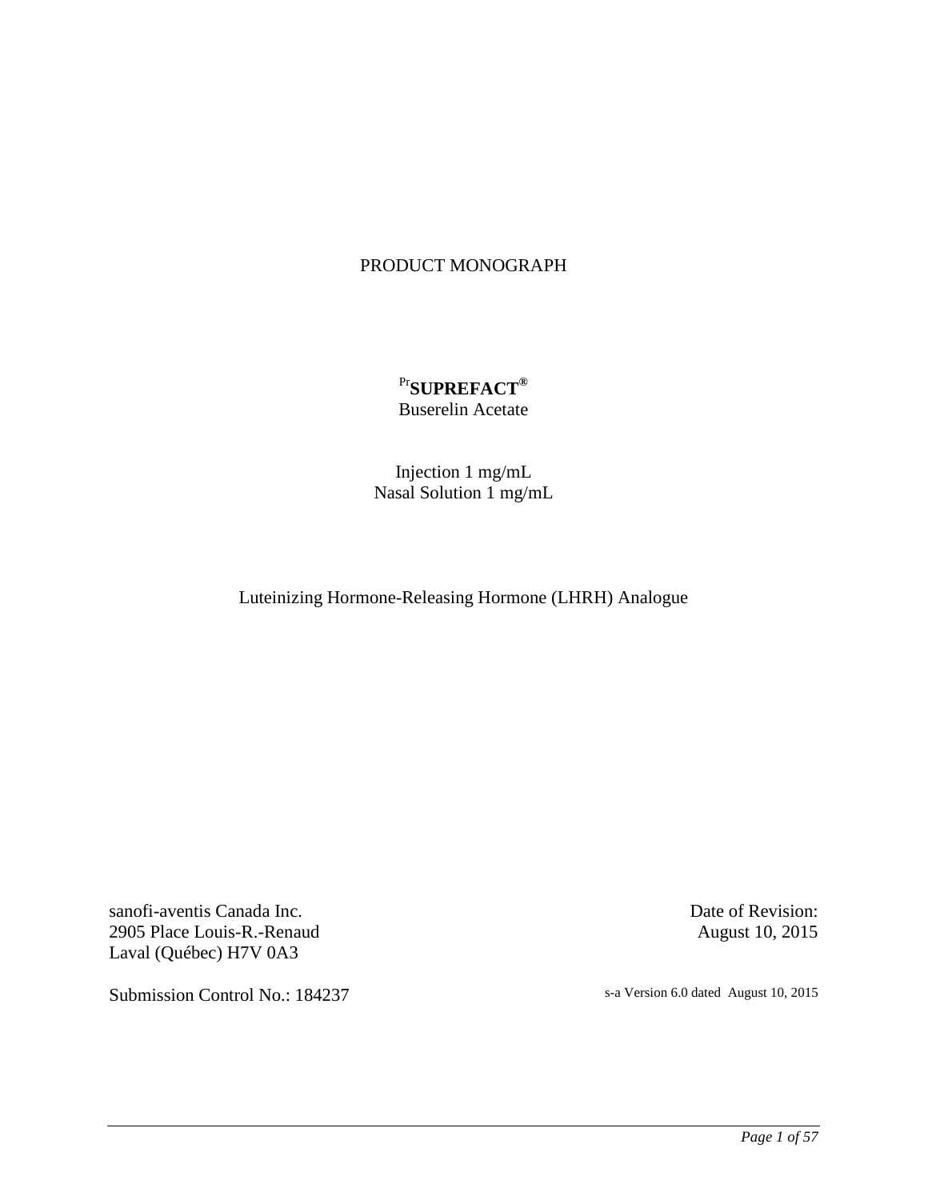# PRODUCT MONOGRAPH

**Pr SUPREFACT®**
Buserelin Acetate

Injection 1 mg/mL
Nasal Solution 1 mg/mL

Luteinizing Hormone-Releasing Hormone (LHRH) Analogue

sanofi-aventis Canada Inc.
2905 Place Louis-R.-Renaud
Laval (Québec) H7V 0A3

Date of Revision:
August 10, 2015

Submission Control No.: 184237

s-a Version 6.0 dated August 10, 2015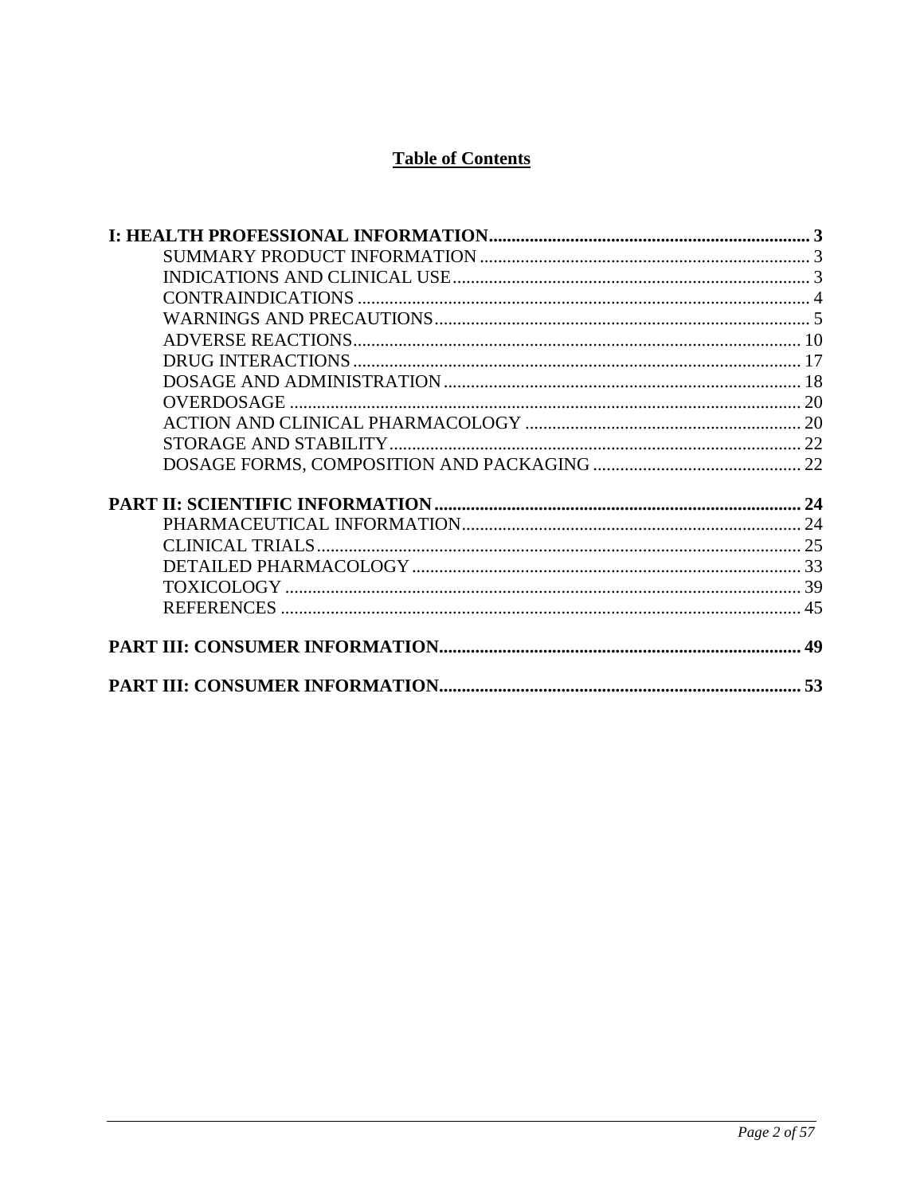## Table of Contents

**I: HEALTH PROFESSIONAL INFORMATION ...... 3**

- SUMMARY PRODUCT INFORMATION ...... 3
- INDICATIONS AND CLINICAL USE ...... 3
- CONTRAINDICATIONS ...... 4
- WARNINGS AND PRECAUTIONS ...... 5
- ADVERSE REACTIONS ...... 10
- DRUG INTERACTIONS ...... 17
- DOSAGE AND ADMINISTRATION ...... 18
- OVERDOSAGE ...... 20
- ACTION AND CLINICAL PHARMACOLOGY ...... 20
- STORAGE AND STABILITY ...... 22
- DOSAGE FORMS, COMPOSITION AND PACKAGING ...... 22

**PART II: SCIENTIFIC INFORMATION ...... 24**

- PHARMACEUTICAL INFORMATION ...... 24
- CLINICAL TRIALS ...... 25
- DETAILED PHARMACOLOGY ...... 33
- TOXICOLOGY ...... 39
- REFERENCES ...... 45

**PART III: CONSUMER INFORMATION ...... 49**

**PART III: CONSUMER INFORMATION ...... 53**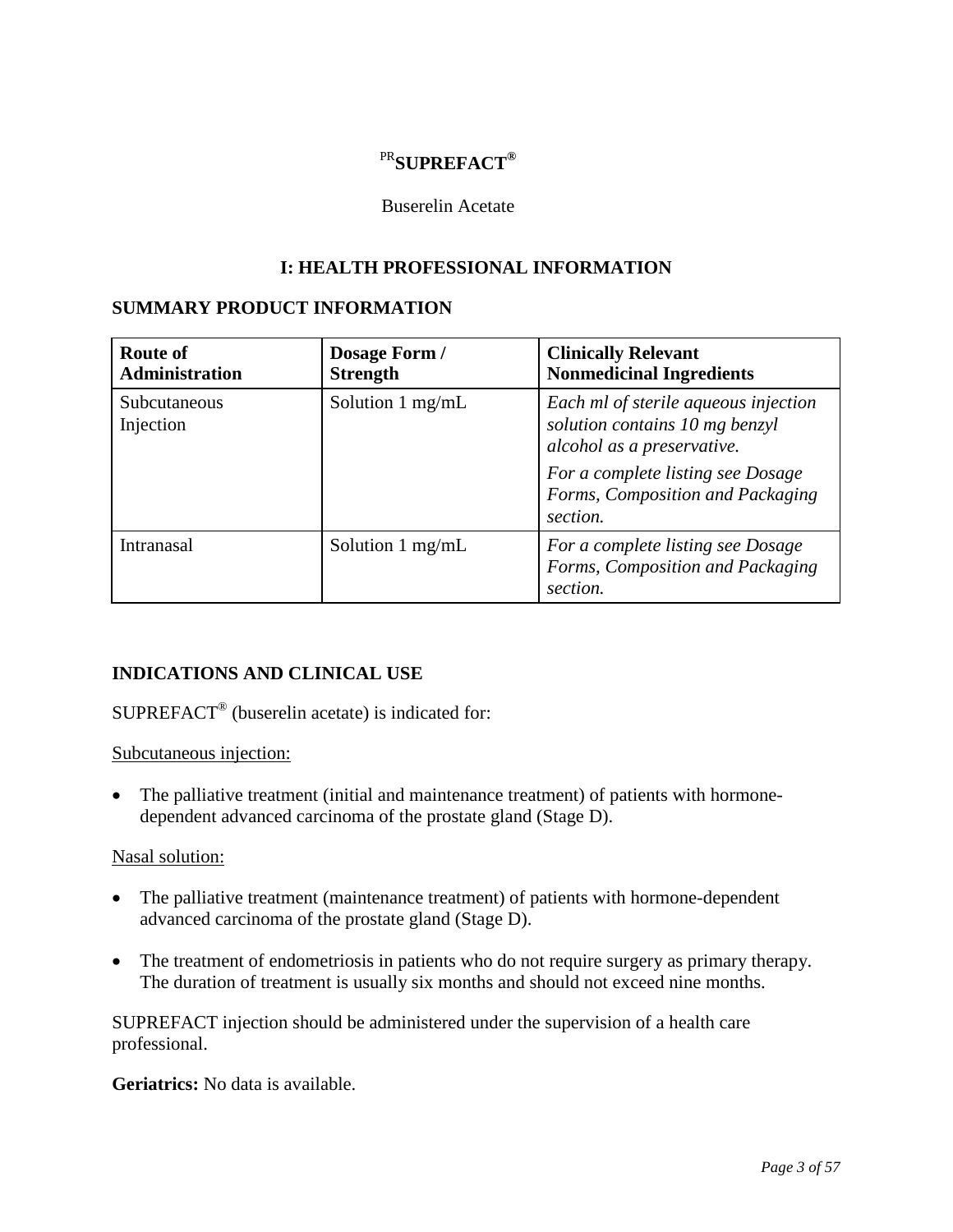# PRSUPREFACT®

Buserelin Acetate

## I: HEALTH PROFESSIONAL INFORMATION

### SUMMARY PRODUCT INFORMATION

| Route of Administration | Dosage Form / Strength | Clinically Relevant Nonmedicinal Ingredients |
|---|---|---|
| Subcutaneous Injection | Solution 1 mg/mL | *Each ml of sterile aqueous injection solution contains 10 mg benzyl alcohol as a preservative.* *For a complete listing see Dosage Forms, Composition and Packaging section.* |
| Intranasal | Solution 1 mg/mL | *For a complete listing see Dosage Forms, Composition and Packaging section.* |

### INDICATIONS AND CLINICAL USE

SUPREFACT® (buserelin acetate) is indicated for:

Subcutaneous injection:

- The palliative treatment (initial and maintenance treatment) of patients with hormone-dependent advanced carcinoma of the prostate gland (Stage D).

Nasal solution:

- The palliative treatment (maintenance treatment) of patients with hormone-dependent advanced carcinoma of the prostate gland (Stage D).
- The treatment of endometriosis in patients who do not require surgery as primary therapy. The duration of treatment is usually six months and should not exceed nine months.

SUPREFACT injection should be administered under the supervision of a health care professional.

**Geriatrics:** No data is available.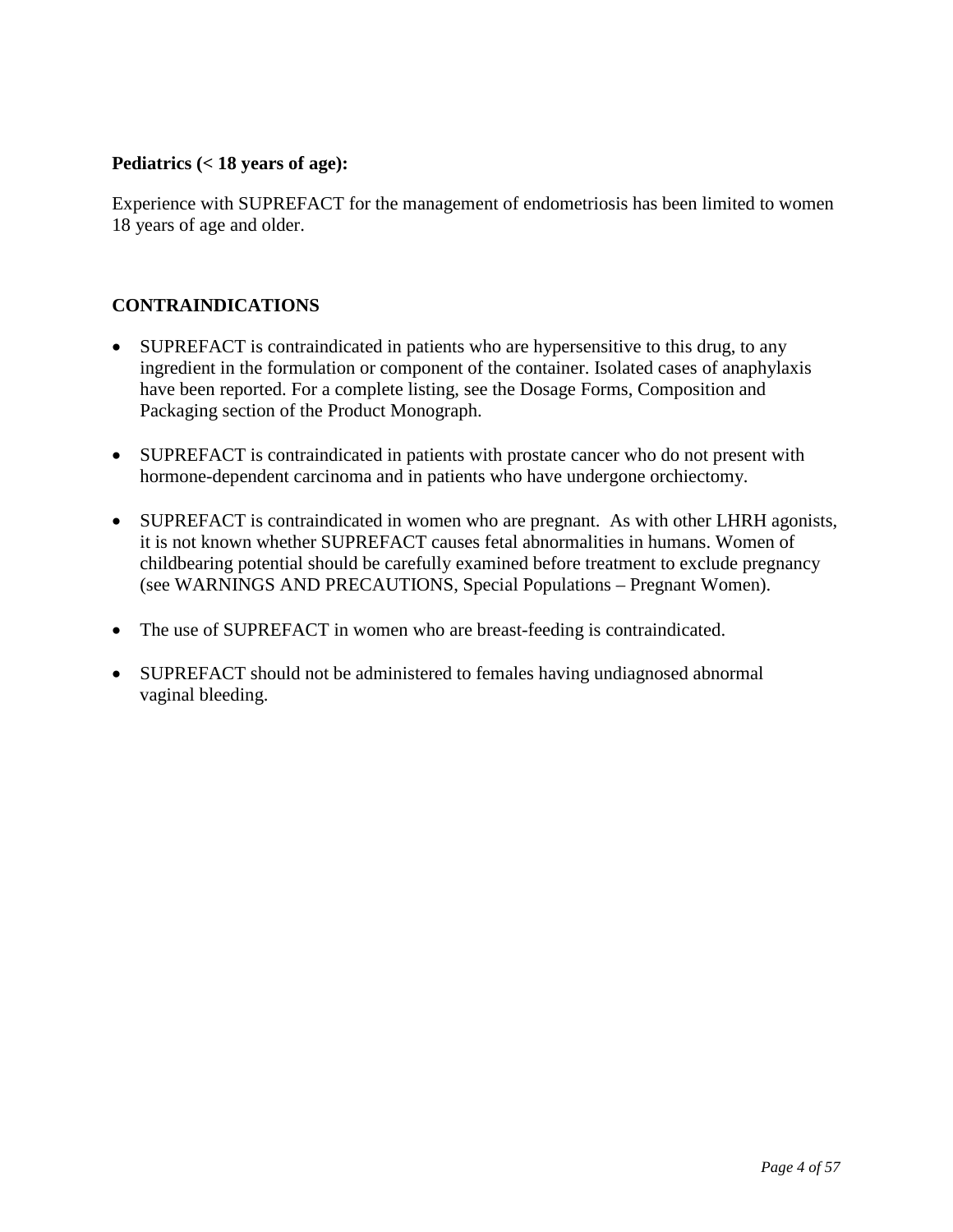**Pediatrics (< 18 years of age):**

Experience with SUPREFACT for the management of endometriosis has been limited to women 18 years of age and older.

## CONTRAINDICATIONS

- SUPREFACT is contraindicated in patients who are hypersensitive to this drug, to any ingredient in the formulation or component of the container. Isolated cases of anaphylaxis have been reported. For a complete listing, see the Dosage Forms, Composition and Packaging section of the Product Monograph.
- SUPREFACT is contraindicated in patients with prostate cancer who do not present with hormone-dependent carcinoma and in patients who have undergone orchiectomy.
- SUPREFACT is contraindicated in women who are pregnant. As with other LHRH agonists, it is not known whether SUPREFACT causes fetal abnormalities in humans. Women of childbearing potential should be carefully examined before treatment to exclude pregnancy (see WARNINGS AND PRECAUTIONS, Special Populations – Pregnant Women).
- The use of SUPREFACT in women who are breast-feeding is contraindicated.
- SUPREFACT should not be administered to females having undiagnosed abnormal vaginal bleeding.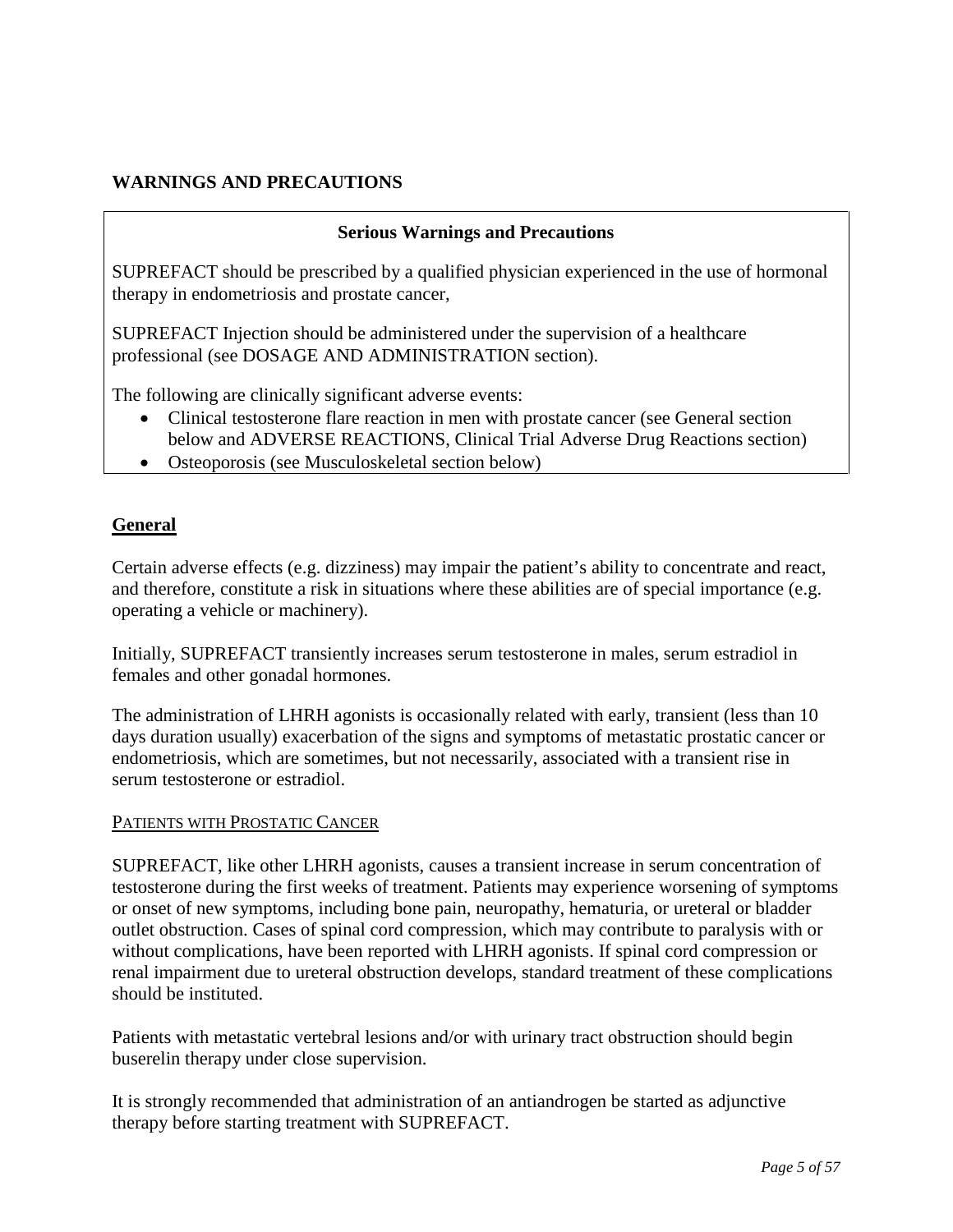## WARNINGS AND PRECAUTIONS

**Serious Warnings and Precautions**

SUPREFACT should be prescribed by a qualified physician experienced in the use of hormonal therapy in endometriosis and prostate cancer,

SUPREFACT Injection should be administered under the supervision of a healthcare professional (see DOSAGE AND ADMINISTRATION section).

The following are clinically significant adverse events:

- Clinical testosterone flare reaction in men with prostate cancer (see General section below and ADVERSE REACTIONS, Clinical Trial Adverse Drug Reactions section)
- Osteoporosis (see Musculoskeletal section below)

### General

Certain adverse effects (e.g. dizziness) may impair the patient's ability to concentrate and react, and therefore, constitute a risk in situations where these abilities are of special importance (e.g. operating a vehicle or machinery).

Initially, SUPREFACT transiently increases serum testosterone in males, serum estradiol in females and other gonadal hormones.

The administration of LHRH agonists is occasionally related with early, transient (less than 10 days duration usually) exacerbation of the signs and symptoms of metastatic prostatic cancer or endometriosis, which are sometimes, but not necessarily, associated with a transient rise in serum testosterone or estradiol.

#### PATIENTS WITH PROSTATIC CANCER

SUPREFACT, like other LHRH agonists, causes a transient increase in serum concentration of testosterone during the first weeks of treatment. Patients may experience worsening of symptoms or onset of new symptoms, including bone pain, neuropathy, hematuria, or ureteral or bladder outlet obstruction. Cases of spinal cord compression, which may contribute to paralysis with or without complications, have been reported with LHRH agonists. If spinal cord compression or renal impairment due to ureteral obstruction develops, standard treatment of these complications should be instituted.

Patients with metastatic vertebral lesions and/or with urinary tract obstruction should begin buserelin therapy under close supervision.

It is strongly recommended that administration of an antiandrogen be started as adjunctive therapy before starting treatment with SUPREFACT.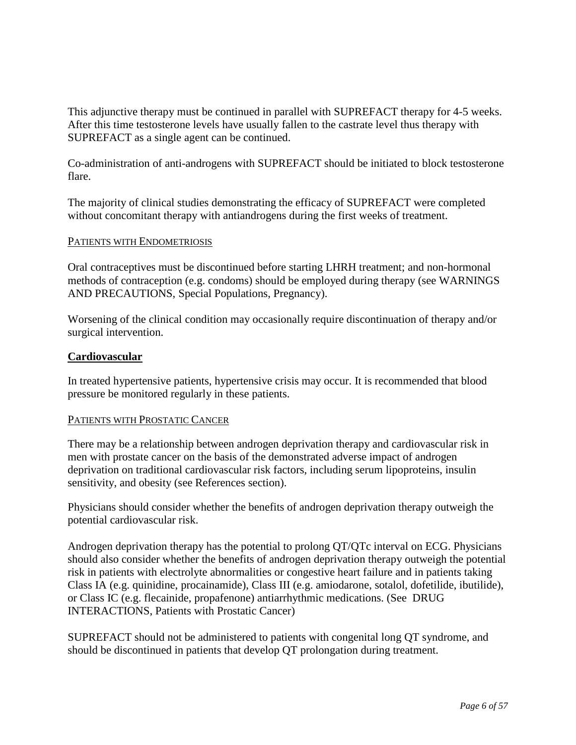This adjunctive therapy must be continued in parallel with SUPREFACT therapy for 4-5 weeks. After this time testosterone levels have usually fallen to the castrate level thus therapy with SUPREFACT as a single agent can be continued.

Co-administration of anti-androgens with SUPREFACT should be initiated to block testosterone flare.

The majority of clinical studies demonstrating the efficacy of SUPREFACT were completed without concomitant therapy with antiandrogens during the first weeks of treatment.

PATIENTS WITH ENDOMETRIOSIS

Oral contraceptives must be discontinued before starting LHRH treatment; and non-hormonal methods of contraception (e.g. condoms) should be employed during therapy (see WARNINGS AND PRECAUTIONS, Special Populations, Pregnancy).

Worsening of the clinical condition may occasionally require discontinuation of therapy and/or surgical intervention.

**Cardiovascular**

In treated hypertensive patients, hypertensive crisis may occur. It is recommended that blood pressure be monitored regularly in these patients.

PATIENTS WITH PROSTATIC CANCER

There may be a relationship between androgen deprivation therapy and cardiovascular risk in men with prostate cancer on the basis of the demonstrated adverse impact of androgen deprivation on traditional cardiovascular risk factors, including serum lipoproteins, insulin sensitivity, and obesity (see References section).

Physicians should consider whether the benefits of androgen deprivation therapy outweigh the potential cardiovascular risk.

Androgen deprivation therapy has the potential to prolong QT/QTc interval on ECG. Physicians should also consider whether the benefits of androgen deprivation therapy outweigh the potential risk in patients with electrolyte abnormalities or congestive heart failure and in patients taking Class IA (e.g. quinidine, procainamide), Class III (e.g. amiodarone, sotalol, dofetilide, ibutilide), or Class IC (e.g. flecainide, propafenone) antiarrhythmic medications. (See DRUG INTERACTIONS, Patients with Prostatic Cancer)

SUPREFACT should not be administered to patients with congenital long QT syndrome, and should be discontinued in patients that develop QT prolongation during treatment.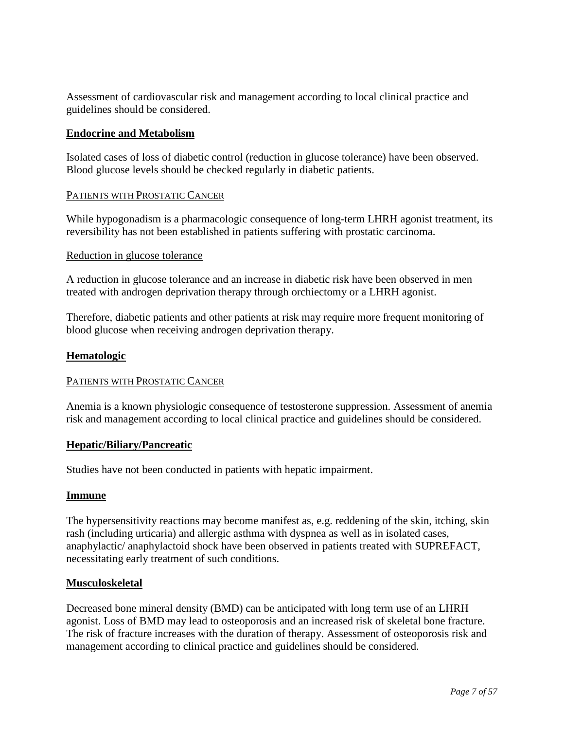Assessment of cardiovascular risk and management according to local clinical practice and guidelines should be considered.

## Endocrine and Metabolism

Isolated cases of loss of diabetic control (reduction in glucose tolerance) have been observed. Blood glucose levels should be checked regularly in diabetic patients.

PATIENTS WITH PROSTATIC CANCER

While hypogonadism is a pharmacologic consequence of long-term LHRH agonist treatment, its reversibility has not been established in patients suffering with prostatic carcinoma.

Reduction in glucose tolerance

A reduction in glucose tolerance and an increase in diabetic risk have been observed in men treated with androgen deprivation therapy through orchiectomy or a LHRH agonist.

Therefore, diabetic patients and other patients at risk may require more frequent monitoring of blood glucose when receiving androgen deprivation therapy.

## Hematologic

PATIENTS WITH PROSTATIC CANCER

Anemia is a known physiologic consequence of testosterone suppression. Assessment of anemia risk and management according to local clinical practice and guidelines should be considered.

## Hepatic/Biliary/Pancreatic

Studies have not been conducted in patients with hepatic impairment.

## Immune

The hypersensitivity reactions may become manifest as, e.g. reddening of the skin, itching, skin rash (including urticaria) and allergic asthma with dyspnea as well as in isolated cases, anaphylactic/ anaphylactoid shock have been observed in patients treated with SUPREFACT, necessitating early treatment of such conditions.

## Musculoskeletal

Decreased bone mineral density (BMD) can be anticipated with long term use of an LHRH agonist. Loss of BMD may lead to osteoporosis and an increased risk of skeletal bone fracture. The risk of fracture increases with the duration of therapy. Assessment of osteoporosis risk and management according to clinical practice and guidelines should be considered.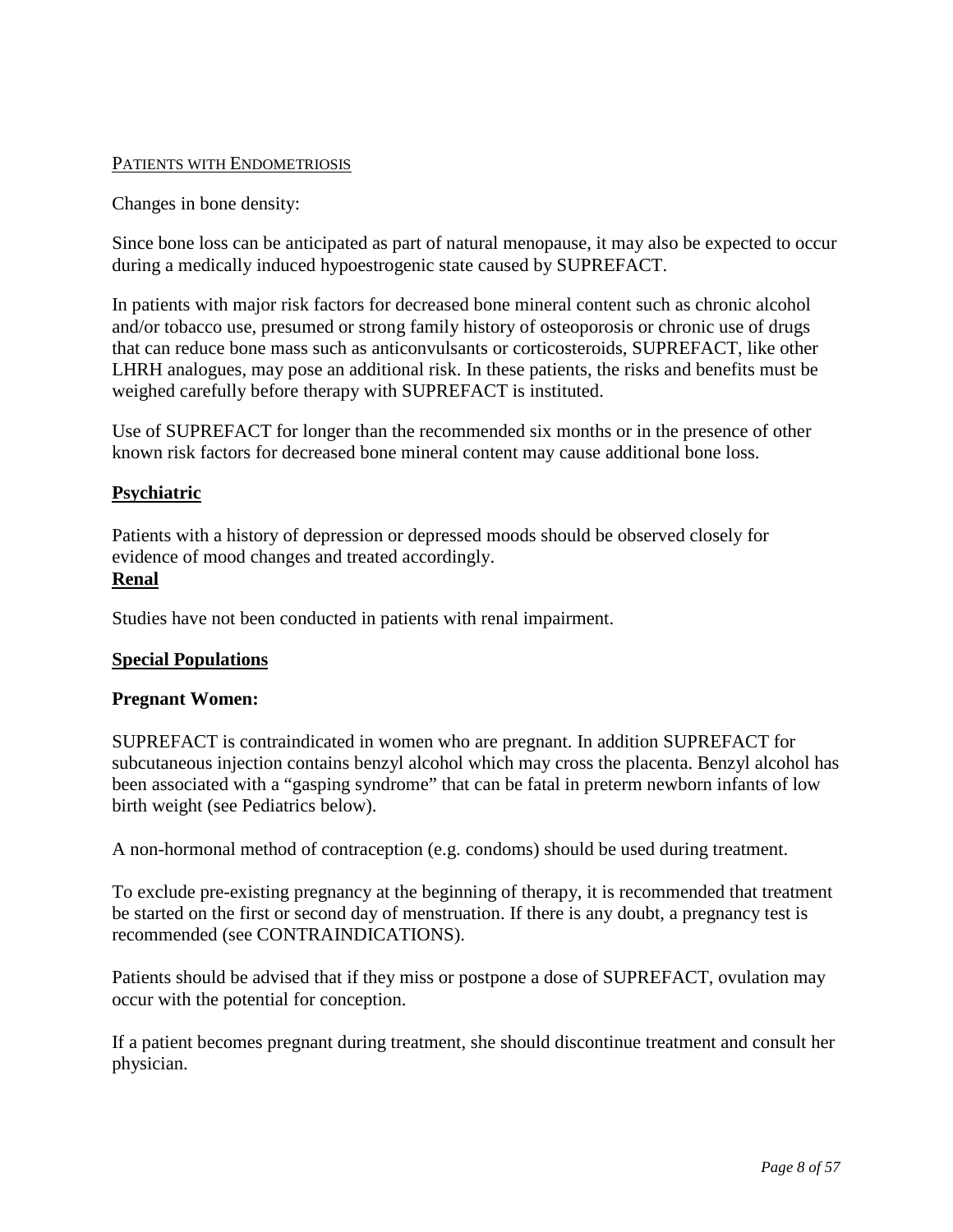PATIENTS WITH ENDOMETRIOSIS

Changes in bone density:

Since bone loss can be anticipated as part of natural menopause, it may also be expected to occur during a medically induced hypoestrogenic state caused by SUPREFACT.

In patients with major risk factors for decreased bone mineral content such as chronic alcohol and/or tobacco use, presumed or strong family history of osteoporosis or chronic use of drugs that can reduce bone mass such as anticonvulsants or corticosteroids, SUPREFACT, like other LHRH analogues, may pose an additional risk. In these patients, the risks and benefits must be weighed carefully before therapy with SUPREFACT is instituted.

Use of SUPREFACT for longer than the recommended six months or in the presence of other known risk factors for decreased bone mineral content may cause additional bone loss.

**Psychiatric**

Patients with a history of depression or depressed moods should be observed closely for evidence of mood changes and treated accordingly.

**Renal**

Studies have not been conducted in patients with renal impairment.

**Special Populations**

**Pregnant Women:**

SUPREFACT is contraindicated in women who are pregnant. In addition SUPREFACT for subcutaneous injection contains benzyl alcohol which may cross the placenta. Benzyl alcohol has been associated with a "gasping syndrome" that can be fatal in preterm newborn infants of low birth weight (see Pediatrics below).

A non-hormonal method of contraception (e.g. condoms) should be used during treatment.

To exclude pre-existing pregnancy at the beginning of therapy, it is recommended that treatment be started on the first or second day of menstruation. If there is any doubt, a pregnancy test is recommended (see CONTRAINDICATIONS).

Patients should be advised that if they miss or postpone a dose of SUPREFACT, ovulation may occur with the potential for conception.

If a patient becomes pregnant during treatment, she should discontinue treatment and consult her physician.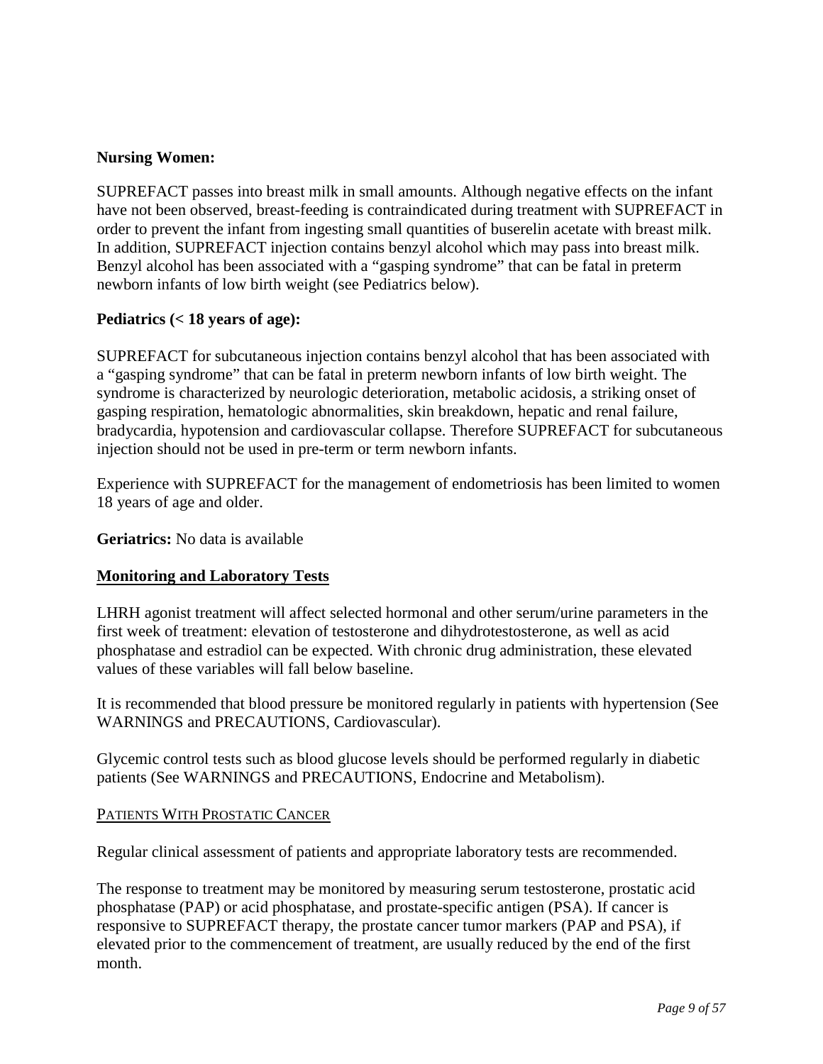**Nursing Women:**

SUPREFACT passes into breast milk in small amounts. Although negative effects on the infant have not been observed, breast-feeding is contraindicated during treatment with SUPREFACT in order to prevent the infant from ingesting small quantities of buserelin acetate with breast milk. In addition, SUPREFACT injection contains benzyl alcohol which may pass into breast milk. Benzyl alcohol has been associated with a "gasping syndrome" that can be fatal in preterm newborn infants of low birth weight (see Pediatrics below).

**Pediatrics (< 18 years of age):**

SUPREFACT for subcutaneous injection contains benzyl alcohol that has been associated with a "gasping syndrome" that can be fatal in preterm newborn infants of low birth weight. The syndrome is characterized by neurologic deterioration, metabolic acidosis, a striking onset of gasping respiration, hematologic abnormalities, skin breakdown, hepatic and renal failure, bradycardia, hypotension and cardiovascular collapse. Therefore SUPREFACT for subcutaneous injection should not be used in pre-term or term newborn infants.

Experience with SUPREFACT for the management of endometriosis has been limited to women 18 years of age and older.

**Geriatrics:** No data is available

## Monitoring and Laboratory Tests

LHRH agonist treatment will affect selected hormonal and other serum/urine parameters in the first week of treatment: elevation of testosterone and dihydrotestosterone, as well as acid phosphatase and estradiol can be expected. With chronic drug administration, these elevated values of these variables will fall below baseline.

It is recommended that blood pressure be monitored regularly in patients with hypertension (See WARNINGS and PRECAUTIONS, Cardiovascular).

Glycemic control tests such as blood glucose levels should be performed regularly in diabetic patients (See WARNINGS and PRECAUTIONS, Endocrine and Metabolism).

### PATIENTS WITH PROSTATIC CANCER

Regular clinical assessment of patients and appropriate laboratory tests are recommended.

The response to treatment may be monitored by measuring serum testosterone, prostatic acid phosphatase (PAP) or acid phosphatase, and prostate-specific antigen (PSA). If cancer is responsive to SUPREFACT therapy, the prostate cancer tumor markers (PAP and PSA), if elevated prior to the commencement of treatment, are usually reduced by the end of the first month.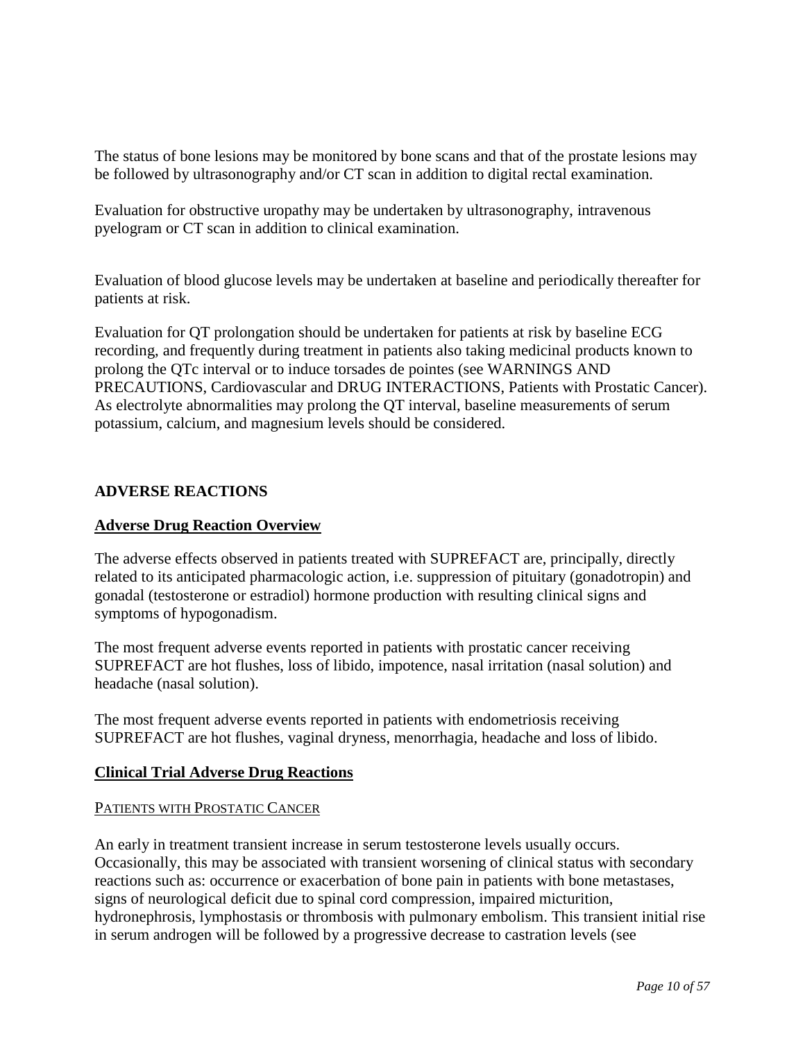The status of bone lesions may be monitored by bone scans and that of the prostate lesions may be followed by ultrasonography and/or CT scan in addition to digital rectal examination.

Evaluation for obstructive uropathy may be undertaken by ultrasonography, intravenous pyelogram or CT scan in addition to clinical examination.

Evaluation of blood glucose levels may be undertaken at baseline and periodically thereafter for patients at risk.

Evaluation for QT prolongation should be undertaken for patients at risk by baseline ECG recording, and frequently during treatment in patients also taking medicinal products known to prolong the QTc interval or to induce torsades de pointes (see WARNINGS AND PRECAUTIONS, Cardiovascular and DRUG INTERACTIONS, Patients with Prostatic Cancer). As electrolyte abnormalities may prolong the QT interval, baseline measurements of serum potassium, calcium, and magnesium levels should be considered.

## ADVERSE REACTIONS

### Adverse Drug Reaction Overview

The adverse effects observed in patients treated with SUPREFACT are, principally, directly related to its anticipated pharmacologic action, i.e. suppression of pituitary (gonadotropin) and gonadal (testosterone or estradiol) hormone production with resulting clinical signs and symptoms of hypogonadism.

The most frequent adverse events reported in patients with prostatic cancer receiving SUPREFACT are hot flushes, loss of libido, impotence, nasal irritation (nasal solution) and headache (nasal solution).

The most frequent adverse events reported in patients with endometriosis receiving SUPREFACT are hot flushes, vaginal dryness, menorrhagia, headache and loss of libido.

### Clinical Trial Adverse Drug Reactions

#### PATIENTS WITH PROSTATIC CANCER

An early in treatment transient increase in serum testosterone levels usually occurs. Occasionally, this may be associated with transient worsening of clinical status with secondary reactions such as: occurrence or exacerbation of bone pain in patients with bone metastases, signs of neurological deficit due to spinal cord compression, impaired micturition, hydronephrosis, lymphostasis or thrombosis with pulmonary embolism. This transient initial rise in serum androgen will be followed by a progressive decrease to castration levels (see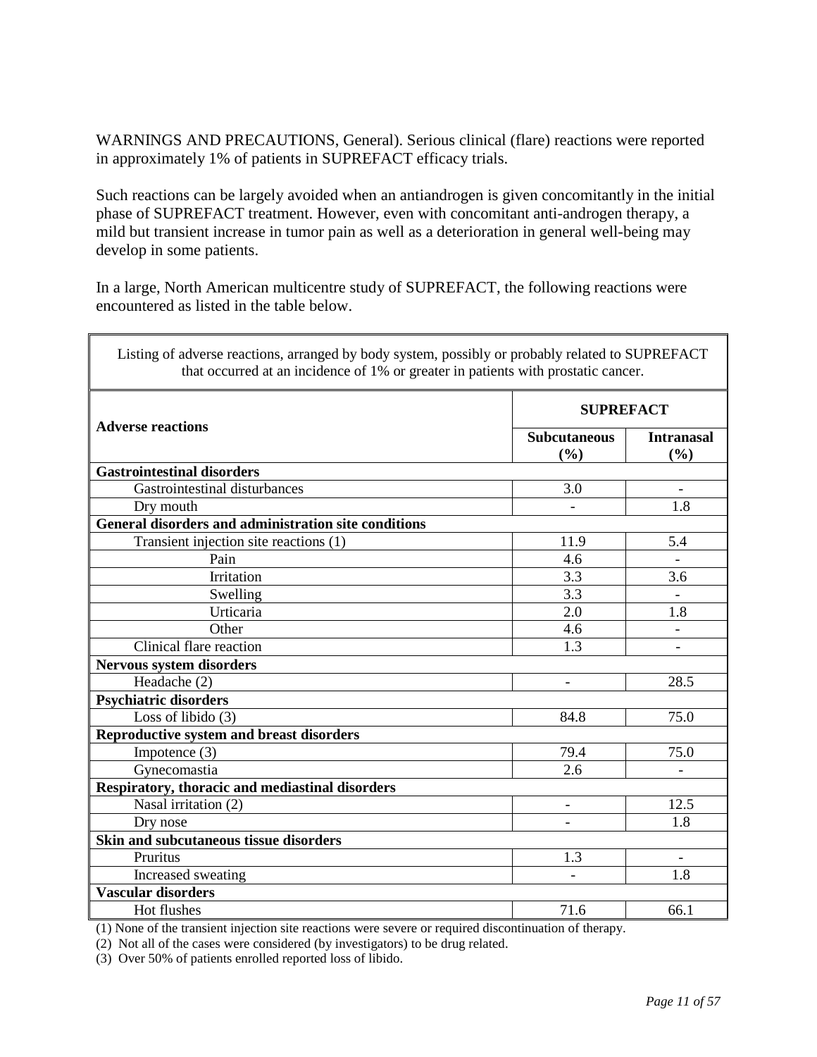WARNINGS AND PRECAUTIONS, General). Serious clinical (flare) reactions were reported in approximately 1% of patients in SUPREFACT efficacy trials.

Such reactions can be largely avoided when an antiandrogen is given concomitantly in the initial phase of SUPREFACT treatment. However, even with concomitant anti-androgen therapy, a mild but transient increase in tumor pain as well as a deterioration in general well-being may develop in some patients.

In a large, North American multicentre study of SUPREFACT, the following reactions were encountered as listed in the table below.

Listing of adverse reactions, arranged by body system, possibly or probably related to SUPREFACT that occurred at an incidence of 1% or greater in patients with prostatic cancer.

| **Adverse reactions** | **SUPREFACT** | |
|---|---|---|
| | **Subcutaneous (%)** | **Intranasal (%)** |
| **Gastrointestinal disorders** | | |
| Gastrointestinal disturbances | 3.0 | - |
| Dry mouth | - | 1.8 |
| **General disorders and administration site conditions** | | |
| Transient injection site reactions (1) | 11.9 | 5.4 |
| Pain | 4.6 | - |
| Irritation | 3.3 | 3.6 |
| Swelling | 3.3 | - |
| Urticaria | 2.0 | 1.8 |
| Other | 4.6 | - |
| Clinical flare reaction | 1.3 | - |
| **Nervous system disorders** | | |
| Headache (2) | - | 28.5 |
| **Psychiatric disorders** | | |
| Loss of libido (3) | 84.8 | 75.0 |
| **Reproductive system and breast disorders** | | |
| Impotence (3) | 79.4 | 75.0 |
| Gynecomastia | 2.6 | - |
| **Respiratory, thoracic and mediastinal disorders** | | |
| Nasal irritation (2) | - | 12.5 |
| Dry nose | - | 1.8 |
| **Skin and subcutaneous tissue disorders** | | |
| Pruritus | 1.3 | - |
| Increased sweating | - | 1.8 |
| **Vascular disorders** | | |
| Hot flushes | 71.6 | 66.1 |

(1) None of the transient injection site reactions were severe or required discontinuation of therapy.

(2) Not all of the cases were considered (by investigators) to be drug related.

(3) Over 50% of patients enrolled reported loss of libido.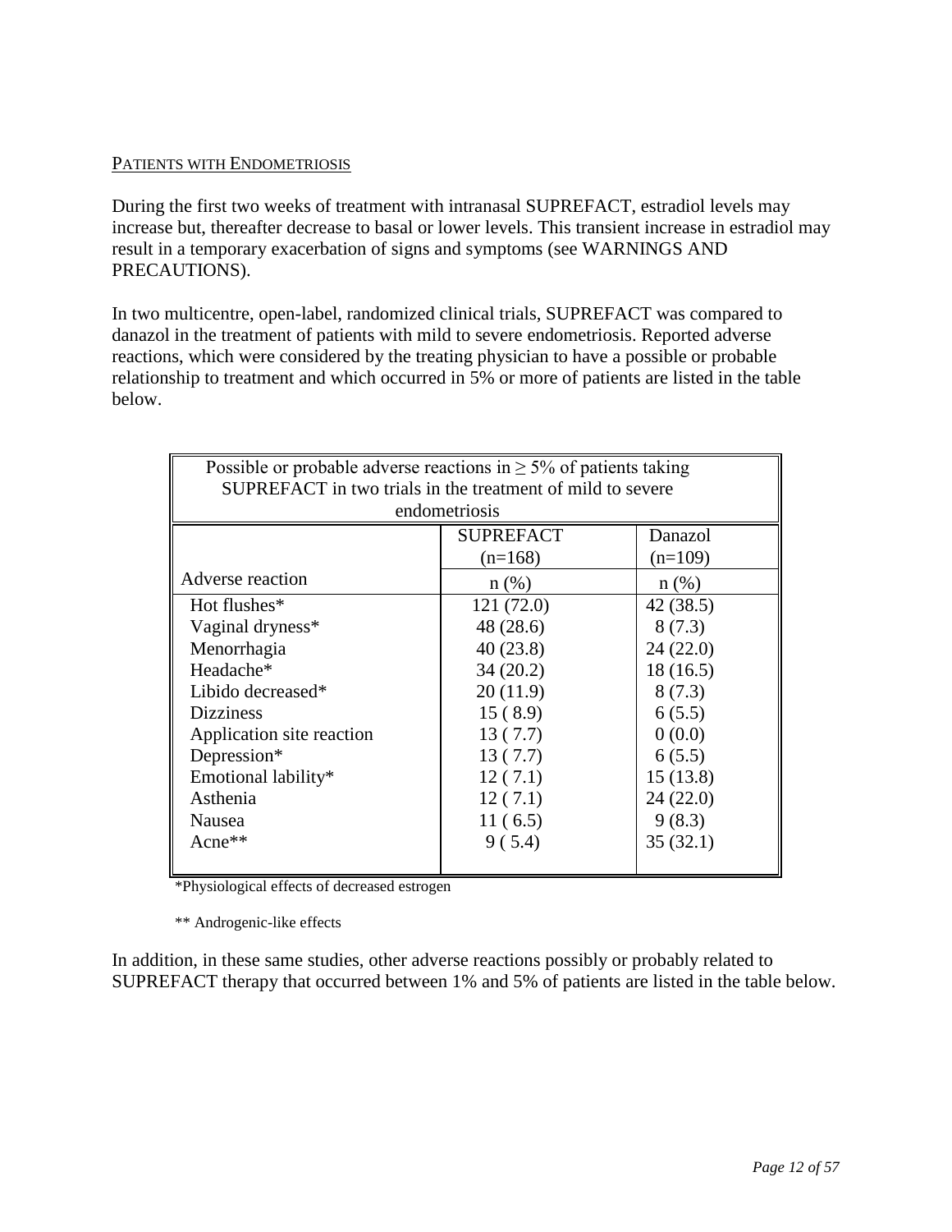PATIENTS WITH ENDOMETRIOSIS

During the first two weeks of treatment with intranasal SUPREFACT, estradiol levels may increase but, thereafter decrease to basal or lower levels. This transient increase in estradiol may result in a temporary exacerbation of signs and symptoms (see WARNINGS AND PRECAUTIONS).

In two multicentre, open-label, randomized clinical trials, SUPREFACT was compared to danazol in the treatment of patients with mild to severe endometriosis. Reported adverse reactions, which were considered by the treating physician to have a possible or probable relationship to treatment and which occurred in 5% or more of patients are listed in the table below.

| Possible or probable adverse reactions in ≥ 5% of patients taking SUPREFACT in two trials in the treatment of mild to severe endometriosis | | |
|---|---|---|
| | SUPREFACT (n=168) | Danazol (n=109) |
| Adverse reaction | n (%) | n (%) |
| Hot flushes* | 121 (72.0) | 42 (38.5) |
| Vaginal dryness* | 48 (28.6) | 8 (7.3) |
| Menorrhagia | 40 (23.8) | 24 (22.0) |
| Headache* | 34 (20.2) | 18 (16.5) |
| Libido decreased* | 20 (11.9) | 8 (7.3) |
| Dizziness | 15 ( 8.9) | 6 (5.5) |
| Application site reaction | 13 ( 7.7) | 0 (0.0) |
| Depression* | 13 ( 7.7) | 6 (5.5) |
| Emotional lability* | 12 ( 7.1) | 15 (13.8) |
| Asthenia | 12 ( 7.1) | 24 (22.0) |
| Nausea | 11 ( 6.5) | 9 (8.3) |
| Acne** | 9 ( 5.4) | 35 (32.1) |

*Physiological effects of decreased estrogen

** Androgenic-like effects

In addition, in these same studies, other adverse reactions possibly or probably related to SUPREFACT therapy that occurred between 1% and 5% of patients are listed in the table below.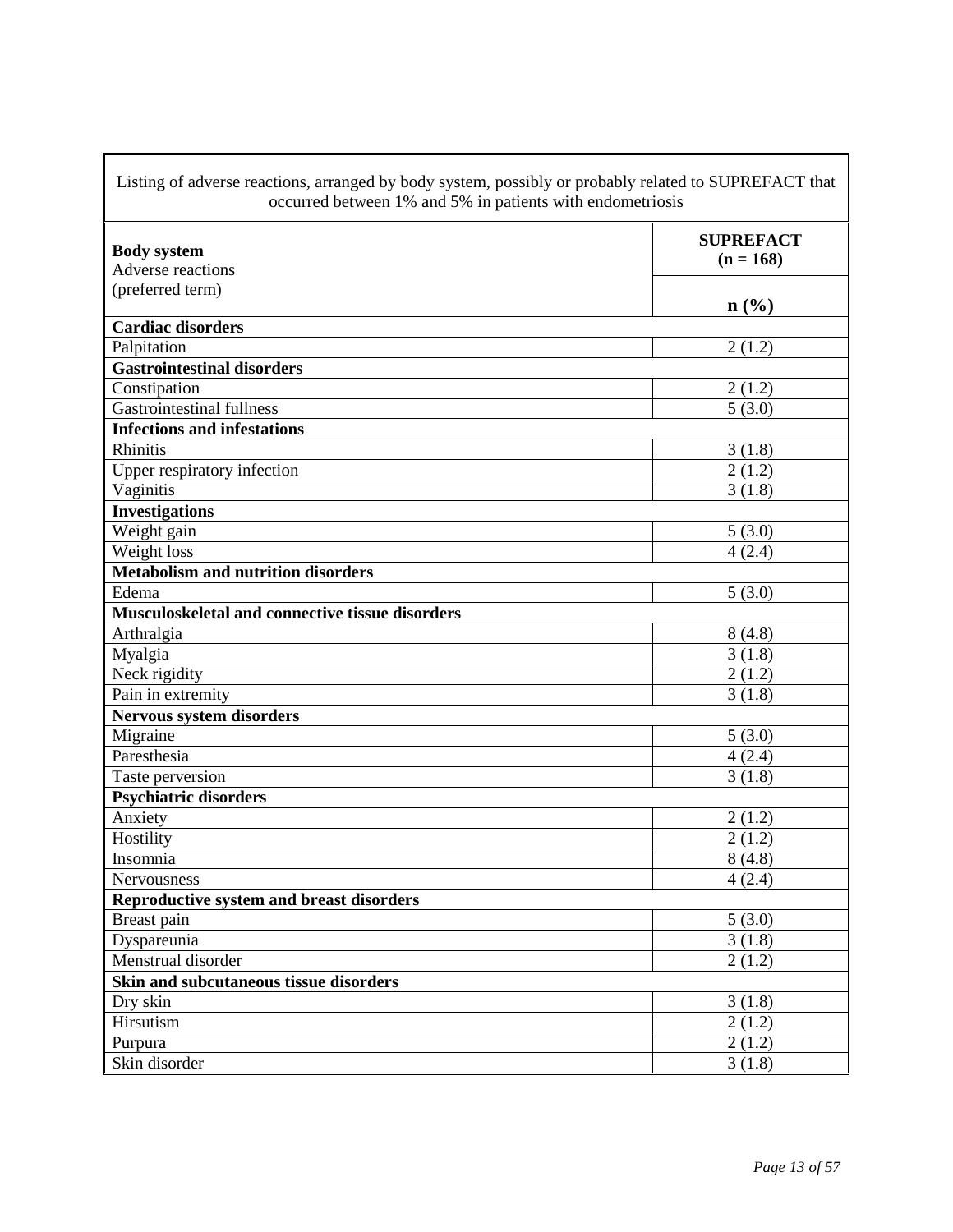| Listing of adverse reactions, arranged by body system, possibly or probably related to SUPREFACT that occurred between 1% and 5% in patients with endometriosis | |
|---|---|
| **Body system**<br>Adverse reactions<br>(preferred term) | **SUPREFACT (n = 168)**<br><br>**n (%)** |
| **Cardiac disorders** | |
| Palpitation | 2 (1.2) |
| **Gastrointestinal disorders** | |
| Constipation | 2 (1.2) |
| Gastrointestinal fullness | 5 (3.0) |
| **Infections and infestations** | |
| Rhinitis | 3 (1.8) |
| Upper respiratory infection | 2 (1.2) |
| Vaginitis | 3 (1.8) |
| **Investigations** | |
| Weight gain | 5 (3.0) |
| Weight loss | 4 (2.4) |
| **Metabolism and nutrition disorders** | |
| Edema | 5 (3.0) |
| **Musculoskeletal and connective tissue disorders** | |
| Arthralgia | 8 (4.8) |
| Myalgia | 3 (1.8) |
| Neck rigidity | 2 (1.2) |
| Pain in extremity | 3 (1.8) |
| **Nervous system disorders** | |
| Migraine | 5 (3.0) |
| Paresthesia | 4 (2.4) |
| Taste perversion | 3 (1.8) |
| **Psychiatric disorders** | |
| Anxiety | 2 (1.2) |
| Hostility | 2 (1.2) |
| Insomnia | 8 (4.8) |
| Nervousness | 4 (2.4) |
| **Reproductive system and breast disorders** | |
| Breast pain | 5 (3.0) |
| Dyspareunia | 3 (1.8) |
| Menstrual disorder | 2 (1.2) |
| **Skin and subcutaneous tissue disorders** | |
| Dry skin | 3 (1.8) |
| Hirsutism | 2 (1.2) |
| Purpura | 2 (1.2) |
| Skin disorder | 3 (1.8) |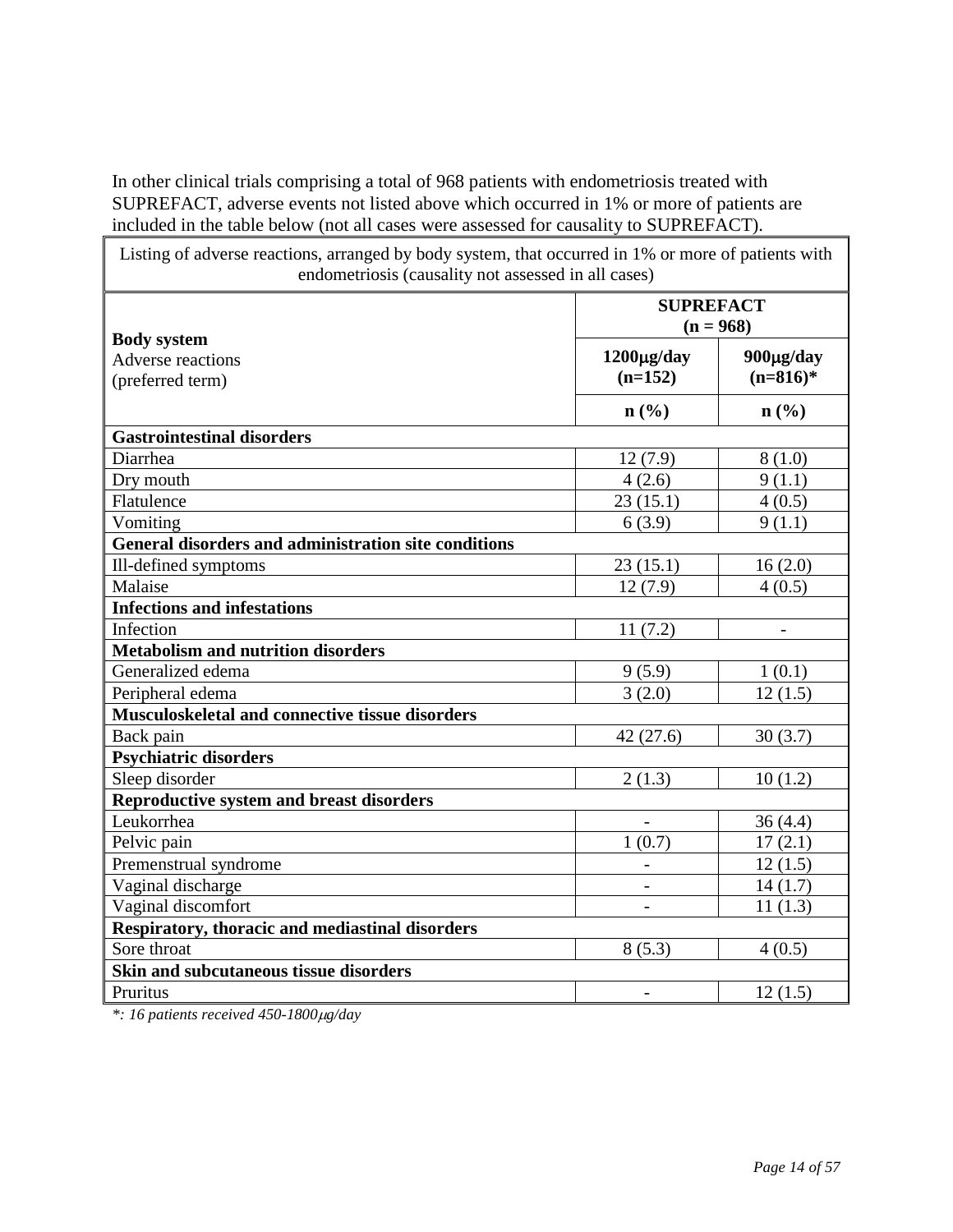In other clinical trials comprising a total of 968 patients with endometriosis treated with SUPREFACT, adverse events not listed above which occurred in 1% or more of patients are included in the table below (not all cases were assessed for causality to SUPREFACT).

| Listing of adverse reactions, arranged by body system, that occurred in 1% or more of patients with endometriosis (causality not assessed in all cases) | | |
|---|---|---|
| **Body system** Adverse reactions (preferred term) | **SUPREFACT (n = 968)** | |
| | **1200μg/day (n=152)** | **900μg/day (n=816)*** |
| | **n (%)** | **n (%)** |
| **Gastrointestinal disorders** | | |
| Diarrhea | 12 (7.9) | 8 (1.0) |
| Dry mouth | 4 (2.6) | 9 (1.1) |
| Flatulence | 23 (15.1) | 4 (0.5) |
| Vomiting | 6 (3.9) | 9 (1.1) |
| **General disorders and administration site conditions** | | |
| Ill-defined symptoms | 23 (15.1) | 16 (2.0) |
| Malaise | 12 (7.9) | 4 (0.5) |
| **Infections and infestations** | | |
| Infection | 11 (7.2) | - |
| **Metabolism and nutrition disorders** | | |
| Generalized edema | 9 (5.9) | 1 (0.1) |
| Peripheral edema | 3 (2.0) | 12 (1.5) |
| **Musculoskeletal and connective tissue disorders** | | |
| Back pain | 42 (27.6) | 30 (3.7) |
| **Psychiatric disorders** | | |
| Sleep disorder | 2 (1.3) | 10 (1.2) |
| **Reproductive system and breast disorders** | | |
| Leukorrhea | - | 36 (4.4) |
| Pelvic pain | 1 (0.7) | 17 (2.1) |
| Premenstrual syndrome | - | 12 (1.5) |
| Vaginal discharge | - | 14 (1.7) |
| Vaginal discomfort | - | 11 (1.3) |
| **Respiratory, thoracic and mediastinal disorders** | | |
| Sore throat | 8 (5.3) | 4 (0.5) |
| **Skin and subcutaneous tissue disorders** | | |
| Pruritus | - | 12 (1.5) |

*\*: 16 patients received 450-1800μg/day*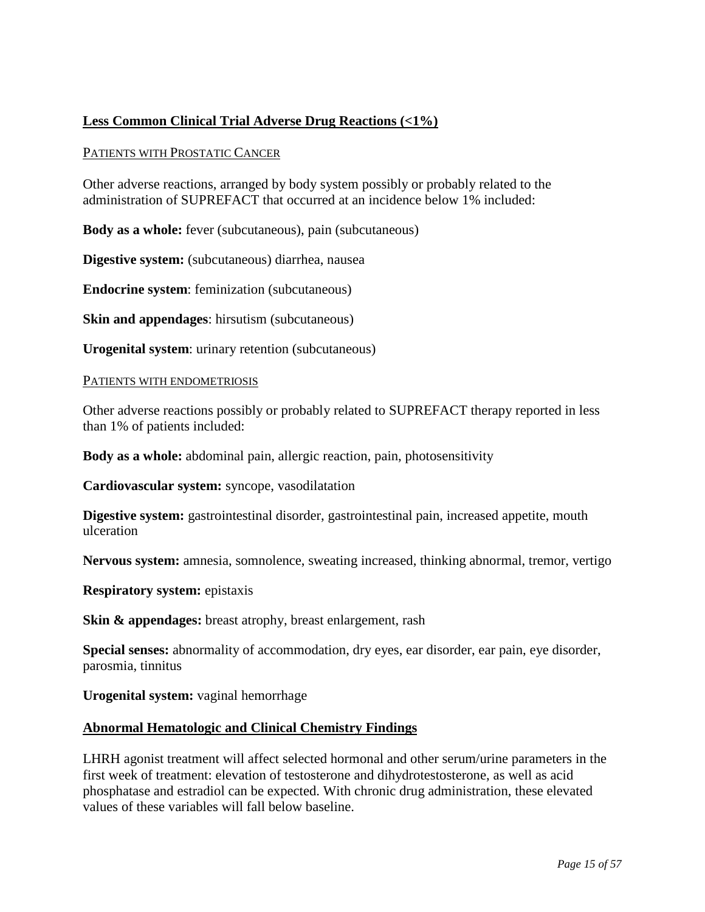## Less Common Clinical Trial Adverse Drug Reactions (<1%)

PATIENTS WITH PROSTATIC CANCER

Other adverse reactions, arranged by body system possibly or probably related to the administration of SUPREFACT that occurred at an incidence below 1% included:

**Body as a whole:** fever (subcutaneous), pain (subcutaneous)

**Digestive system:** (subcutaneous) diarrhea, nausea

**Endocrine system**: feminization (subcutaneous)

**Skin and appendages**: hirsutism (subcutaneous)

**Urogenital system**: urinary retention (subcutaneous)

PATIENTS WITH ENDOMETRIOSIS

Other adverse reactions possibly or probably related to SUPREFACT therapy reported in less than 1% of patients included:

**Body as a whole:** abdominal pain, allergic reaction, pain, photosensitivity

**Cardiovascular system:** syncope, vasodilatation

**Digestive system:** gastrointestinal disorder, gastrointestinal pain, increased appetite, mouth ulceration

**Nervous system:** amnesia, somnolence, sweating increased, thinking abnormal, tremor, vertigo

**Respiratory system:** epistaxis

**Skin & appendages:** breast atrophy, breast enlargement, rash

**Special senses:** abnormality of accommodation, dry eyes, ear disorder, ear pain, eye disorder, parosmia, tinnitus

**Urogenital system:** vaginal hemorrhage

## Abnormal Hematologic and Clinical Chemistry Findings

LHRH agonist treatment will affect selected hormonal and other serum/urine parameters in the first week of treatment: elevation of testosterone and dihydrotestosterone, as well as acid phosphatase and estradiol can be expected. With chronic drug administration, these elevated values of these variables will fall below baseline.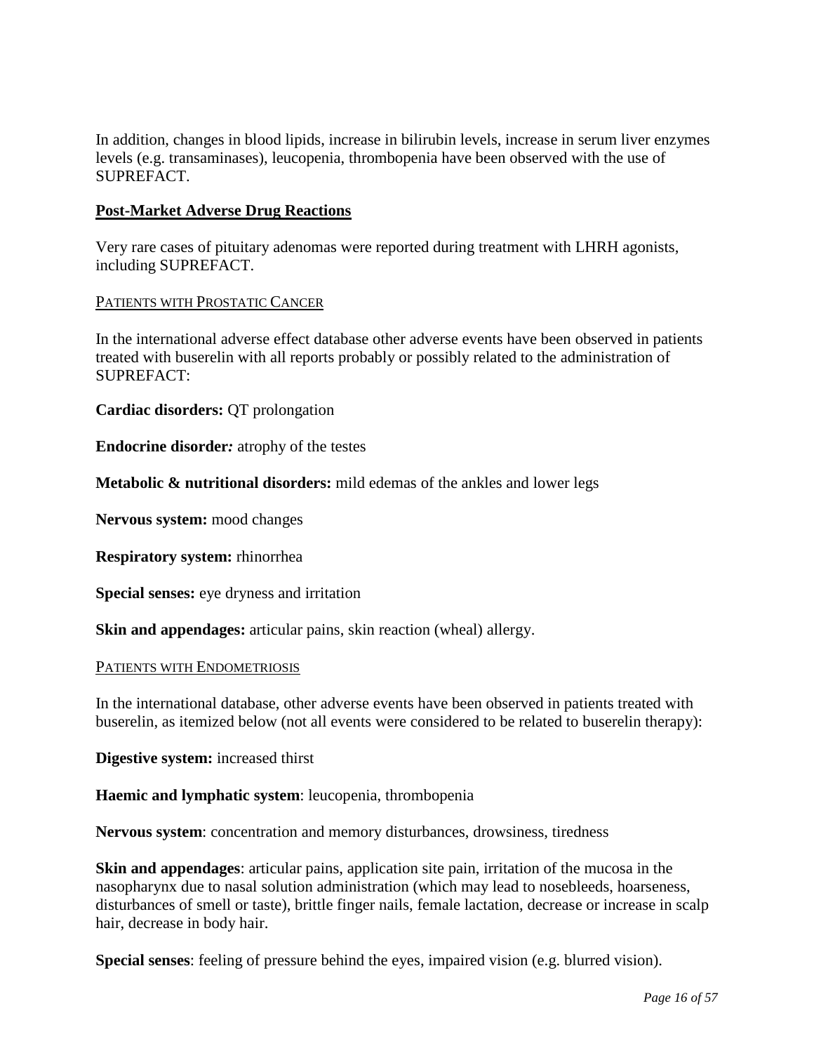In addition, changes in blood lipids, increase in bilirubin levels, increase in serum liver enzymes levels (e.g. transaminases), leucopenia, thrombopenia have been observed with the use of SUPREFACT.

## Post-Market Adverse Drug Reactions

Very rare cases of pituitary adenomas were reported during treatment with LHRH agonists, including SUPREFACT.

### PATIENTS WITH PROSTATIC CANCER

In the international adverse effect database other adverse events have been observed in patients treated with buserelin with all reports probably or possibly related to the administration of SUPREFACT:

**Cardiac disorders:** QT prolongation

**Endocrine disorder***:* atrophy of the testes

**Metabolic & nutritional disorders:** mild edemas of the ankles and lower legs

**Nervous system:** mood changes

**Respiratory system:** rhinorrhea

**Special senses:** eye dryness and irritation

**Skin and appendages:** articular pains, skin reaction (wheal) allergy.

### PATIENTS WITH ENDOMETRIOSIS

In the international database, other adverse events have been observed in patients treated with buserelin, as itemized below (not all events were considered to be related to buserelin therapy):

**Digestive system:** increased thirst

**Haemic and lymphatic system**: leucopenia, thrombopenia

**Nervous system**: concentration and memory disturbances, drowsiness, tiredness

**Skin and appendages**: articular pains, application site pain, irritation of the mucosa in the nasopharynx due to nasal solution administration (which may lead to nosebleeds, hoarseness, disturbances of smell or taste), brittle finger nails, female lactation, decrease or increase in scalp hair, decrease in body hair.

**Special senses**: feeling of pressure behind the eyes, impaired vision (e.g. blurred vision).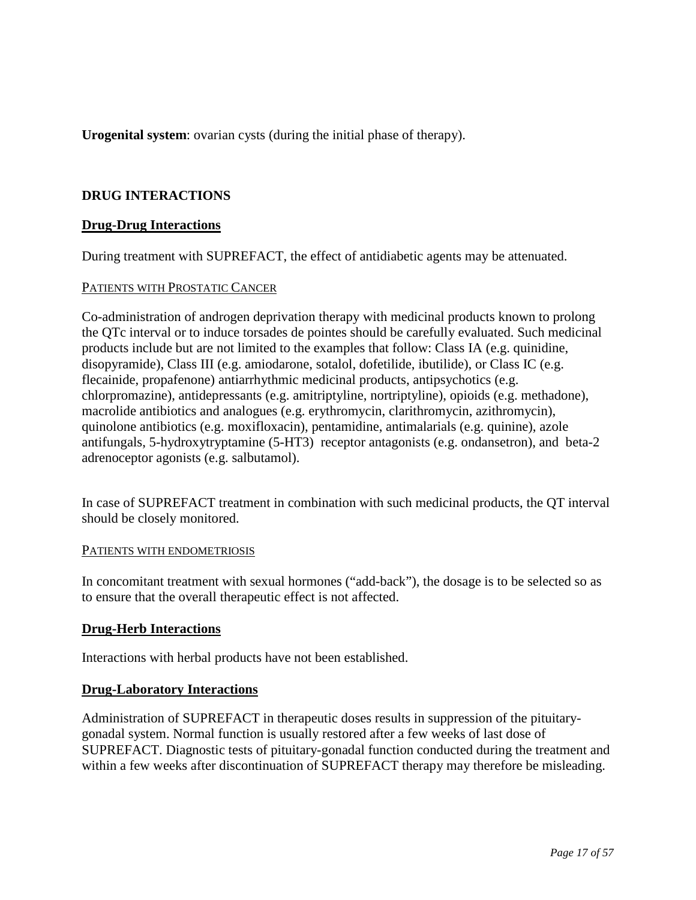**Urogenital system**: ovarian cysts (during the initial phase of therapy).

## DRUG INTERACTIONS

### Drug-Drug Interactions

During treatment with SUPREFACT, the effect of antidiabetic agents may be attenuated.

#### PATIENTS WITH PROSTATIC CANCER

Co-administration of androgen deprivation therapy with medicinal products known to prolong the QTc interval or to induce torsades de pointes should be carefully evaluated. Such medicinal products include but are not limited to the examples that follow: Class IA (e.g. quinidine, disopyramide), Class III (e.g. amiodarone, sotalol, dofetilide, ibutilide), or Class IC (e.g. flecainide, propafenone) antiarrhythmic medicinal products, antipsychotics (e.g. chlorpromazine), antidepressants (e.g. amitriptyline, nortriptyline), opioids (e.g. methadone), macrolide antibiotics and analogues (e.g. erythromycin, clarithromycin, azithromycin), quinolone antibiotics (e.g. moxifloxacin), pentamidine, antimalarials (e.g. quinine), azole antifungals, 5-hydroxytryptamine (5-HT3) receptor antagonists (e.g. ondansetron), and beta-2 adrenoceptor agonists (e.g. salbutamol).

In case of SUPREFACT treatment in combination with such medicinal products, the QT interval should be closely monitored.

#### PATIENTS WITH ENDOMETRIOSIS

In concomitant treatment with sexual hormones ("add-back"), the dosage is to be selected so as to ensure that the overall therapeutic effect is not affected.

### Drug-Herb Interactions

Interactions with herbal products have not been established.

### Drug-Laboratory Interactions

Administration of SUPREFACT in therapeutic doses results in suppression of the pituitary-gonadal system. Normal function is usually restored after a few weeks of last dose of SUPREFACT. Diagnostic tests of pituitary-gonadal function conducted during the treatment and within a few weeks after discontinuation of SUPREFACT therapy may therefore be misleading.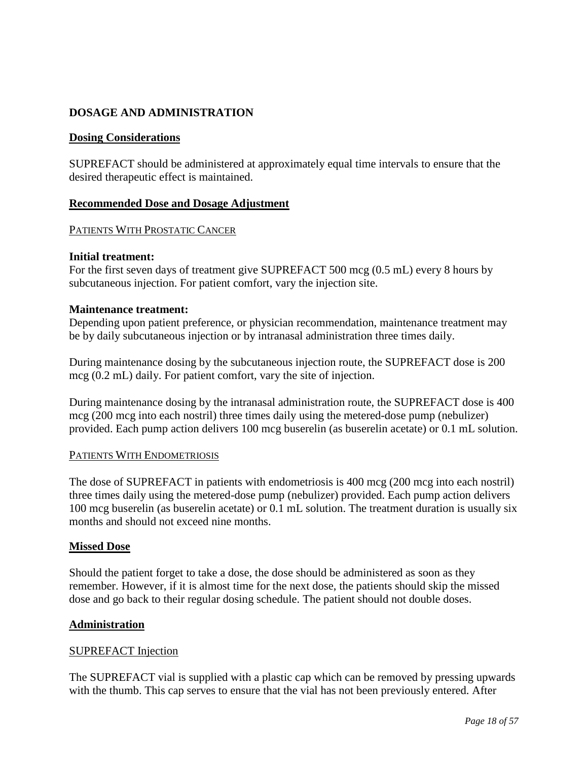## DOSAGE AND ADMINISTRATION

### Dosing Considerations

SUPREFACT should be administered at approximately equal time intervals to ensure that the desired therapeutic effect is maintained.

### Recommended Dose and Dosage Adjustment

#### PATIENTS WITH PROSTATIC CANCER

**Initial treatment:**
For the first seven days of treatment give SUPREFACT 500 mcg (0.5 mL) every 8 hours by subcutaneous injection. For patient comfort, vary the injection site.

**Maintenance treatment:**
Depending upon patient preference, or physician recommendation, maintenance treatment may be by daily subcutaneous injection or by intranasal administration three times daily.

During maintenance dosing by the subcutaneous injection route, the SUPREFACT dose is 200 mcg (0.2 mL) daily. For patient comfort, vary the site of injection.

During maintenance dosing by the intranasal administration route, the SUPREFACT dose is 400 mcg (200 mcg into each nostril) three times daily using the metered-dose pump (nebulizer) provided. Each pump action delivers 100 mcg buserelin (as buserelin acetate) or 0.1 mL solution.

#### PATIENTS WITH ENDOMETRIOSIS

The dose of SUPREFACT in patients with endometriosis is 400 mcg (200 mcg into each nostril) three times daily using the metered-dose pump (nebulizer) provided. Each pump action delivers 100 mcg buserelin (as buserelin acetate) or 0.1 mL solution. The treatment duration is usually six months and should not exceed nine months.

### Missed Dose

Should the patient forget to take a dose, the dose should be administered as soon as they remember. However, if it is almost time for the next dose, the patients should skip the missed dose and go back to their regular dosing schedule. The patient should not double doses.

### Administration

#### SUPREFACT Injection

The SUPREFACT vial is supplied with a plastic cap which can be removed by pressing upwards with the thumb. This cap serves to ensure that the vial has not been previously entered. After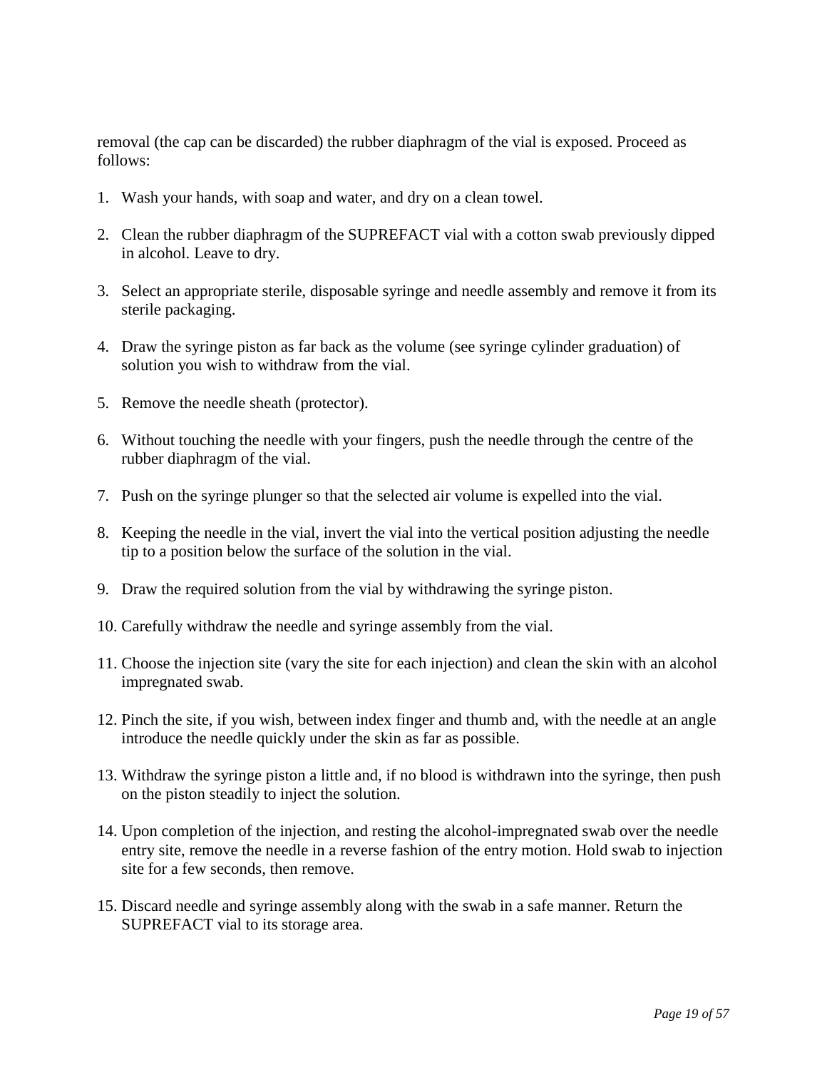removal (the cap can be discarded) the rubber diaphragm of the vial is exposed. Proceed as follows:

1. Wash your hands, with soap and water, and dry on a clean towel.

2. Clean the rubber diaphragm of the SUPREFACT vial with a cotton swab previously dipped in alcohol. Leave to dry.

3. Select an appropriate sterile, disposable syringe and needle assembly and remove it from its sterile packaging.

4. Draw the syringe piston as far back as the volume (see syringe cylinder graduation) of solution you wish to withdraw from the vial.

5. Remove the needle sheath (protector).

6. Without touching the needle with your fingers, push the needle through the centre of the rubber diaphragm of the vial.

7. Push on the syringe plunger so that the selected air volume is expelled into the vial.

8. Keeping the needle in the vial, invert the vial into the vertical position adjusting the needle tip to a position below the surface of the solution in the vial.

9. Draw the required solution from the vial by withdrawing the syringe piston.

10. Carefully withdraw the needle and syringe assembly from the vial.

11. Choose the injection site (vary the site for each injection) and clean the skin with an alcohol impregnated swab.

12. Pinch the site, if you wish, between index finger and thumb and, with the needle at an angle introduce the needle quickly under the skin as far as possible.

13. Withdraw the syringe piston a little and, if no blood is withdrawn into the syringe, then push on the piston steadily to inject the solution.

14. Upon completion of the injection, and resting the alcohol-impregnated swab over the needle entry site, remove the needle in a reverse fashion of the entry motion. Hold swab to injection site for a few seconds, then remove.

15. Discard needle and syringe assembly along with the swab in a safe manner. Return the SUPREFACT vial to its storage area.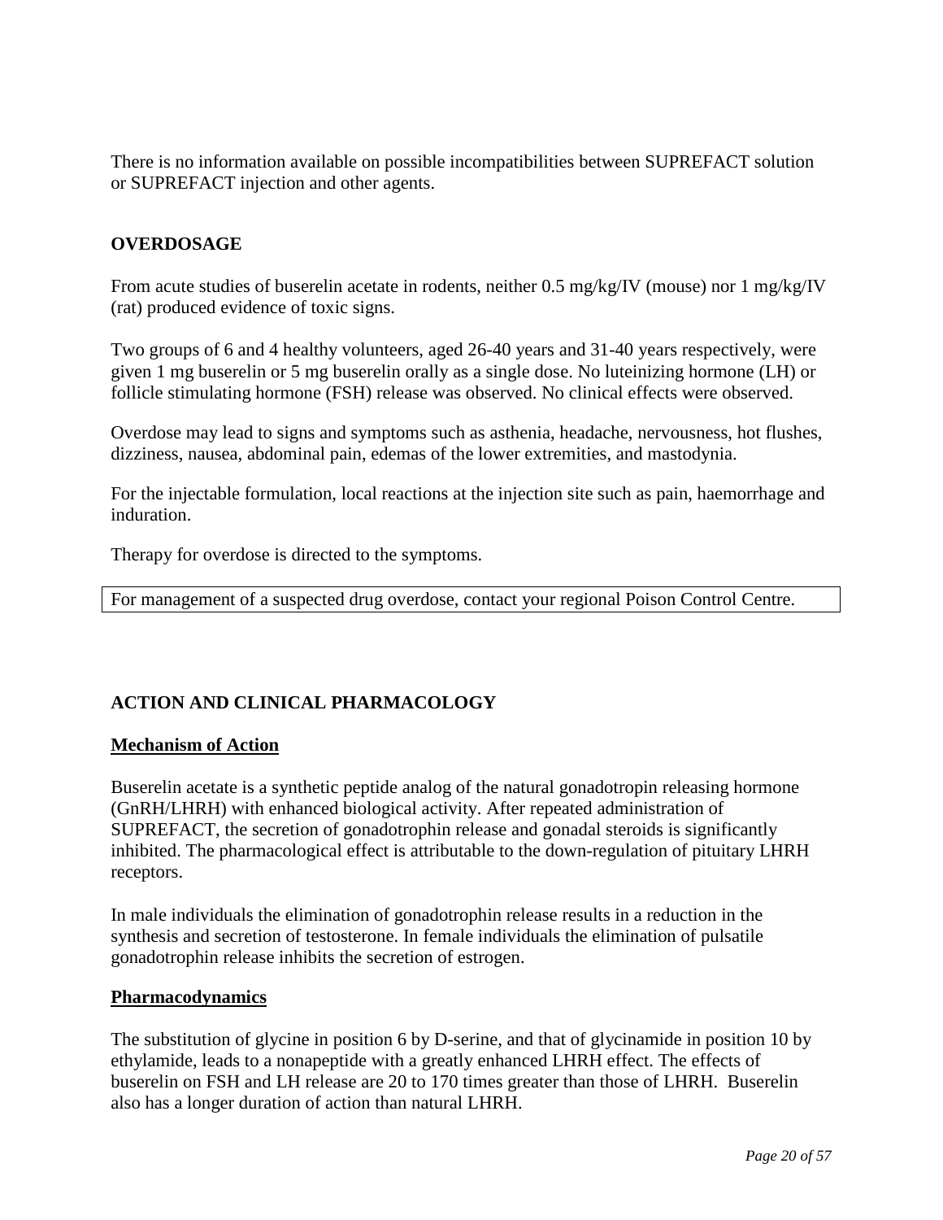There is no information available on possible incompatibilities between SUPREFACT solution or SUPREFACT injection and other agents.

## OVERDOSAGE

From acute studies of buserelin acetate in rodents, neither 0.5 mg/kg/IV (mouse) nor 1 mg/kg/IV (rat) produced evidence of toxic signs.

Two groups of 6 and 4 healthy volunteers, aged 26-40 years and 31-40 years respectively, were given 1 mg buserelin or 5 mg buserelin orally as a single dose. No luteinizing hormone (LH) or follicle stimulating hormone (FSH) release was observed. No clinical effects were observed.

Overdose may lead to signs and symptoms such as asthenia, headache, nervousness, hot flushes, dizziness, nausea, abdominal pain, edemas of the lower extremities, and mastodynia.

For the injectable formulation, local reactions at the injection site such as pain, haemorrhage and induration.

Therapy for overdose is directed to the symptoms.

| For management of a suspected drug overdose, contact your regional Poison Control Centre. |
| --- |

## ACTION AND CLINICAL PHARMACOLOGY

### Mechanism of Action

Buserelin acetate is a synthetic peptide analog of the natural gonadotropin releasing hormone (GnRH/LHRH) with enhanced biological activity. After repeated administration of SUPREFACT, the secretion of gonadotrophin release and gonadal steroids is significantly inhibited. The pharmacological effect is attributable to the down-regulation of pituitary LHRH receptors.

In male individuals the elimination of gonadotrophin release results in a reduction in the synthesis and secretion of testosterone. In female individuals the elimination of pulsatile gonadotrophin release inhibits the secretion of estrogen.

### Pharmacodynamics

The substitution of glycine in position 6 by D-serine, and that of glycinamide in position 10 by ethylamide, leads to a nonapeptide with a greatly enhanced LHRH effect. The effects of buserelin on FSH and LH release are 20 to 170 times greater than those of LHRH. Buserelin also has a longer duration of action than natural LHRH.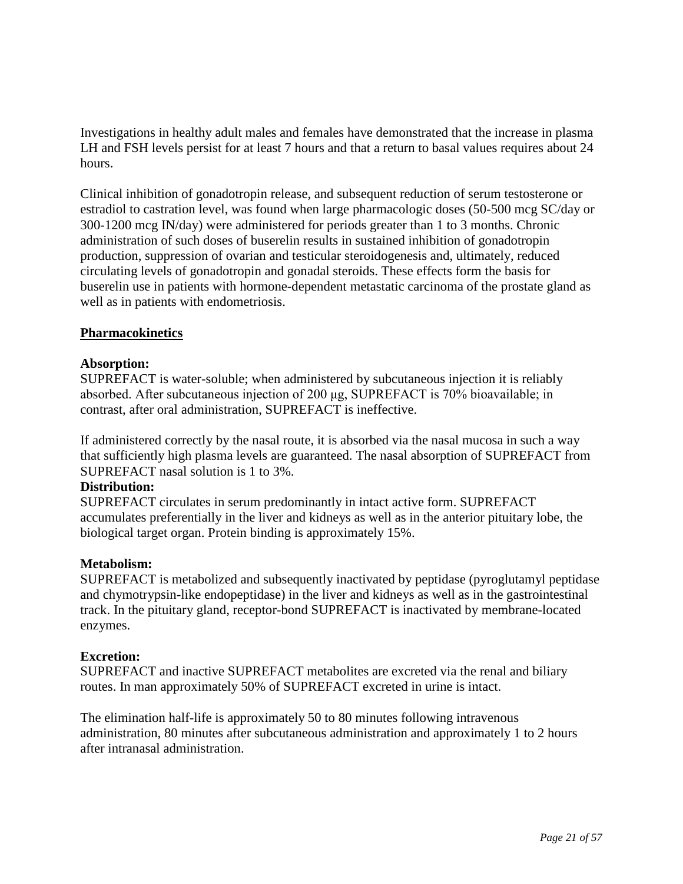Investigations in healthy adult males and females have demonstrated that the increase in plasma LH and FSH levels persist for at least 7 hours and that a return to basal values requires about 24 hours.

Clinical inhibition of gonadotropin release, and subsequent reduction of serum testosterone or estradiol to castration level, was found when large pharmacologic doses (50-500 mcg SC/day or 300-1200 mcg IN/day) were administered for periods greater than 1 to 3 months. Chronic administration of such doses of buserelin results in sustained inhibition of gonadotropin production, suppression of ovarian and testicular steroidogenesis and, ultimately, reduced circulating levels of gonadotropin and gonadal steroids. These effects form the basis for buserelin use in patients with hormone-dependent metastatic carcinoma of the prostate gland as well as in patients with endometriosis.

## Pharmacokinetics

**Absorption:**
SUPREFACT is water-soluble; when administered by subcutaneous injection it is reliably absorbed. After subcutaneous injection of 200 µg, SUPREFACT is 70% bioavailable; in contrast, after oral administration, SUPREFACT is ineffective.

If administered correctly by the nasal route, it is absorbed via the nasal mucosa in such a way that sufficiently high plasma levels are guaranteed. The nasal absorption of SUPREFACT from SUPREFACT nasal solution is 1 to 3%.

**Distribution:**
SUPREFACT circulates in serum predominantly in intact active form. SUPREFACT accumulates preferentially in the liver and kidneys as well as in the anterior pituitary lobe, the biological target organ. Protein binding is approximately 15%.

**Metabolism:**
SUPREFACT is metabolized and subsequently inactivated by peptidase (pyroglutamyl peptidase and chymotrypsin-like endopeptidase) in the liver and kidneys as well as in the gastrointestinal track. In the pituitary gland, receptor-bond SUPREFACT is inactivated by membrane-located enzymes.

**Excretion:**
SUPREFACT and inactive SUPREFACT metabolites are excreted via the renal and biliary routes. In man approximately 50% of SUPREFACT excreted in urine is intact.

The elimination half-life is approximately 50 to 80 minutes following intravenous administration, 80 minutes after subcutaneous administration and approximately 1 to 2 hours after intranasal administration.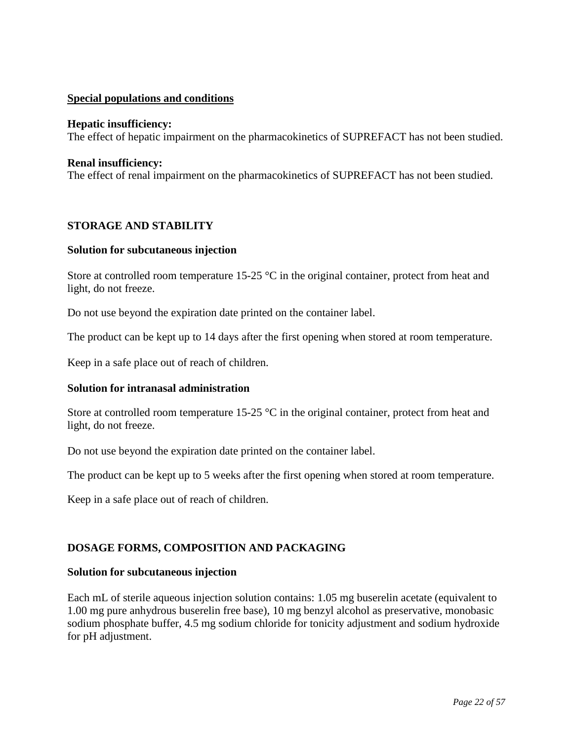**Special populations and conditions**

**Hepatic insufficiency:**
The effect of hepatic impairment on the pharmacokinetics of SUPREFACT has not been studied.

**Renal insufficiency:**
The effect of renal impairment on the pharmacokinetics of SUPREFACT has not been studied.

## STORAGE AND STABILITY

**Solution for subcutaneous injection**

Store at controlled room temperature 15-25 °C in the original container, protect from heat and light, do not freeze.

Do not use beyond the expiration date printed on the container label.

The product can be kept up to 14 days after the first opening when stored at room temperature.

Keep in a safe place out of reach of children.

**Solution for intranasal administration**

Store at controlled room temperature 15-25 °C in the original container, protect from heat and light, do not freeze.

Do not use beyond the expiration date printed on the container label.

The product can be kept up to 5 weeks after the first opening when stored at room temperature.

Keep in a safe place out of reach of children.

## DOSAGE FORMS, COMPOSITION AND PACKAGING

**Solution for subcutaneous injection**

Each mL of sterile aqueous injection solution contains: 1.05 mg buserelin acetate (equivalent to 1.00 mg pure anhydrous buserelin free base), 10 mg benzyl alcohol as preservative, monobasic sodium phosphate buffer, 4.5 mg sodium chloride for tonicity adjustment and sodium hydroxide for pH adjustment.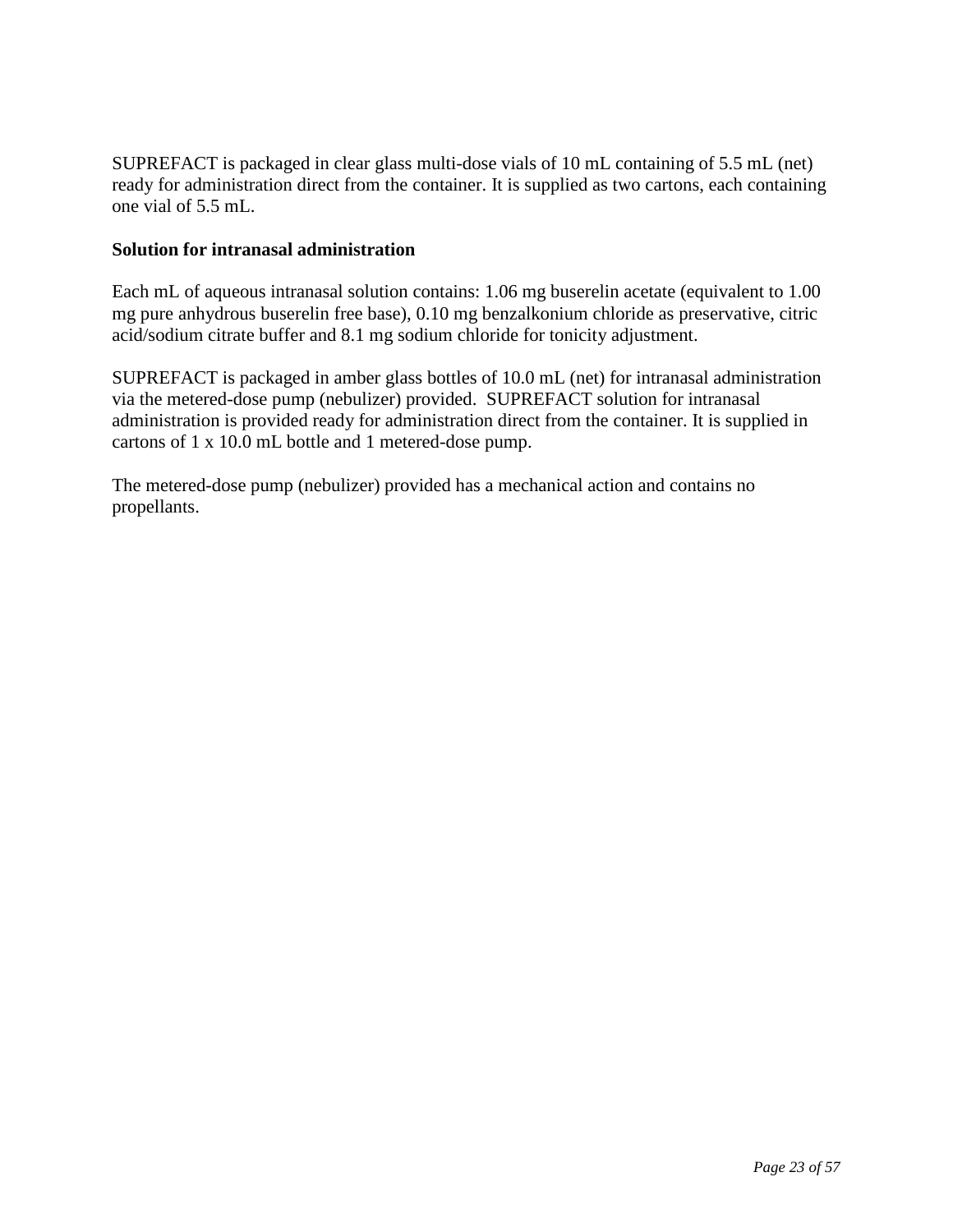SUPREFACT is packaged in clear glass multi-dose vials of 10 mL containing of 5.5 mL (net) ready for administration direct from the container. It is supplied as two cartons, each containing one vial of 5.5 mL.

**Solution for intranasal administration**

Each mL of aqueous intranasal solution contains: 1.06 mg buserelin acetate (equivalent to 1.00 mg pure anhydrous buserelin free base), 0.10 mg benzalkonium chloride as preservative, citric acid/sodium citrate buffer and 8.1 mg sodium chloride for tonicity adjustment.

SUPREFACT is packaged in amber glass bottles of 10.0 mL (net) for intranasal administration via the metered-dose pump (nebulizer) provided. SUPREFACT solution for intranasal administration is provided ready for administration direct from the container. It is supplied in cartons of 1 x 10.0 mL bottle and 1 metered-dose pump.

The metered-dose pump (nebulizer) provided has a mechanical action and contains no propellants.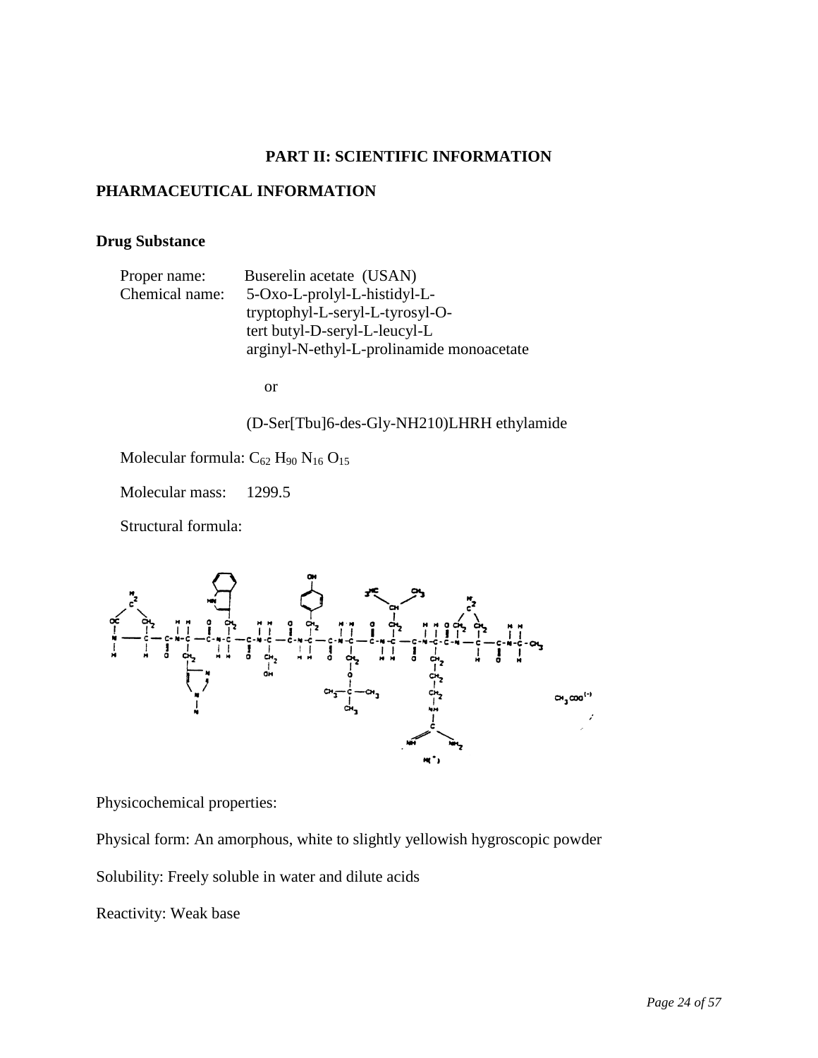# PART II: SCIENTIFIC INFORMATION

## PHARMACEUTICAL INFORMATION

### Drug Substance

Proper name: Buserelin acetate (USAN)

Chemical name: 5-Oxo-L-prolyl-L-histidyl-L-tryptophyl-L-seryl-L-tyrosyl-O-tert butyl-D-seryl-L-leucyl-L arginyl-N-ethyl-L-prolinamide monoacetate

or

(D-Ser[Tbu]6-des-Gly-NH210)LHRH ethylamide

Molecular formula: $C_{62}$ $H_{90}$ $N_{16}$ $O_{15}$

Molecular mass: 1299.5

Structural formula:

Physicochemical properties:

Physical form: An amorphous, white to slightly yellowish hygroscopic powder

Solubility: Freely soluble in water and dilute acids

Reactivity: Weak base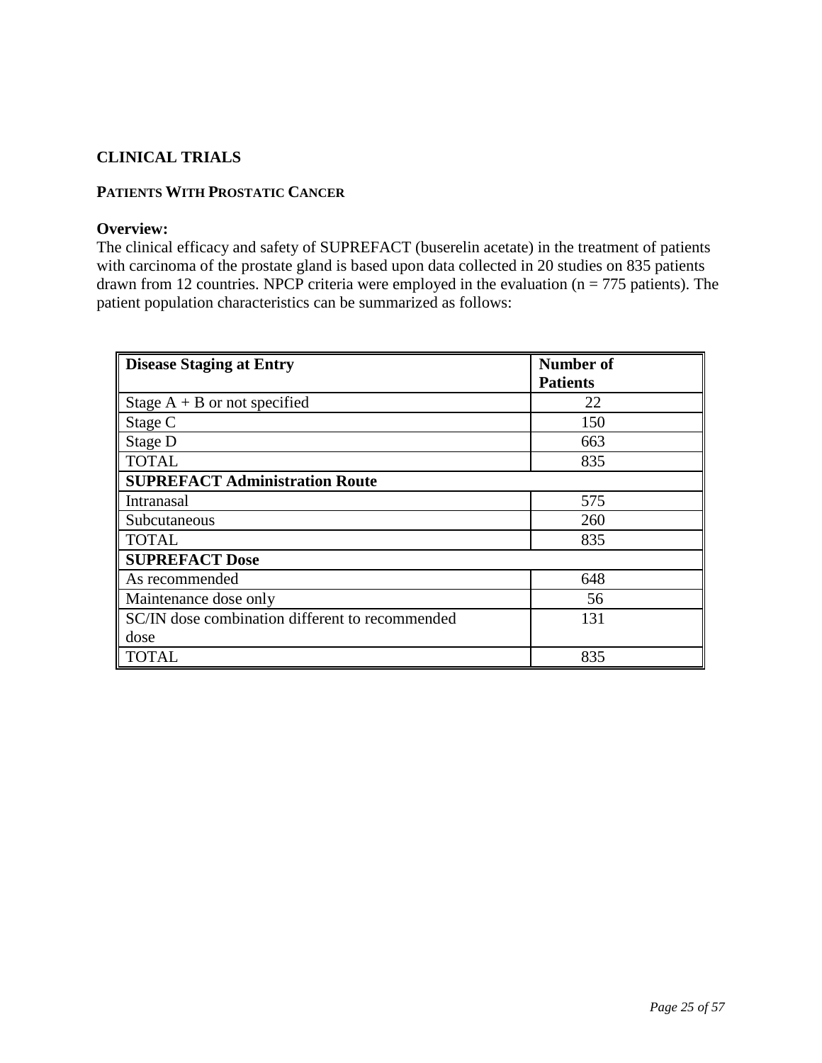## CLINICAL TRIALS

### PATIENTS WITH PROSTATIC CANCER

**Overview:**
The clinical efficacy and safety of SUPREFACT (buserelin acetate) in the treatment of patients with carcinoma of the prostate gland is based upon data collected in 20 studies on 835 patients drawn from 12 countries. NPCP criteria were employed in the evaluation (n = 775 patients). The patient population characteristics can be summarized as follows:

| Disease Staging at Entry | Number of Patients |
|---|---|
| Stage A + B or not specified | 22 |
| Stage C | 150 |
| Stage D | 663 |
| TOTAL | 835 |
| **SUPREFACT Administration Route** | |
| Intranasal | 575 |
| Subcutaneous | 260 |
| TOTAL | 835 |
| **SUPREFACT Dose** | |
| As recommended | 648 |
| Maintenance dose only | 56 |
| SC/IN dose combination different to recommended dose | 131 |
| TOTAL | 835 |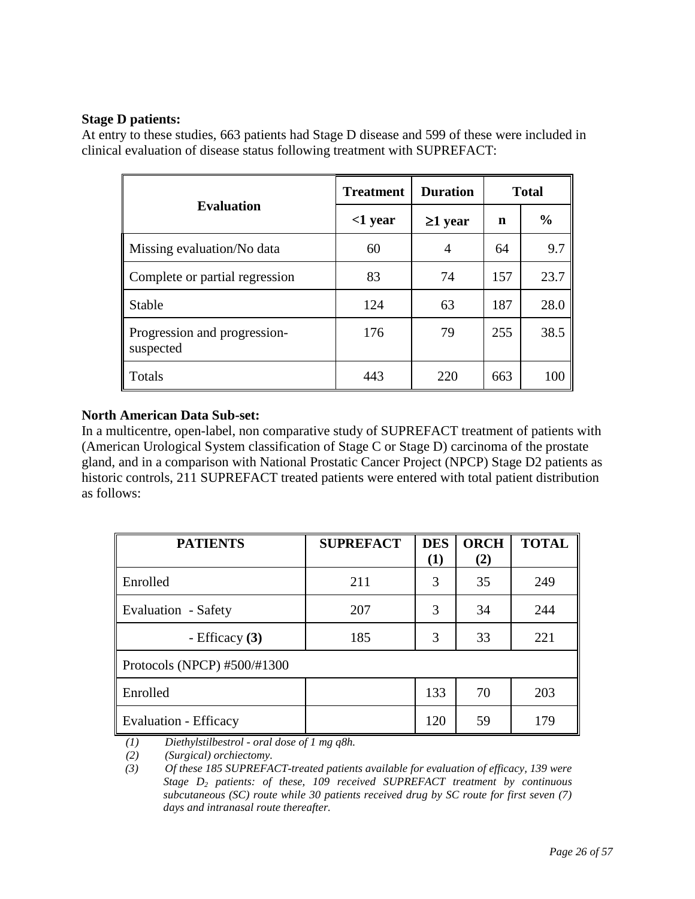**Stage D patients:**
At entry to these studies, 663 patients had Stage D disease and 599 of these were included in clinical evaluation of disease status following treatment with SUPREFACT:

| Evaluation | Treatment Duration | | Total | |
|---|---|---|---|---|
| | <1 year | ≥1 year | n | % |
| Missing evaluation/No data | 60 | 4 | 64 | 9.7 |
| Complete or partial regression | 83 | 74 | 157 | 23.7 |
| Stable | 124 | 63 | 187 | 28.0 |
| Progression and progression-suspected | 176 | 79 | 255 | 38.5 |
| Totals | 443 | 220 | 663 | 100 |

**North American Data Sub-set:**
In a multicentre, open-label, non comparative study of SUPREFACT treatment of patients with (American Urological System classification of Stage C or Stage D) carcinoma of the prostate gland, and in a comparison with National Prostatic Cancer Project (NPCP) Stage D2 patients as historic controls, 211 SUPREFACT treated patients were entered with total patient distribution as follows:

| PATIENTS | SUPREFACT | DES (1) | ORCH (2) | TOTAL |
|---|---|---|---|---|
| Enrolled | 211 | 3 | 35 | 249 |
| Evaluation - Safety | 207 | 3 | 34 | 244 |
| - Efficacy **(3)** | 185 | 3 | 33 | 221 |
| Protocols (NPCP) #500/#1300 | | | | |
| Enrolled | | 133 | 70 | 203 |
| Evaluation - Efficacy | | 120 | 59 | 179 |

*(1) Diethylstilbestrol - oral dose of 1 mg q8h.*

*(2) (Surgical) orchiectomy.*

*(3) Of these 185 SUPREFACT-treated patients available for evaluation of efficacy, 139 were Stage $D_2$ patients: of these, 109 received SUPREFACT treatment by continuous subcutaneous (SC) route while 30 patients received drug by SC route for first seven (7) days and intranasal route thereafter.*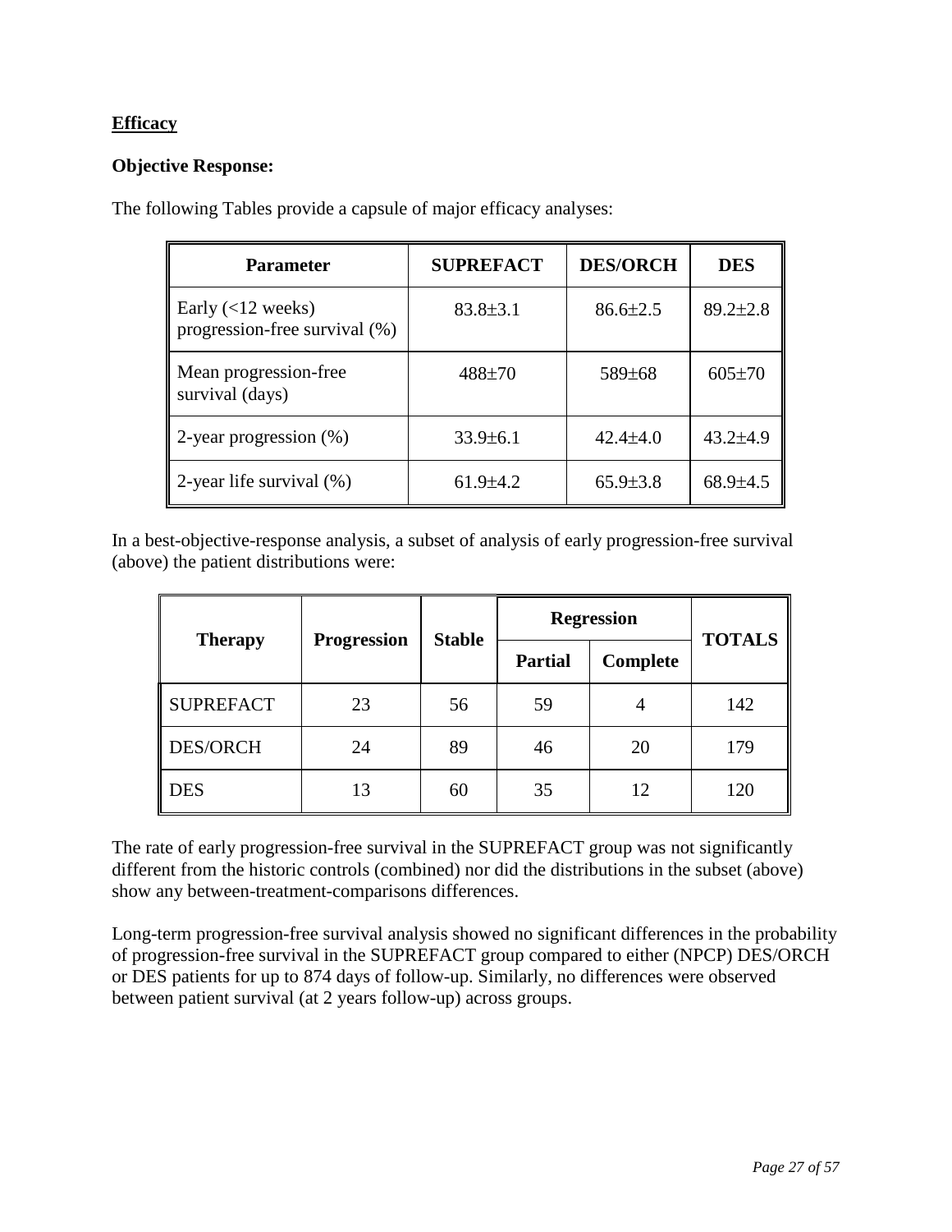**Efficacy**

**Objective Response:**

The following Tables provide a capsule of major efficacy analyses:

| Parameter | SUPREFACT | DES/ORCH | DES |
|---|---|---|---|
| Early (<12 weeks) progression-free survival (%) | 83.8±3.1 | 86.6±2.5 | 89.2±2.8 |
| Mean progression-free survival (days) | 488±70 | 589±68 | 605±70 |
| 2-year progression (%) | 33.9±6.1 | 42.4±4.0 | 43.2±4.9 |
| 2-year life survival (%) | 61.9±4.2 | 65.9±3.8 | 68.9±4.5 |

In a best-objective-response analysis, a subset of analysis of early progression-free survival (above) the patient distributions were:

| Therapy | Progression | Stable | Regression | | TOTALS |
|---|---|---|---|---|---|
| | | | Partial | Complete | |
| SUPREFACT | 23 | 56 | 59 | 4 | 142 |
| DES/ORCH | 24 | 89 | 46 | 20 | 179 |
| DES | 13 | 60 | 35 | 12 | 120 |

The rate of early progression-free survival in the SUPREFACT group was not significantly different from the historic controls (combined) nor did the distributions in the subset (above) show any between-treatment-comparisons differences.

Long-term progression-free survival analysis showed no significant differences in the probability of progression-free survival in the SUPREFACT group compared to either (NPCP) DES/ORCH or DES patients for up to 874 days of follow-up. Similarly, no differences were observed between patient survival (at 2 years follow-up) across groups.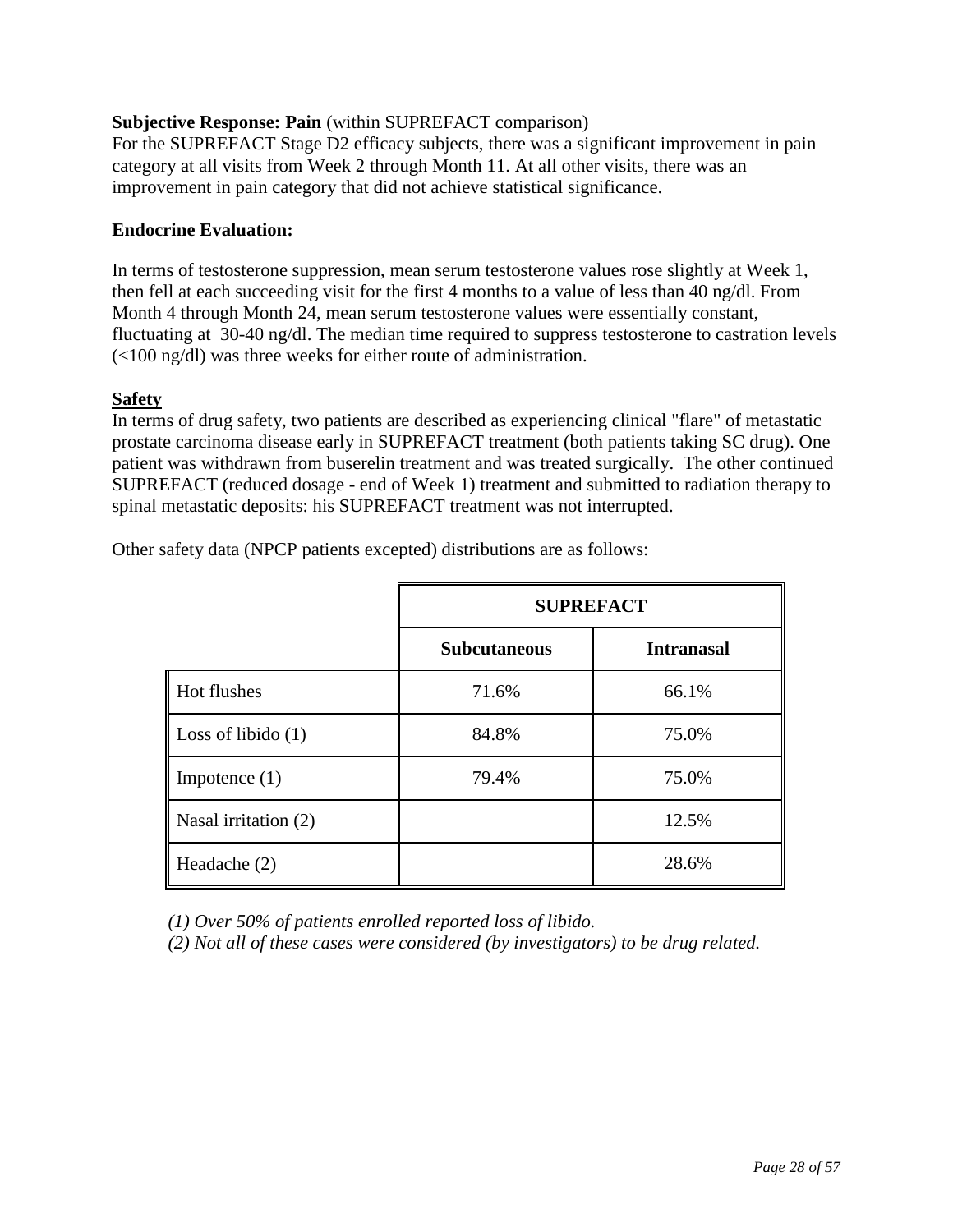**Subjective Response: Pain** (within SUPREFACT comparison)
For the SUPREFACT Stage D2 efficacy subjects, there was a significant improvement in pain category at all visits from Week 2 through Month 11. At all other visits, there was an improvement in pain category that did not achieve statistical significance.

**Endocrine Evaluation:**

In terms of testosterone suppression, mean serum testosterone values rose slightly at Week 1, then fell at each succeeding visit for the first 4 months to a value of less than 40 ng/dl. From Month 4 through Month 24, mean serum testosterone values were essentially constant, fluctuating at 30-40 ng/dl. The median time required to suppress testosterone to castration levels (<100 ng/dl) was three weeks for either route of administration.

**Safety**
In terms of drug safety, two patients are described as experiencing clinical "flare" of metastatic prostate carcinoma disease early in SUPREFACT treatment (both patients taking SC drug). One patient was withdrawn from buserelin treatment and was treated surgically. The other continued SUPREFACT (reduced dosage - end of Week 1) treatment and submitted to radiation therapy to spinal metastatic deposits: his SUPREFACT treatment was not interrupted.

Other safety data (NPCP patients excepted) distributions are as follows:

| | SUPREFACT | |
|---|---|---|
| | **Subcutaneous** | **Intranasal** |
| Hot flushes | 71.6% | 66.1% |
| Loss of libido (1) | 84.8% | 75.0% |
| Impotence (1) | 79.4% | 75.0% |
| Nasal irritation (2) | | 12.5% |
| Headache (2) | | 28.6% |

*(1) Over 50% of patients enrolled reported loss of libido.*
*(2) Not all of these cases were considered (by investigators) to be drug related.*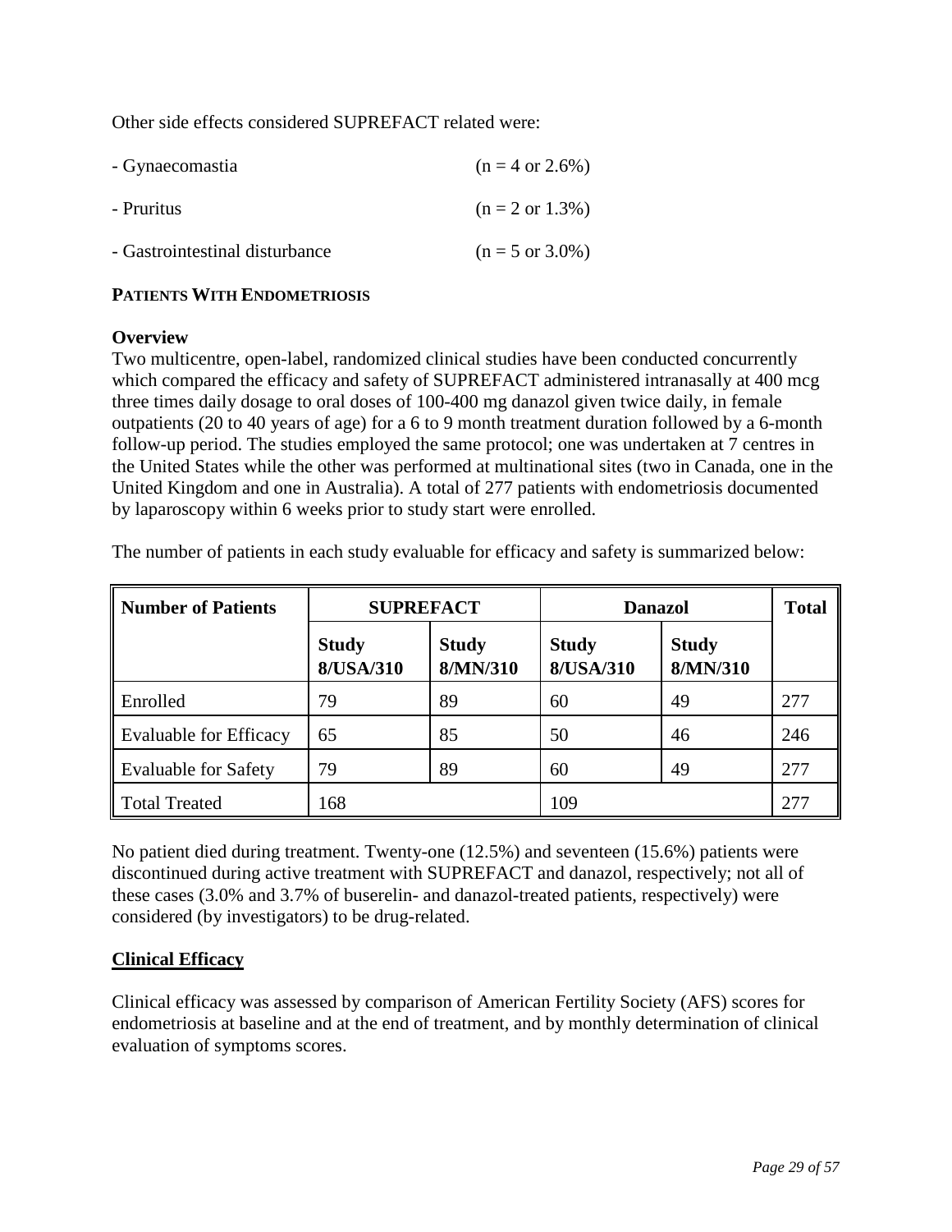Other side effects considered SUPREFACT related were:

- Gynaecomastia (n = 4 or 2.6%)
- Pruritus (n = 2 or 1.3%)
- Gastrointestinal disturbance (n = 5 or 3.0%)

**PATIENTS WITH ENDOMETRIOSIS**

**Overview**

Two multicentre, open-label, randomized clinical studies have been conducted concurrently which compared the efficacy and safety of SUPREFACT administered intranasally at 400 mcg three times daily dosage to oral doses of 100-400 mg danazol given twice daily, in female outpatients (20 to 40 years of age) for a 6 to 9 month treatment duration followed by a 6-month follow-up period. The studies employed the same protocol; one was undertaken at 7 centres in the United States while the other was performed at multinational sites (two in Canada, one in the United Kingdom and one in Australia). A total of 277 patients with endometriosis documented by laparoscopy within 6 weeks prior to study start were enrolled.

The number of patients in each study evaluable for efficacy and safety is summarized below:

| Number of Patients | SUPREFACT | | Danazol | | Total |
|---|---|---|---|---|---|
| | Study 8/USA/310 | Study 8/MN/310 | Study 8/USA/310 | Study 8/MN/310 | |
| Enrolled | 79 | 89 | 60 | 49 | 277 |
| Evaluable for Efficacy | 65 | 85 | 50 | 46 | 246 |
| Evaluable for Safety | 79 | 89 | 60 | 49 | 277 |
| Total Treated | 168 | | 109 | | 277 |

No patient died during treatment. Twenty-one (12.5%) and seventeen (15.6%) patients were discontinued during active treatment with SUPREFACT and danazol, respectively; not all of these cases (3.0% and 3.7% of buserelin- and danazol-treated patients, respectively) were considered (by investigators) to be drug-related.

**Clinical Efficacy**

Clinical efficacy was assessed by comparison of American Fertility Society (AFS) scores for endometriosis at baseline and at the end of treatment, and by monthly determination of clinical evaluation of symptoms scores.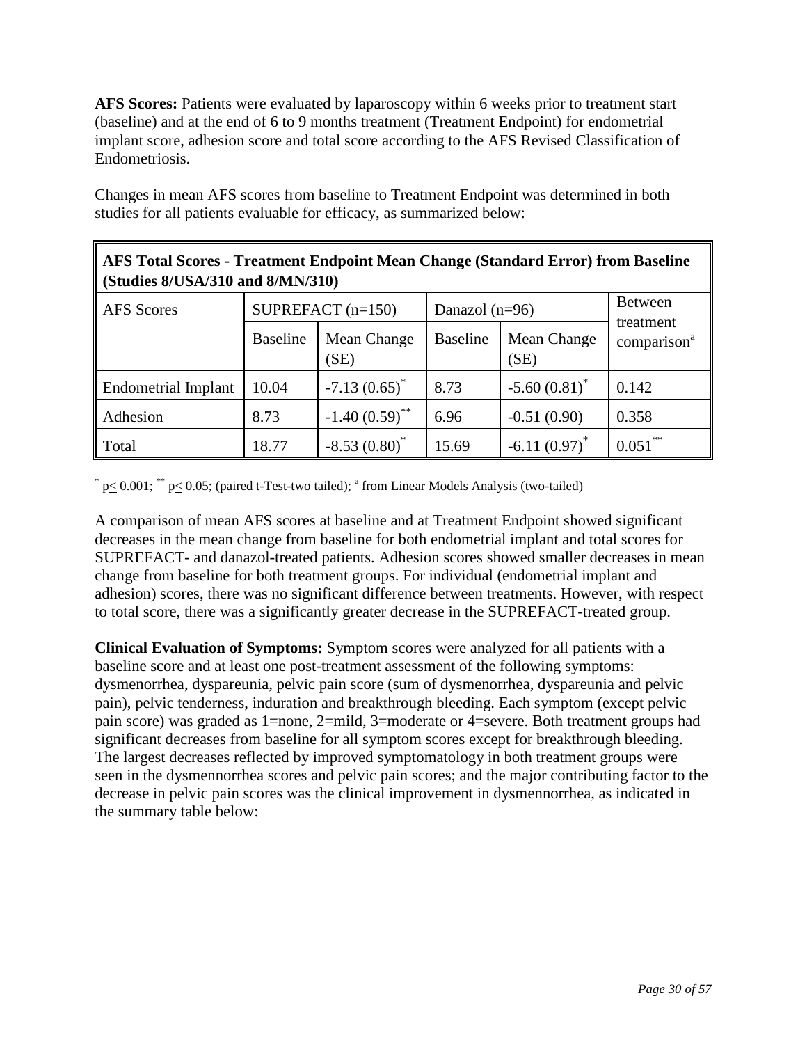**AFS Scores:** Patients were evaluated by laparoscopy within 6 weeks prior to treatment start (baseline) and at the end of 6 to 9 months treatment (Treatment Endpoint) for endometrial implant score, adhesion score and total score according to the AFS Revised Classification of Endometriosis.

Changes in mean AFS scores from baseline to Treatment Endpoint was determined in both studies for all patients evaluable for efficacy, as summarized below:

**AFS Total Scores - Treatment Endpoint Mean Change (Standard Error) from Baseline (Studies 8/USA/310 and 8/MN/310)**

| AFS Scores | SUPREFACT (n=150) | | Danazol (n=96) | | Between treatment comparison[a] |
|---|---|---|---|---|---|
| | Baseline | Mean Change (SE) | Baseline | Mean Change (SE) | |
| Endometrial Implant | 10.04 | -7.13 (0.65)* | 8.73 | -5.60 (0.81)* | 0.142 |
| Adhesion | 8.73 | -1.40 (0.59)** | 6.96 | -0.51 (0.90) | 0.358 |
| Total | 18.77 | -8.53 (0.80)* | 15.69 | -6.11 (0.97)* | 0.051** |

* $p \leq 0.001$; ** $p \leq 0.05$; (paired t-Test-two tailed); [a] from Linear Models Analysis (two-tailed)

A comparison of mean AFS scores at baseline and at Treatment Endpoint showed significant decreases in the mean change from baseline for both endometrial implant and total scores for SUPREFACT- and danazol-treated patients. Adhesion scores showed smaller decreases in mean change from baseline for both treatment groups. For individual (endometrial implant and adhesion) scores, there was no significant difference between treatments. However, with respect to total score, there was a significantly greater decrease in the SUPREFACT-treated group.

**Clinical Evaluation of Symptoms:** Symptom scores were analyzed for all patients with a baseline score and at least one post-treatment assessment of the following symptoms: dysmenorrhea, dyspareunia, pelvic pain score (sum of dysmenorrhea, dyspareunia and pelvic pain), pelvic tenderness, induration and breakthrough bleeding. Each symptom (except pelvic pain score) was graded as 1=none, 2=mild, 3=moderate or 4=severe. Both treatment groups had significant decreases from baseline for all symptom scores except for breakthrough bleeding. The largest decreases reflected by improved symptomatology in both treatment groups were seen in the dysmennorrhea scores and pelvic pain scores; and the major contributing factor to the decrease in pelvic pain scores was the clinical improvement in dysmennorrhea, as indicated in the summary table below: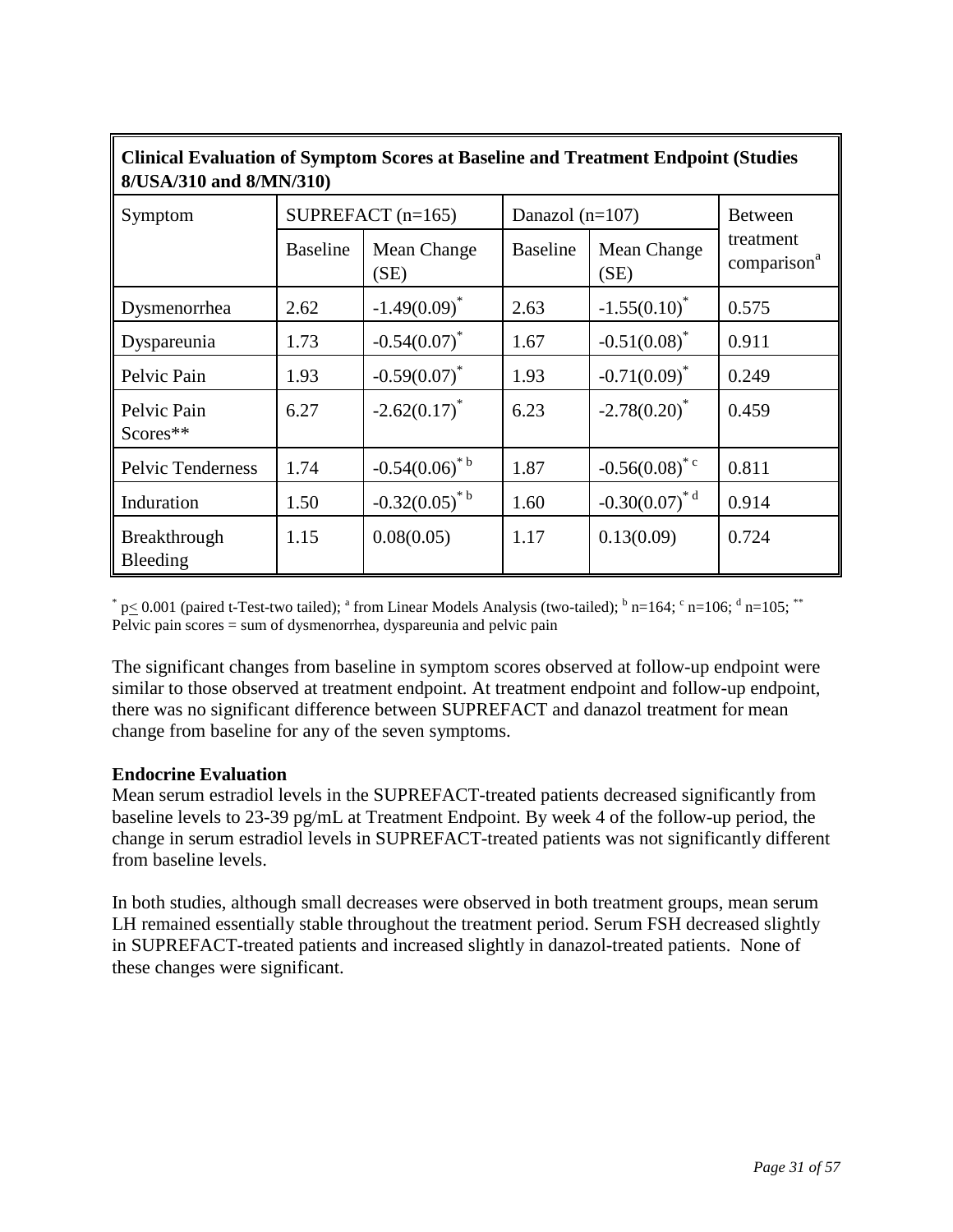| **Clinical Evaluation of Symptom Scores at Baseline and Treatment Endpoint (Studies 8/USA/310 and 8/MN/310)** | | | | | |
|---|---|---|---|---|---|
| Symptom | SUPREFACT (n=165) | | Danazol (n=107) | | Between treatment comparison[a] |
| | Baseline | Mean Change (SE) | Baseline | Mean Change (SE) | |
| Dysmenorrhea | 2.62 | -1.49(0.09)* | 2.63 | -1.55(0.10)* | 0.575 |
| Dyspareunia | 1.73 | -0.54(0.07)* | 1.67 | -0.51(0.08)* | 0.911 |
| Pelvic Pain | 1.93 | -0.59(0.07)* | 1.93 | -0.71(0.09)* | 0.249 |
| Pelvic Pain Scores** | 6.27 | -2.62(0.17)* | 6.23 | -2.78(0.20)* | 0.459 |
| Pelvic Tenderness | 1.74 | -0.54(0.06)* [b] | 1.87 | -0.56(0.08)* [c] | 0.811 |
| Induration | 1.50 | -0.32(0.05)* [b] | 1.60 | -0.30(0.07)* [d] | 0.914 |
| Breakthrough Bleeding | 1.15 | 0.08(0.05) | 1.17 | 0.13(0.09) | 0.724 |

* $p \leq 0.001$ (paired t-Test-two tailed); [a] from Linear Models Analysis (two-tailed); [b] n=164; [c] n=106; [d] n=105; ** Pelvic pain scores = sum of dysmenorrhea, dyspareunia and pelvic pain

The significant changes from baseline in symptom scores observed at follow-up endpoint were similar to those observed at treatment endpoint. At treatment endpoint and follow-up endpoint, there was no significant difference between SUPREFACT and danazol treatment for mean change from baseline for any of the seven symptoms.

**Endocrine Evaluation**

Mean serum estradiol levels in the SUPREFACT-treated patients decreased significantly from baseline levels to 23-39 pg/mL at Treatment Endpoint. By week 4 of the follow-up period, the change in serum estradiol levels in SUPREFACT-treated patients was not significantly different from baseline levels.

In both studies, although small decreases were observed in both treatment groups, mean serum LH remained essentially stable throughout the treatment period. Serum FSH decreased slightly in SUPREFACT-treated patients and increased slightly in danazol-treated patients. None of these changes were significant.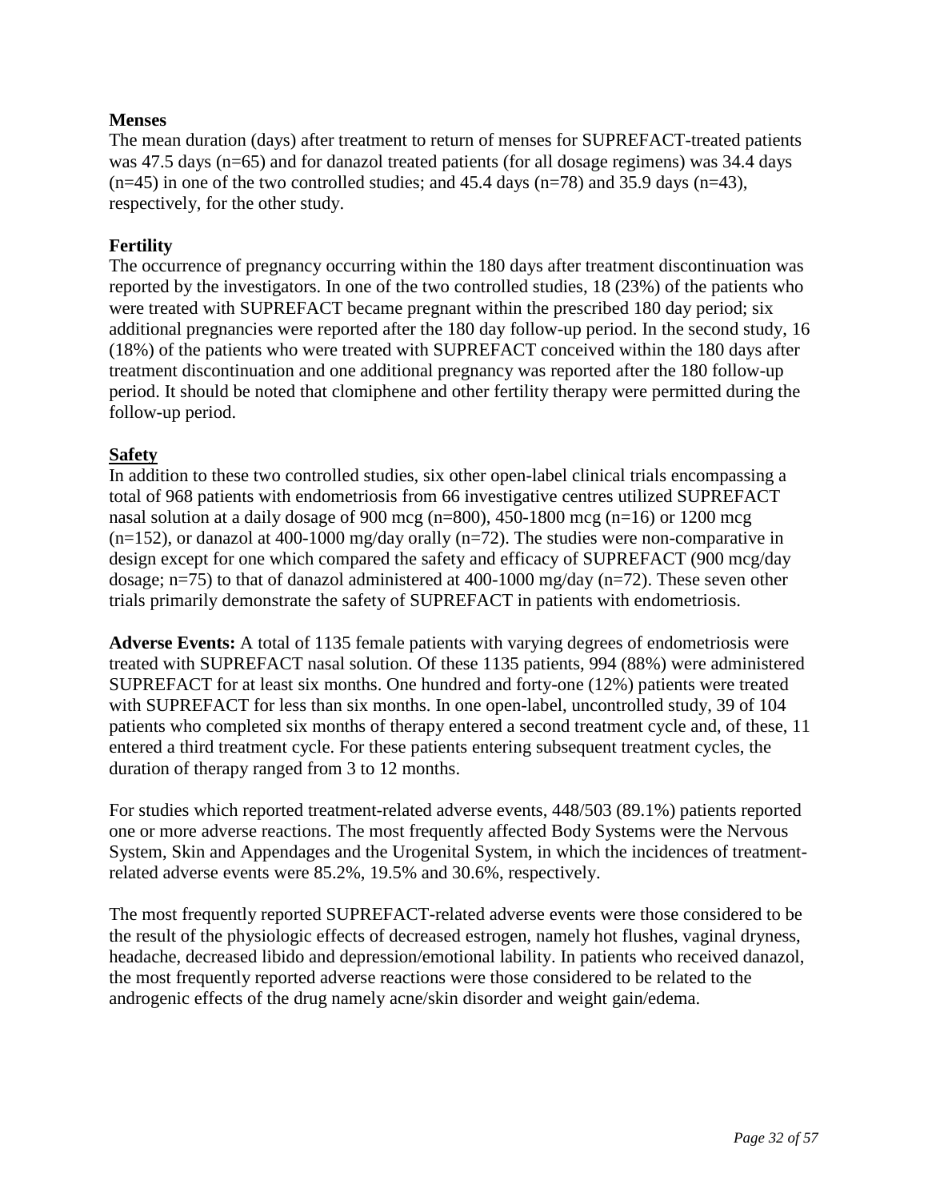**Menses**

The mean duration (days) after treatment to return of menses for SUPREFACT-treated patients was 47.5 days (n=65) and for danazol treated patients (for all dosage regimens) was 34.4 days (n=45) in one of the two controlled studies; and 45.4 days (n=78) and 35.9 days (n=43), respectively, for the other study.

**Fertility**

The occurrence of pregnancy occurring within the 180 days after treatment discontinuation was reported by the investigators. In one of the two controlled studies, 18 (23%) of the patients who were treated with SUPREFACT became pregnant within the prescribed 180 day period; six additional pregnancies were reported after the 180 day follow-up period. In the second study, 16 (18%) of the patients who were treated with SUPREFACT conceived within the 180 days after treatment discontinuation and one additional pregnancy was reported after the 180 follow-up period. It should be noted that clomiphene and other fertility therapy were permitted during the follow-up period.

**Safety**

In addition to these two controlled studies, six other open-label clinical trials encompassing a total of 968 patients with endometriosis from 66 investigative centres utilized SUPREFACT nasal solution at a daily dosage of 900 mcg (n=800), 450-1800 mcg (n=16) or 1200 mcg (n=152), or danazol at 400-1000 mg/day orally (n=72). The studies were non-comparative in design except for one which compared the safety and efficacy of SUPREFACT (900 mcg/day dosage; n=75) to that of danazol administered at 400-1000 mg/day (n=72). These seven other trials primarily demonstrate the safety of SUPREFACT in patients with endometriosis.

**Adverse Events:** A total of 1135 female patients with varying degrees of endometriosis were treated with SUPREFACT nasal solution. Of these 1135 patients, 994 (88%) were administered SUPREFACT for at least six months. One hundred and forty-one (12%) patients were treated with SUPREFACT for less than six months. In one open-label, uncontrolled study, 39 of 104 patients who completed six months of therapy entered a second treatment cycle and, of these, 11 entered a third treatment cycle. For these patients entering subsequent treatment cycles, the duration of therapy ranged from 3 to 12 months.

For studies which reported treatment-related adverse events, 448/503 (89.1%) patients reported one or more adverse reactions. The most frequently affected Body Systems were the Nervous System, Skin and Appendages and the Urogenital System, in which the incidences of treatment-related adverse events were 85.2%, 19.5% and 30.6%, respectively.

The most frequently reported SUPREFACT-related adverse events were those considered to be the result of the physiologic effects of decreased estrogen, namely hot flushes, vaginal dryness, headache, decreased libido and depression/emotional lability. In patients who received danazol, the most frequently reported adverse reactions were those considered to be related to the androgenic effects of the drug namely acne/skin disorder and weight gain/edema.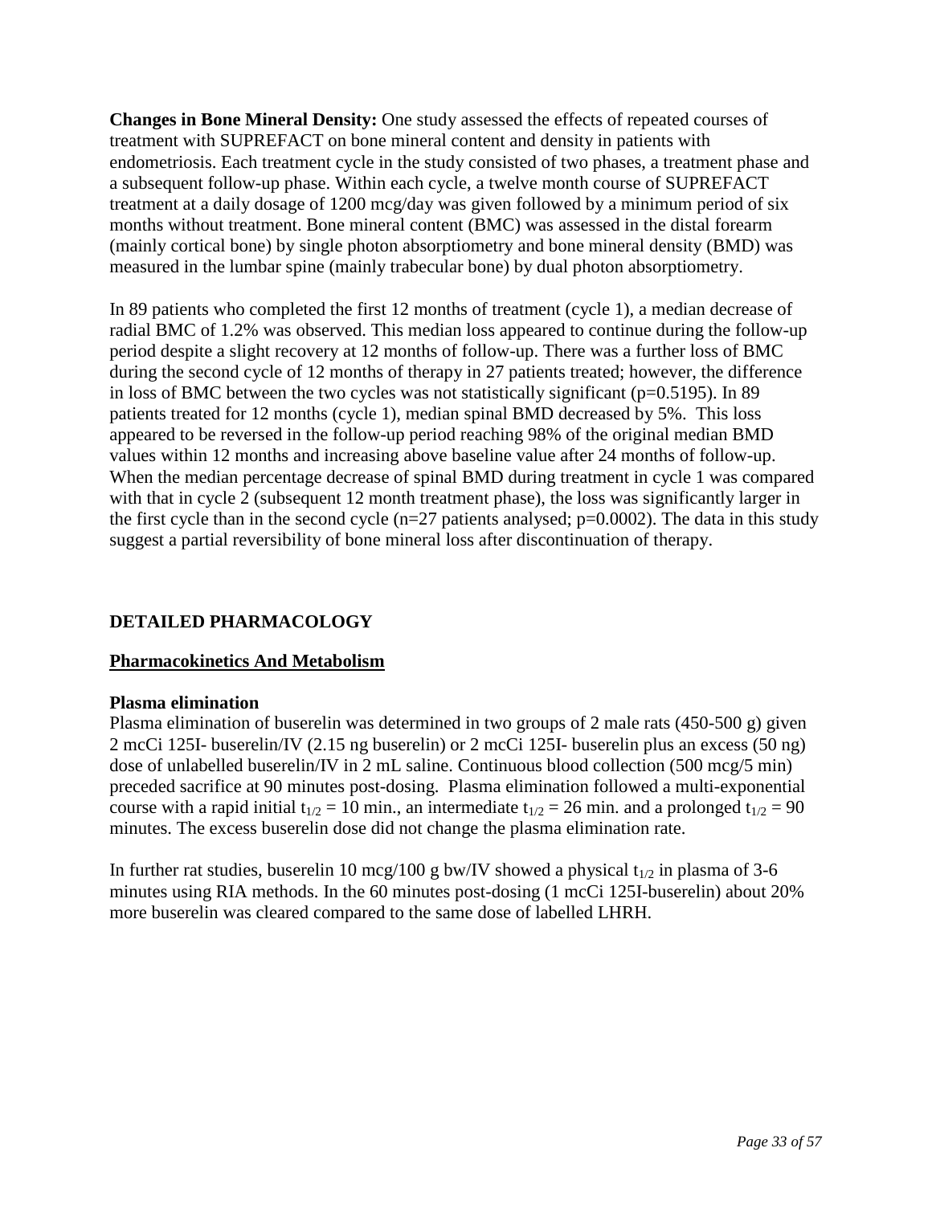**Changes in Bone Mineral Density:** One study assessed the effects of repeated courses of treatment with SUPREFACT on bone mineral content and density in patients with endometriosis. Each treatment cycle in the study consisted of two phases, a treatment phase and a subsequent follow-up phase. Within each cycle, a twelve month course of SUPREFACT treatment at a daily dosage of 1200 mcg/day was given followed by a minimum period of six months without treatment. Bone mineral content (BMC) was assessed in the distal forearm (mainly cortical bone) by single photon absorptiometry and bone mineral density (BMD) was measured in the lumbar spine (mainly trabecular bone) by dual photon absorptiometry.

In 89 patients who completed the first 12 months of treatment (cycle 1), a median decrease of radial BMC of 1.2% was observed. This median loss appeared to continue during the follow-up period despite a slight recovery at 12 months of follow-up. There was a further loss of BMC during the second cycle of 12 months of therapy in 27 patients treated; however, the difference in loss of BMC between the two cycles was not statistically significant ($p=0.5195$). In 89 patients treated for 12 months (cycle 1), median spinal BMD decreased by 5%. This loss appeared to be reversed in the follow-up period reaching 98% of the original median BMD values within 12 months and increasing above baseline value after 24 months of follow-up. When the median percentage decrease of spinal BMD during treatment in cycle 1 was compared with that in cycle 2 (subsequent 12 month treatment phase), the loss was significantly larger in the first cycle than in the second cycle ($n=27$ patients analysed; $p=0.0002$). The data in this study suggest a partial reversibility of bone mineral loss after discontinuation of therapy.

## DETAILED PHARMACOLOGY

### Pharmacokinetics And Metabolism

**Plasma elimination**

Plasma elimination of buserelin was determined in two groups of 2 male rats (450-500 g) given 2 mcCi 125I- buserelin/IV (2.15 ng buserelin) or 2 mcCi 125I- buserelin plus an excess (50 ng) dose of unlabelled buserelin/IV in 2 mL saline. Continuous blood collection (500 mcg/5 min) preceded sacrifice at 90 minutes post-dosing. Plasma elimination followed a multi-exponential course with a rapid initial $t_{1/2} = 10$ min., an intermediate $t_{1/2} = 26$ min. and a prolonged $t_{1/2} = 90$ minutes. The excess buserelin dose did not change the plasma elimination rate.

In further rat studies, buserelin 10 mcg/100 g bw/IV showed a physical $t_{1/2}$ in plasma of 3-6 minutes using RIA methods. In the 60 minutes post-dosing (1 mcCi 125I-buserelin) about 20% more buserelin was cleared compared to the same dose of labelled LHRH.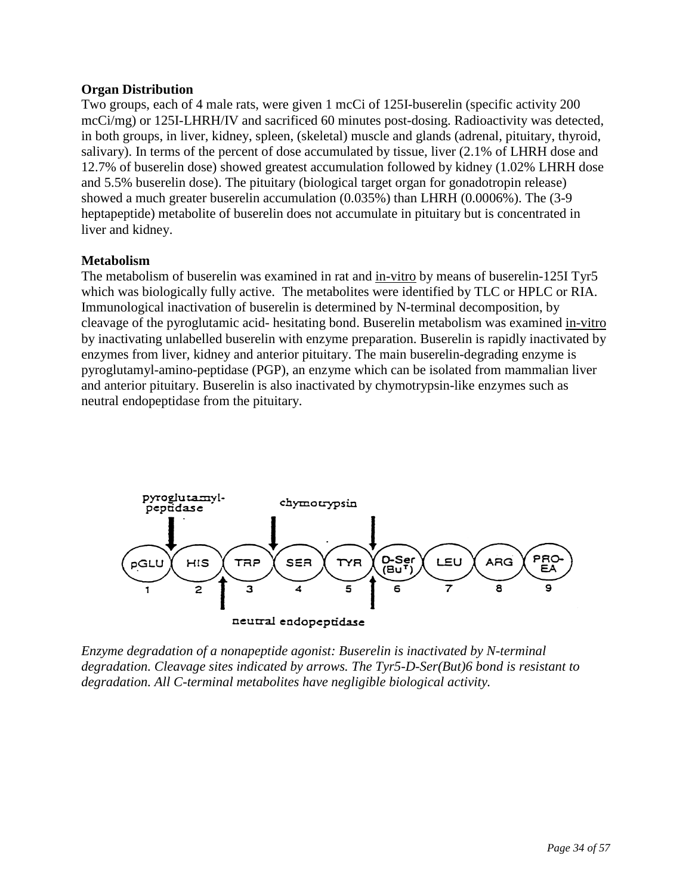**Organ Distribution**

Two groups, each of 4 male rats, were given 1 mcCi of 125I-buserelin (specific activity 200 mcCi/mg) or 125I-LHRH/IV and sacrificed 60 minutes post-dosing. Radioactivity was detected, in both groups, in liver, kidney, spleen, (skeletal) muscle and glands (adrenal, pituitary, thyroid, salivary). In terms of the percent of dose accumulated by tissue, liver (2.1% of LHRH dose and 12.7% of buserelin dose) showed greatest accumulation followed by kidney (1.02% LHRH dose and 5.5% buserelin dose). The pituitary (biological target organ for gonadotropin release) showed a much greater buserelin accumulation (0.035%) than LHRH (0.0006%). The (3-9 heptapeptide) metabolite of buserelin does not accumulate in pituitary but is concentrated in liver and kidney.

**Metabolism**

The metabolism of buserelin was examined in rat and in-vitro by means of buserelin-125I Tyr5 which was biologically fully active. The metabolites were identified by TLC or HPLC or RIA. Immunological inactivation of buserelin is determined by N-terminal decomposition, by cleavage of the pyroglutamic acid- hesitating bond. Buserelin metabolism was examined in-vitro by inactivating unlabelled buserelin with enzyme preparation. Buserelin is rapidly inactivated by enzymes from liver, kidney and anterior pituitary. The main buserelin-degrading enzyme is pyroglutamyl-amino-peptidase (PGP), an enzyme which can be isolated from mammalian liver and anterior pituitary. Buserelin is also inactivated by chymotrypsin-like enzymes such as neutral endopeptidase from the pituitary.

pyroglutamyl-peptidase | chymotrypsin

pGLU (1) – HIS (2) – TRP (3) – SER (4) – TYR (5) – D-Ser (Bu$^T$) (6) – LEU (7) – ARG (8) – PRO-EA (9)

neutral endopeptidase

*Enzyme degradation of a nonapeptide agonist: Buserelin is inactivated by N-terminal degradation. Cleavage sites indicated by arrows. The Tyr5-D-Ser(But)6 bond is resistant to degradation. All C-terminal metabolites have negligible biological activity.*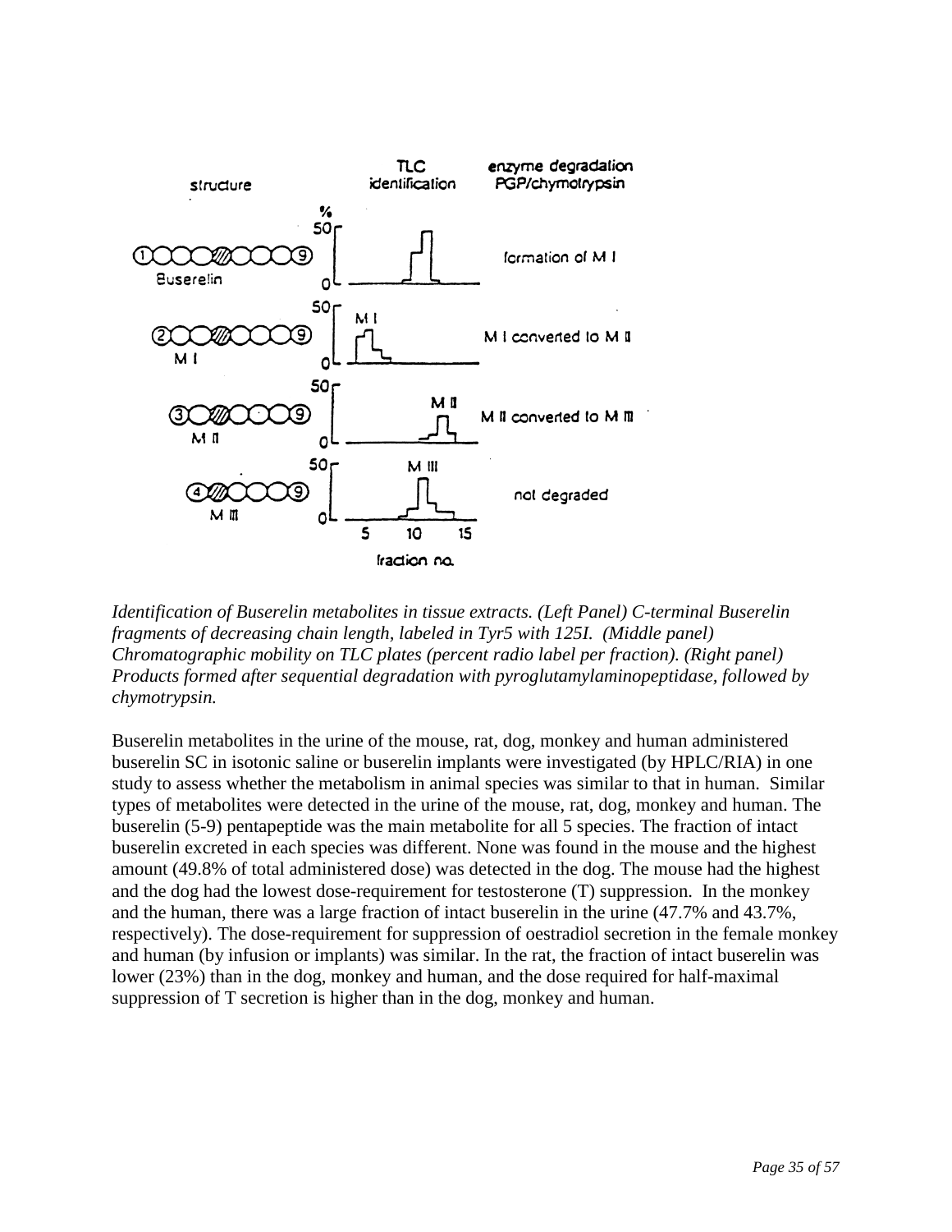*Identification of Buserelin metabolites in tissue extracts. (Left Panel) C-terminal Buserelin fragments of decreasing chain length, labeled in Tyr5 with 125I. (Middle panel) Chromatographic mobility on TLC plates (percent radio label per fraction). (Right panel) Products formed after sequential degradation with pyroglutamylaminopeptidase, followed by chymotrypsin.*

Buserelin metabolites in the urine of the mouse, rat, dog, monkey and human administered buserelin SC in isotonic saline or buserelin implants were investigated (by HPLC/RIA) in one study to assess whether the metabolism in animal species was similar to that in human. Similar types of metabolites were detected in the urine of the mouse, rat, dog, monkey and human. The buserelin (5-9) pentapeptide was the main metabolite for all 5 species. The fraction of intact buserelin excreted in each species was different. None was found in the mouse and the highest amount (49.8% of total administered dose) was detected in the dog. The mouse had the highest and the dog had the lowest dose-requirement for testosterone (T) suppression. In the monkey and the human, there was a large fraction of intact buserelin in the urine (47.7% and 43.7%, respectively). The dose-requirement for suppression of oestradiol secretion in the female monkey and human (by infusion or implants) was similar. In the rat, the fraction of intact buserelin was lower (23%) than in the dog, monkey and human, and the dose required for half-maximal suppression of T secretion is higher than in the dog, monkey and human.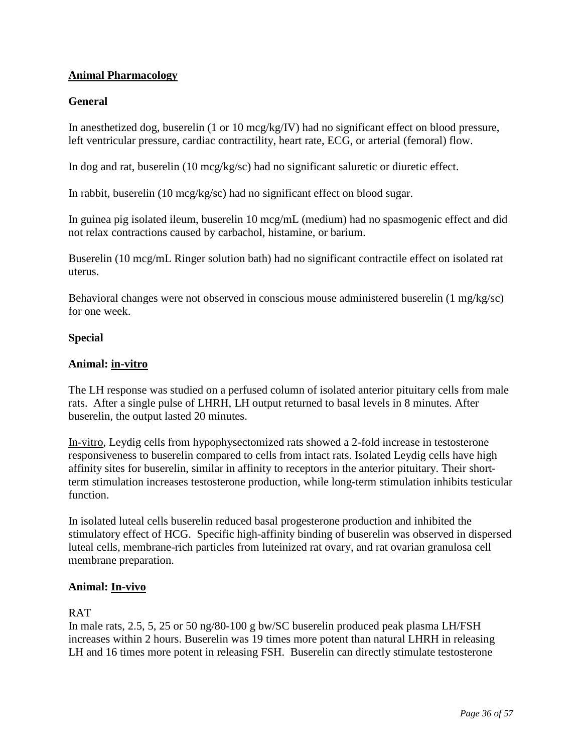## Animal Pharmacology

### General

In anesthetized dog, buserelin (1 or 10 mcg/kg/IV) had no significant effect on blood pressure, left ventricular pressure, cardiac contractility, heart rate, ECG, or arterial (femoral) flow.

In dog and rat, buserelin (10 mcg/kg/sc) had no significant saluretic or diuretic effect.

In rabbit, buserelin (10 mcg/kg/sc) had no significant effect on blood sugar.

In guinea pig isolated ileum, buserelin 10 mcg/mL (medium) had no spasmogenic effect and did not relax contractions caused by carbachol, histamine, or barium.

Buserelin (10 mcg/mL Ringer solution bath) had no significant contractile effect on isolated rat uterus.

Behavioral changes were not observed in conscious mouse administered buserelin (1 mg/kg/sc) for one week.

### Special

### Animal: in-vitro

The LH response was studied on a perfused column of isolated anterior pituitary cells from male rats. After a single pulse of LHRH, LH output returned to basal levels in 8 minutes. After buserelin, the output lasted 20 minutes.

In-vitro, Leydig cells from hypophysectomized rats showed a 2-fold increase in testosterone responsiveness to buserelin compared to cells from intact rats. Isolated Leydig cells have high affinity sites for buserelin, similar in affinity to receptors in the anterior pituitary. Their short-term stimulation increases testosterone production, while long-term stimulation inhibits testicular function.

In isolated luteal cells buserelin reduced basal progesterone production and inhibited the stimulatory effect of HCG. Specific high-affinity binding of buserelin was observed in dispersed luteal cells, membrane-rich particles from luteinized rat ovary, and rat ovarian granulosa cell membrane preparation.

### Animal: In-vivo

RAT

In male rats, 2.5, 5, 25 or 50 ng/80-100 g bw/SC buserelin produced peak plasma LH/FSH increases within 2 hours. Buserelin was 19 times more potent than natural LHRH in releasing LH and 16 times more potent in releasing FSH. Buserelin can directly stimulate testosterone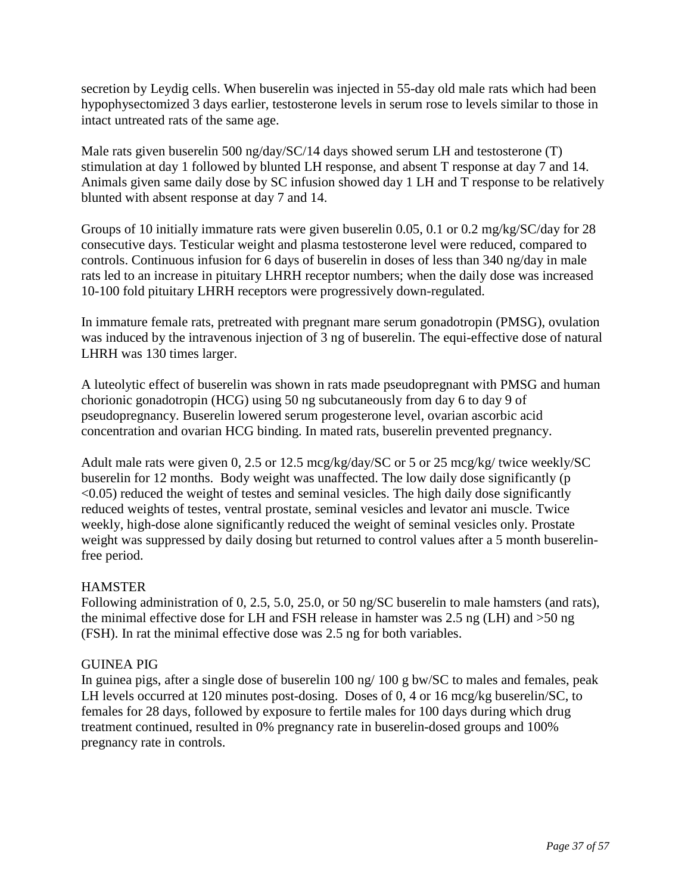secretion by Leydig cells. When buserelin was injected in 55-day old male rats which had been hypophysectomized 3 days earlier, testosterone levels in serum rose to levels similar to those in intact untreated rats of the same age.

Male rats given buserelin 500 ng/day/SC/14 days showed serum LH and testosterone (T) stimulation at day 1 followed by blunted LH response, and absent T response at day 7 and 14. Animals given same daily dose by SC infusion showed day 1 LH and T response to be relatively blunted with absent response at day 7 and 14.

Groups of 10 initially immature rats were given buserelin 0.05, 0.1 or 0.2 mg/kg/SC/day for 28 consecutive days. Testicular weight and plasma testosterone level were reduced, compared to controls. Continuous infusion for 6 days of buserelin in doses of less than 340 ng/day in male rats led to an increase in pituitary LHRH receptor numbers; when the daily dose was increased 10-100 fold pituitary LHRH receptors were progressively down-regulated.

In immature female rats, pretreated with pregnant mare serum gonadotropin (PMSG), ovulation was induced by the intravenous injection of 3 ng of buserelin. The equi-effective dose of natural LHRH was 130 times larger.

A luteolytic effect of buserelin was shown in rats made pseudopregnant with PMSG and human chorionic gonadotropin (HCG) using 50 ng subcutaneously from day 6 to day 9 of pseudopregnancy. Buserelin lowered serum progesterone level, ovarian ascorbic acid concentration and ovarian HCG binding. In mated rats, buserelin prevented pregnancy.

Adult male rats were given 0, 2.5 or 12.5 mcg/kg/day/SC or 5 or 25 mcg/kg/ twice weekly/SC buserelin for 12 months. Body weight was unaffected. The low daily dose significantly ($p < 0.05$) reduced the weight of testes and seminal vesicles. The high daily dose significantly reduced weights of testes, ventral prostate, seminal vesicles and levator ani muscle. Twice weekly, high-dose alone significantly reduced the weight of seminal vesicles only. Prostate weight was suppressed by daily dosing but returned to control values after a 5 month buserelin-free period.

HAMSTER

Following administration of 0, 2.5, 5.0, 25.0, or 50 ng/SC buserelin to male hamsters (and rats), the minimal effective dose for LH and FSH release in hamster was 2.5 ng (LH) and >50 ng (FSH). In rat the minimal effective dose was 2.5 ng for both variables.

GUINEA PIG

In guinea pigs, after a single dose of buserelin 100 ng/ 100 g bw/SC to males and females, peak LH levels occurred at 120 minutes post-dosing. Doses of 0, 4 or 16 mcg/kg buserelin/SC, to females for 28 days, followed by exposure to fertile males for 100 days during which drug treatment continued, resulted in 0% pregnancy rate in buserelin-dosed groups and 100% pregnancy rate in controls.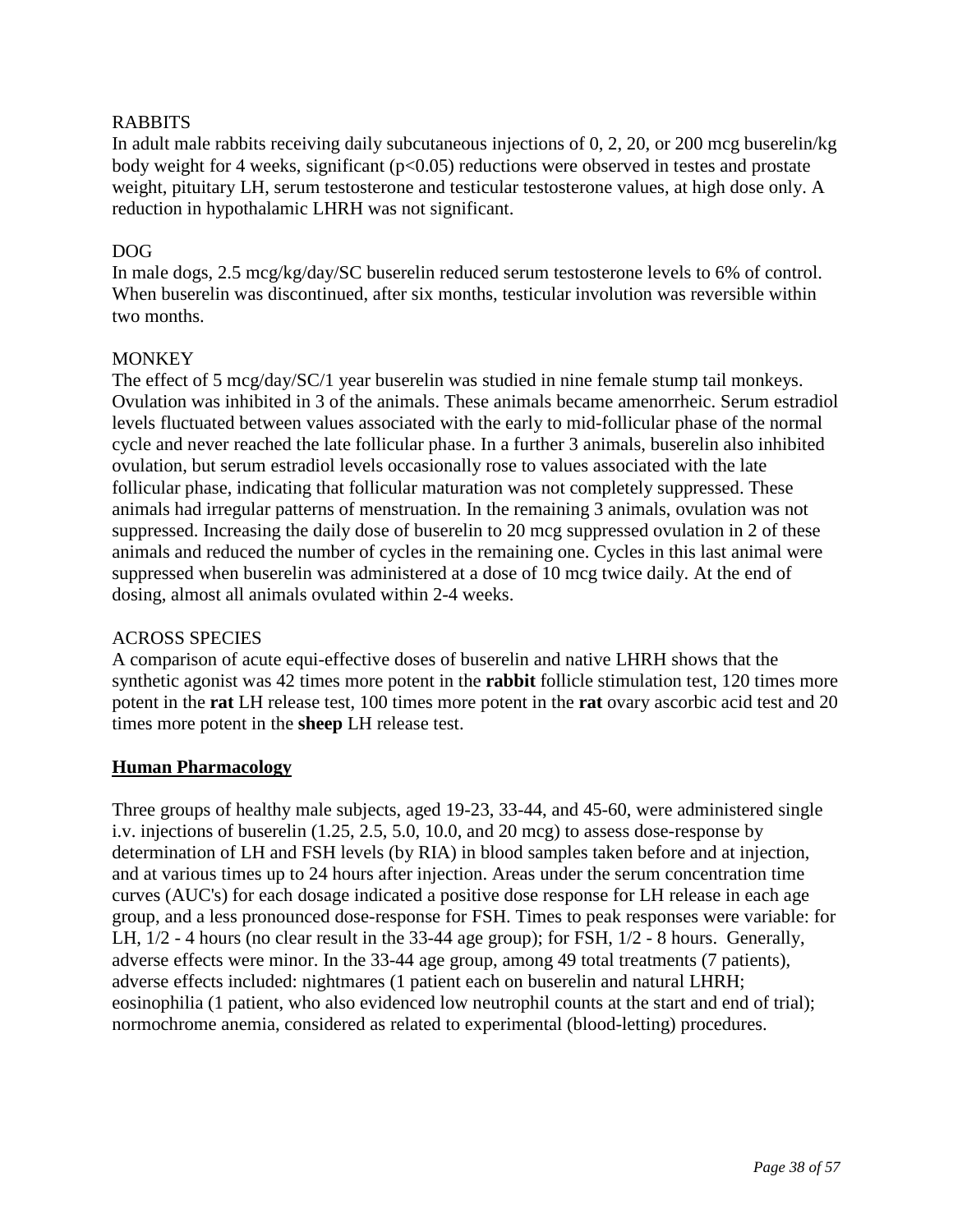RABBITS

In adult male rabbits receiving daily subcutaneous injections of 0, 2, 20, or 200 mcg buserelin/kg body weight for 4 weeks, significant ($p<0.05$) reductions were observed in testes and prostate weight, pituitary LH, serum testosterone and testicular testosterone values, at high dose only. A reduction in hypothalamic LHRH was not significant.

DOG

In male dogs, 2.5 mcg/kg/day/SC buserelin reduced serum testosterone levels to 6% of control. When buserelin was discontinued, after six months, testicular involution was reversible within two months.

MONKEY

The effect of 5 mcg/day/SC/1 year buserelin was studied in nine female stump tail monkeys. Ovulation was inhibited in 3 of the animals. These animals became amenorrheic. Serum estradiol levels fluctuated between values associated with the early to mid-follicular phase of the normal cycle and never reached the late follicular phase. In a further 3 animals, buserelin also inhibited ovulation, but serum estradiol levels occasionally rose to values associated with the late follicular phase, indicating that follicular maturation was not completely suppressed. These animals had irregular patterns of menstruation. In the remaining 3 animals, ovulation was not suppressed. Increasing the daily dose of buserelin to 20 mcg suppressed ovulation in 2 of these animals and reduced the number of cycles in the remaining one. Cycles in this last animal were suppressed when buserelin was administered at a dose of 10 mcg twice daily. At the end of dosing, almost all animals ovulated within 2-4 weeks.

ACROSS SPECIES

A comparison of acute equi-effective doses of buserelin and native LHRH shows that the synthetic agonist was 42 times more potent in the **rabbit** follicle stimulation test, 120 times more potent in the **rat** LH release test, 100 times more potent in the **rat** ovary ascorbic acid test and 20 times more potent in the **sheep** LH release test.

## Human Pharmacology

Three groups of healthy male subjects, aged 19-23, 33-44, and 45-60, were administered single i.v. injections of buserelin (1.25, 2.5, 5.0, 10.0, and 20 mcg) to assess dose-response by determination of LH and FSH levels (by RIA) in blood samples taken before and at injection, and at various times up to 24 hours after injection. Areas under the serum concentration time curves (AUC's) for each dosage indicated a positive dose response for LH release in each age group, and a less pronounced dose-response for FSH. Times to peak responses were variable: for LH, 1/2 - 4 hours (no clear result in the 33-44 age group); for FSH, 1/2 - 8 hours. Generally, adverse effects were minor. In the 33-44 age group, among 49 total treatments (7 patients), adverse effects included: nightmares (1 patient each on buserelin and natural LHRH; eosinophilia (1 patient, who also evidenced low neutrophil counts at the start and end of trial); normochrome anemia, considered as related to experimental (blood-letting) procedures.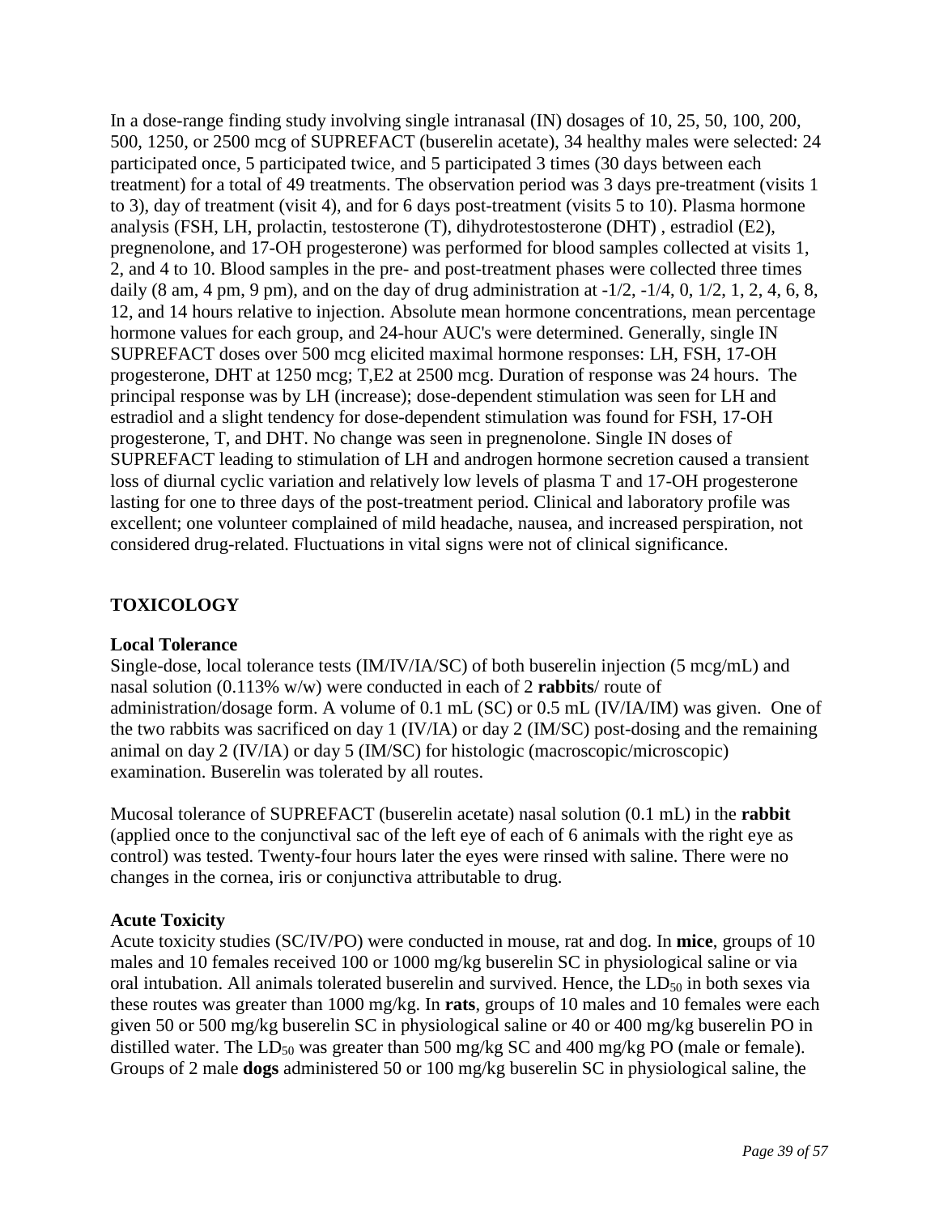In a dose-range finding study involving single intranasal (IN) dosages of 10, 25, 50, 100, 200, 500, 1250, or 2500 mcg of SUPREFACT (buserelin acetate), 34 healthy males were selected: 24 participated once, 5 participated twice, and 5 participated 3 times (30 days between each treatment) for a total of 49 treatments. The observation period was 3 days pre-treatment (visits 1 to 3), day of treatment (visit 4), and for 6 days post-treatment (visits 5 to 10). Plasma hormone analysis (FSH, LH, prolactin, testosterone (T), dihydrotestosterone (DHT) , estradiol (E2), pregnenolone, and 17-OH progesterone) was performed for blood samples collected at visits 1, 2, and 4 to 10. Blood samples in the pre- and post-treatment phases were collected three times daily (8 am, 4 pm, 9 pm), and on the day of drug administration at -1/2, -1/4, 0, 1/2, 1, 2, 4, 6, 8, 12, and 14 hours relative to injection. Absolute mean hormone concentrations, mean percentage hormone values for each group, and 24-hour AUC's were determined. Generally, single IN SUPREFACT doses over 500 mcg elicited maximal hormone responses: LH, FSH, 17-OH progesterone, DHT at 1250 mcg; T,E2 at 2500 mcg. Duration of response was 24 hours. The principal response was by LH (increase); dose-dependent stimulation was seen for LH and estradiol and a slight tendency for dose-dependent stimulation was found for FSH, 17-OH progesterone, T, and DHT. No change was seen in pregnenolone. Single IN doses of SUPREFACT leading to stimulation of LH and androgen hormone secretion caused a transient loss of diurnal cyclic variation and relatively low levels of plasma T and 17-OH progesterone lasting for one to three days of the post-treatment period. Clinical and laboratory profile was excellent; one volunteer complained of mild headache, nausea, and increased perspiration, not considered drug-related. Fluctuations in vital signs were not of clinical significance.

## TOXICOLOGY

### Local Tolerance

Single-dose, local tolerance tests (IM/IV/IA/SC) of both buserelin injection (5 mcg/mL) and nasal solution (0.113% w/w) were conducted in each of 2 **rabbits**/ route of administration/dosage form. A volume of 0.1 mL (SC) or 0.5 mL (IV/IA/IM) was given. One of the two rabbits was sacrificed on day 1 (IV/IA) or day 2 (IM/SC) post-dosing and the remaining animal on day 2 (IV/IA) or day 5 (IM/SC) for histologic (macroscopic/microscopic) examination. Buserelin was tolerated by all routes.

Mucosal tolerance of SUPREFACT (buserelin acetate) nasal solution (0.1 mL) in the **rabbit** (applied once to the conjunctival sac of the left eye of each of 6 animals with the right eye as control) was tested. Twenty-four hours later the eyes were rinsed with saline. There were no changes in the cornea, iris or conjunctiva attributable to drug.

### Acute Toxicity

Acute toxicity studies (SC/IV/PO) were conducted in mouse, rat and dog. In **mice**, groups of 10 males and 10 females received 100 or 1000 mg/kg buserelin SC in physiological saline or via oral intubation. All animals tolerated buserelin and survived. Hence, the $LD_{50}$ in both sexes via these routes was greater than 1000 mg/kg. In **rats**, groups of 10 males and 10 females were each given 50 or 500 mg/kg buserelin SC in physiological saline or 40 or 400 mg/kg buserelin PO in distilled water. The $LD_{50}$ was greater than 500 mg/kg SC and 400 mg/kg PO (male or female). Groups of 2 male **dogs** administered 50 or 100 mg/kg buserelin SC in physiological saline, the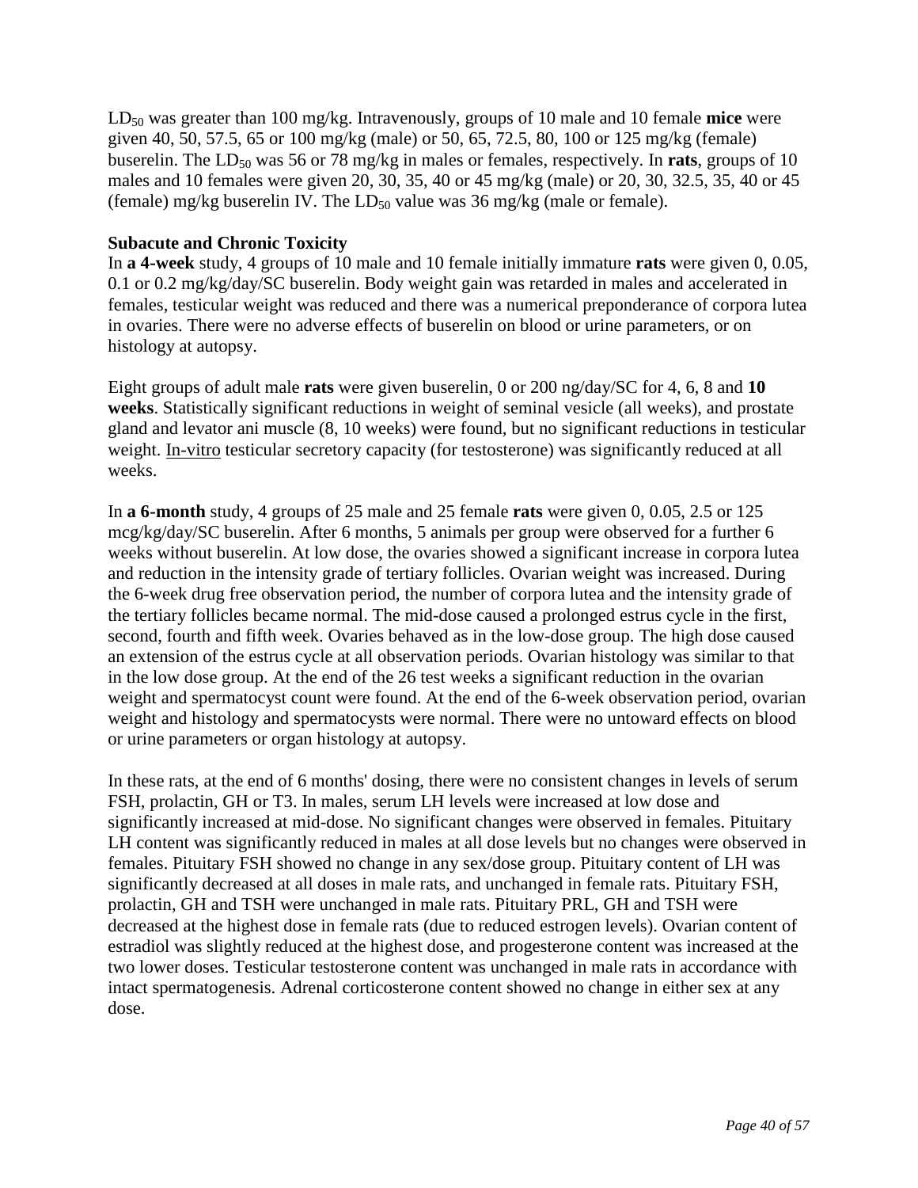$LD_{50}$ was greater than 100 mg/kg. Intravenously, groups of 10 male and 10 female **mice** were given 40, 50, 57.5, 65 or 100 mg/kg (male) or 50, 65, 72.5, 80, 100 or 125 mg/kg (female) buserelin. The $LD_{50}$ was 56 or 78 mg/kg in males or females, respectively. In **rats**, groups of 10 males and 10 females were given 20, 30, 35, 40 or 45 mg/kg (male) or 20, 30, 32.5, 35, 40 or 45 (female) mg/kg buserelin IV. The $LD_{50}$ value was 36 mg/kg (male or female).

**Subacute and Chronic Toxicity**

In **a 4-week** study, 4 groups of 10 male and 10 female initially immature **rats** were given 0, 0.05, 0.1 or 0.2 mg/kg/day/SC buserelin. Body weight gain was retarded in males and accelerated in females, testicular weight was reduced and there was a numerical preponderance of corpora lutea in ovaries. There were no adverse effects of buserelin on blood or urine parameters, or on histology at autopsy.

Eight groups of adult male **rats** were given buserelin, 0 or 200 ng/day/SC for 4, 6, 8 and **10 weeks**. Statistically significant reductions in weight of seminal vesicle (all weeks), and prostate gland and levator ani muscle (8, 10 weeks) were found, but no significant reductions in testicular weight. In-vitro testicular secretory capacity (for testosterone) was significantly reduced at all weeks.

In **a 6-month** study, 4 groups of 25 male and 25 female **rats** were given 0, 0.05, 2.5 or 125 mcg/kg/day/SC buserelin. After 6 months, 5 animals per group were observed for a further 6 weeks without buserelin. At low dose, the ovaries showed a significant increase in corpora lutea and reduction in the intensity grade of tertiary follicles. Ovarian weight was increased. During the 6-week drug free observation period, the number of corpora lutea and the intensity grade of the tertiary follicles became normal. The mid-dose caused a prolonged estrus cycle in the first, second, fourth and fifth week. Ovaries behaved as in the low-dose group. The high dose caused an extension of the estrus cycle at all observation periods. Ovarian histology was similar to that in the low dose group. At the end of the 26 test weeks a significant reduction in the ovarian weight and spermatocyst count were found. At the end of the 6-week observation period, ovarian weight and histology and spermatocysts were normal. There were no untoward effects on blood or urine parameters or organ histology at autopsy.

In these rats, at the end of 6 months' dosing, there were no consistent changes in levels of serum FSH, prolactin, GH or T3. In males, serum LH levels were increased at low dose and significantly increased at mid-dose. No significant changes were observed in females. Pituitary LH content was significantly reduced in males at all dose levels but no changes were observed in females. Pituitary FSH showed no change in any sex/dose group. Pituitary content of LH was significantly decreased at all doses in male rats, and unchanged in female rats. Pituitary FSH, prolactin, GH and TSH were unchanged in male rats. Pituitary PRL, GH and TSH were decreased at the highest dose in female rats (due to reduced estrogen levels). Ovarian content of estradiol was slightly reduced at the highest dose, and progesterone content was increased at the two lower doses. Testicular testosterone content was unchanged in male rats in accordance with intact spermatogenesis. Adrenal corticosterone content showed no change in either sex at any dose.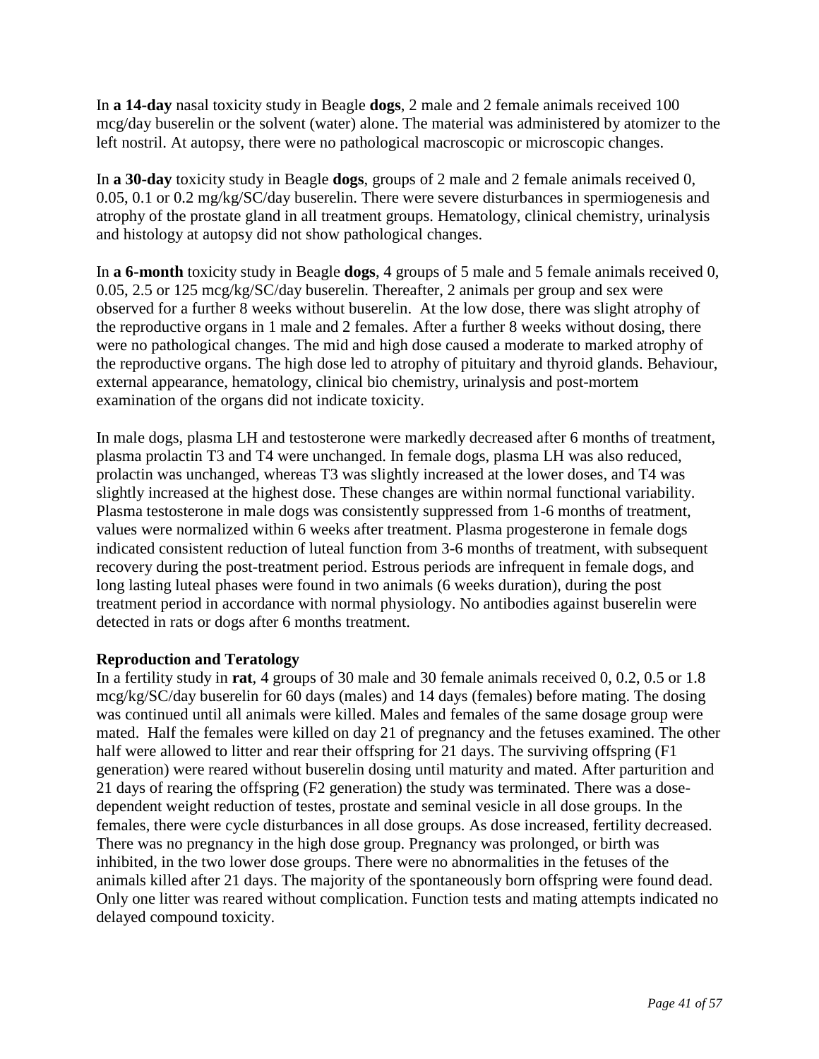In **a 14-day** nasal toxicity study in Beagle **dogs**, 2 male and 2 female animals received 100 mcg/day buserelin or the solvent (water) alone. The material was administered by atomizer to the left nostril. At autopsy, there were no pathological macroscopic or microscopic changes.

In **a 30-day** toxicity study in Beagle **dogs**, groups of 2 male and 2 female animals received 0, 0.05, 0.1 or 0.2 mg/kg/SC/day buserelin. There were severe disturbances in spermiogenesis and atrophy of the prostate gland in all treatment groups. Hematology, clinical chemistry, urinalysis and histology at autopsy did not show pathological changes.

In **a 6-month** toxicity study in Beagle **dogs**, 4 groups of 5 male and 5 female animals received 0, 0.05, 2.5 or 125 mcg/kg/SC/day buserelin. Thereafter, 2 animals per group and sex were observed for a further 8 weeks without buserelin. At the low dose, there was slight atrophy of the reproductive organs in 1 male and 2 females. After a further 8 weeks without dosing, there were no pathological changes. The mid and high dose caused a moderate to marked atrophy of the reproductive organs. The high dose led to atrophy of pituitary and thyroid glands. Behaviour, external appearance, hematology, clinical bio chemistry, urinalysis and post-mortem examination of the organs did not indicate toxicity.

In male dogs, plasma LH and testosterone were markedly decreased after 6 months of treatment, plasma prolactin T3 and T4 were unchanged. In female dogs, plasma LH was also reduced, prolactin was unchanged, whereas T3 was slightly increased at the lower doses, and T4 was slightly increased at the highest dose. These changes are within normal functional variability. Plasma testosterone in male dogs was consistently suppressed from 1-6 months of treatment, values were normalized within 6 weeks after treatment. Plasma progesterone in female dogs indicated consistent reduction of luteal function from 3-6 months of treatment, with subsequent recovery during the post-treatment period. Estrous periods are infrequent in female dogs, and long lasting luteal phases were found in two animals (6 weeks duration), during the post treatment period in accordance with normal physiology. No antibodies against buserelin were detected in rats or dogs after 6 months treatment.

**Reproduction and Teratology**

In a fertility study in **rat**, 4 groups of 30 male and 30 female animals received 0, 0.2, 0.5 or 1.8 mcg/kg/SC/day buserelin for 60 days (males) and 14 days (females) before mating. The dosing was continued until all animals were killed. Males and females of the same dosage group were mated. Half the females were killed on day 21 of pregnancy and the fetuses examined. The other half were allowed to litter and rear their offspring for 21 days. The surviving offspring (F1 generation) were reared without buserelin dosing until maturity and mated. After parturition and 21 days of rearing the offspring (F2 generation) the study was terminated. There was a dose-dependent weight reduction of testes, prostate and seminal vesicle in all dose groups. In the females, there were cycle disturbances in all dose groups. As dose increased, fertility decreased. There was no pregnancy in the high dose group. Pregnancy was prolonged, or birth was inhibited, in the two lower dose groups. There were no abnormalities in the fetuses of the animals killed after 21 days. The majority of the spontaneously born offspring were found dead. Only one litter was reared without complication. Function tests and mating attempts indicated no delayed compound toxicity.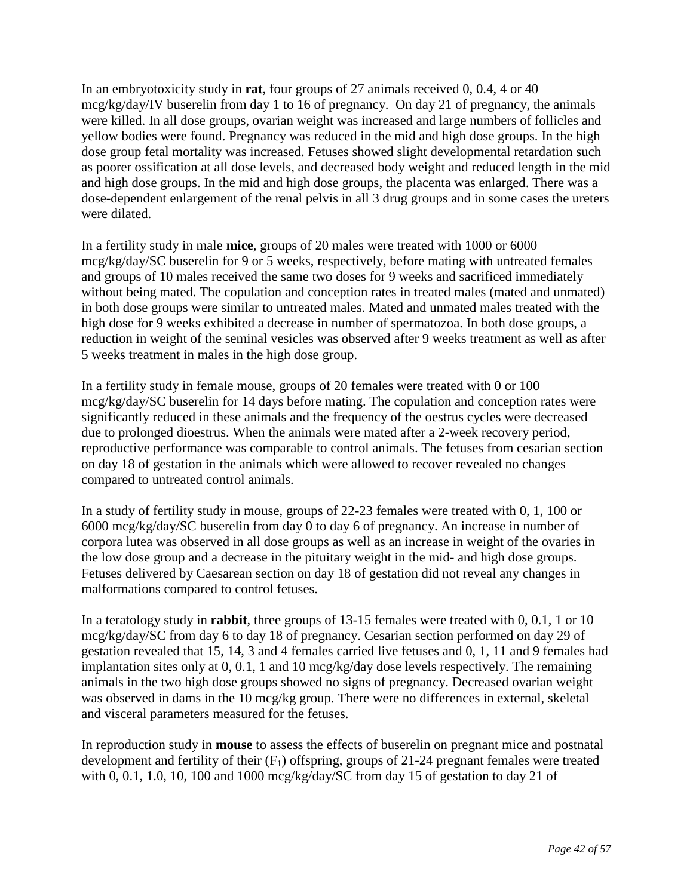In an embryotoxicity study in **rat**, four groups of 27 animals received 0, 0.4, 4 or 40 mcg/kg/day/IV buserelin from day 1 to 16 of pregnancy. On day 21 of pregnancy, the animals were killed. In all dose groups, ovarian weight was increased and large numbers of follicles and yellow bodies were found. Pregnancy was reduced in the mid and high dose groups. In the high dose group fetal mortality was increased. Fetuses showed slight developmental retardation such as poorer ossification at all dose levels, and decreased body weight and reduced length in the mid and high dose groups. In the mid and high dose groups, the placenta was enlarged. There was a dose-dependent enlargement of the renal pelvis in all 3 drug groups and in some cases the ureters were dilated.

In a fertility study in male **mice**, groups of 20 males were treated with 1000 or 6000 mcg/kg/day/SC buserelin for 9 or 5 weeks, respectively, before mating with untreated females and groups of 10 males received the same two doses for 9 weeks and sacrificed immediately without being mated. The copulation and conception rates in treated males (mated and unmated) in both dose groups were similar to untreated males. Mated and unmated males treated with the high dose for 9 weeks exhibited a decrease in number of spermatozoa. In both dose groups, a reduction in weight of the seminal vesicles was observed after 9 weeks treatment as well as after 5 weeks treatment in males in the high dose group.

In a fertility study in female mouse, groups of 20 females were treated with 0 or 100 mcg/kg/day/SC buserelin for 14 days before mating. The copulation and conception rates were significantly reduced in these animals and the frequency of the oestrus cycles were decreased due to prolonged dioestrus. When the animals were mated after a 2-week recovery period, reproductive performance was comparable to control animals. The fetuses from cesarian section on day 18 of gestation in the animals which were allowed to recover revealed no changes compared to untreated control animals.

In a study of fertility study in mouse, groups of 22-23 females were treated with 0, 1, 100 or 6000 mcg/kg/day/SC buserelin from day 0 to day 6 of pregnancy. An increase in number of corpora lutea was observed in all dose groups as well as an increase in weight of the ovaries in the low dose group and a decrease in the pituitary weight in the mid- and high dose groups. Fetuses delivered by Caesarean section on day 18 of gestation did not reveal any changes in malformations compared to control fetuses.

In a teratology study in **rabbit**, three groups of 13-15 females were treated with 0, 0.1, 1 or 10 mcg/kg/day/SC from day 6 to day 18 of pregnancy. Cesarian section performed on day 29 of gestation revealed that 15, 14, 3 and 4 females carried live fetuses and 0, 1, 11 and 9 females had implantation sites only at 0, 0.1, 1 and 10 mcg/kg/day dose levels respectively. The remaining animals in the two high dose groups showed no signs of pregnancy. Decreased ovarian weight was observed in dams in the 10 mcg/kg group. There were no differences in external, skeletal and visceral parameters measured for the fetuses.

In reproduction study in **mouse** to assess the effects of buserelin on pregnant mice and postnatal development and fertility of their ($F_1$) offspring, groups of 21-24 pregnant females were treated with 0, 0.1, 1.0, 10, 100 and 1000 mcg/kg/day/SC from day 15 of gestation to day 21 of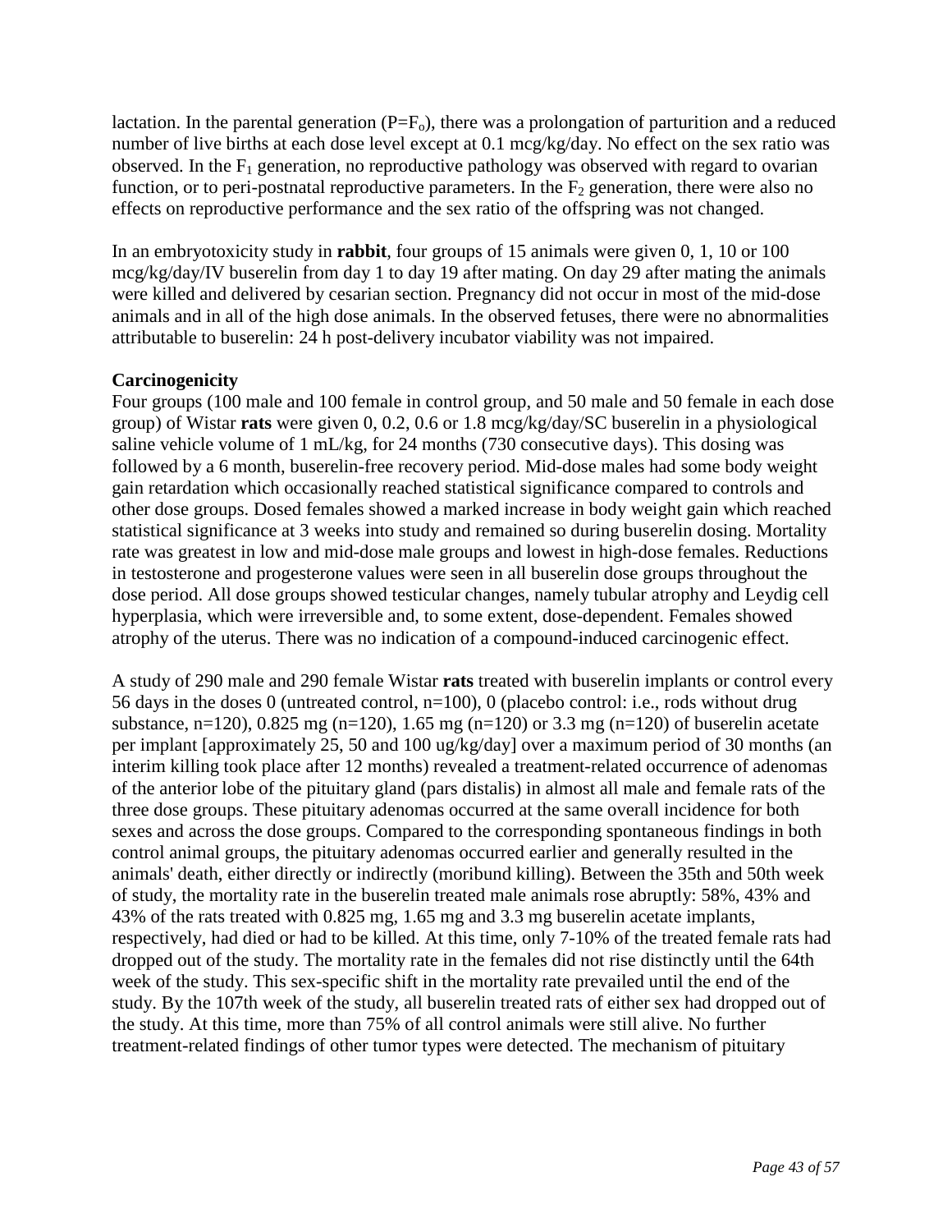lactation. In the parental generation ($P=F_o$), there was a prolongation of parturition and a reduced number of live births at each dose level except at 0.1 mcg/kg/day. No effect on the sex ratio was observed. In the $F_1$ generation, no reproductive pathology was observed with regard to ovarian function, or to peri-postnatal reproductive parameters. In the $F_2$ generation, there were also no effects on reproductive performance and the sex ratio of the offspring was not changed.

In an embryotoxicity study in **rabbit**, four groups of 15 animals were given 0, 1, 10 or 100 mcg/kg/day/IV buserelin from day 1 to day 19 after mating. On day 29 after mating the animals were killed and delivered by cesarian section. Pregnancy did not occur in most of the mid-dose animals and in all of the high dose animals. In the observed fetuses, there were no abnormalities attributable to buserelin: 24 h post-delivery incubator viability was not impaired.

**Carcinogenicity**

Four groups (100 male and 100 female in control group, and 50 male and 50 female in each dose group) of Wistar **rats** were given 0, 0.2, 0.6 or 1.8 mcg/kg/day/SC buserelin in a physiological saline vehicle volume of 1 mL/kg, for 24 months (730 consecutive days). This dosing was followed by a 6 month, buserelin-free recovery period. Mid-dose males had some body weight gain retardation which occasionally reached statistical significance compared to controls and other dose groups. Dosed females showed a marked increase in body weight gain which reached statistical significance at 3 weeks into study and remained so during buserelin dosing. Mortality rate was greatest in low and mid-dose male groups and lowest in high-dose females. Reductions in testosterone and progesterone values were seen in all buserelin dose groups throughout the dose period. All dose groups showed testicular changes, namely tubular atrophy and Leydig cell hyperplasia, which were irreversible and, to some extent, dose-dependent. Females showed atrophy of the uterus. There was no indication of a compound-induced carcinogenic effect.

A study of 290 male and 290 female Wistar **rats** treated with buserelin implants or control every 56 days in the doses 0 (untreated control, n=100), 0 (placebo control: i.e., rods without drug substance, n=120), 0.825 mg (n=120), 1.65 mg (n=120) or 3.3 mg (n=120) of buserelin acetate per implant [approximately 25, 50 and 100 ug/kg/day] over a maximum period of 30 months (an interim killing took place after 12 months) revealed a treatment-related occurrence of adenomas of the anterior lobe of the pituitary gland (pars distalis) in almost all male and female rats of the three dose groups. These pituitary adenomas occurred at the same overall incidence for both sexes and across the dose groups. Compared to the corresponding spontaneous findings in both control animal groups, the pituitary adenomas occurred earlier and generally resulted in the animals' death, either directly or indirectly (moribund killing). Between the 35th and 50th week of study, the mortality rate in the buserelin treated male animals rose abruptly: 58%, 43% and 43% of the rats treated with 0.825 mg, 1.65 mg and 3.3 mg buserelin acetate implants, respectively, had died or had to be killed. At this time, only 7-10% of the treated female rats had dropped out of the study. The mortality rate in the females did not rise distinctly until the 64th week of the study. This sex-specific shift in the mortality rate prevailed until the end of the study. By the 107th week of the study, all buserelin treated rats of either sex had dropped out of the study. At this time, more than 75% of all control animals were still alive. No further treatment-related findings of other tumor types were detected. The mechanism of pituitary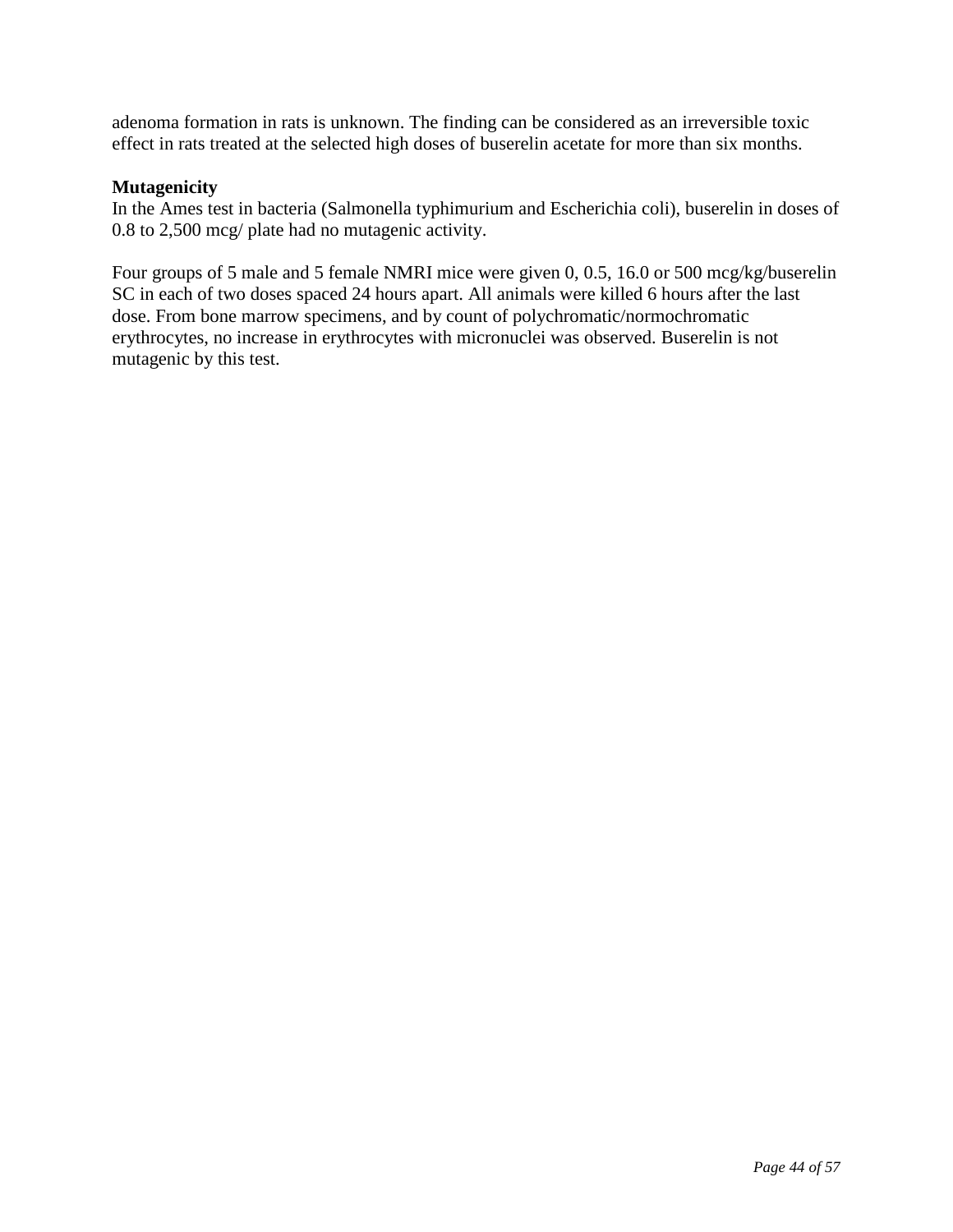adenoma formation in rats is unknown. The finding can be considered as an irreversible toxic effect in rats treated at the selected high doses of buserelin acetate for more than six months.

**Mutagenicity**

In the Ames test in bacteria (Salmonella typhimurium and Escherichia coli), buserelin in doses of 0.8 to 2,500 mcg/ plate had no mutagenic activity.

Four groups of 5 male and 5 female NMRI mice were given 0, 0.5, 16.0 or 500 mcg/kg/buserelin SC in each of two doses spaced 24 hours apart. All animals were killed 6 hours after the last dose. From bone marrow specimens, and by count of polychromatic/normochromatic erythrocytes, no increase in erythrocytes with micronuclei was observed. Buserelin is not mutagenic by this test.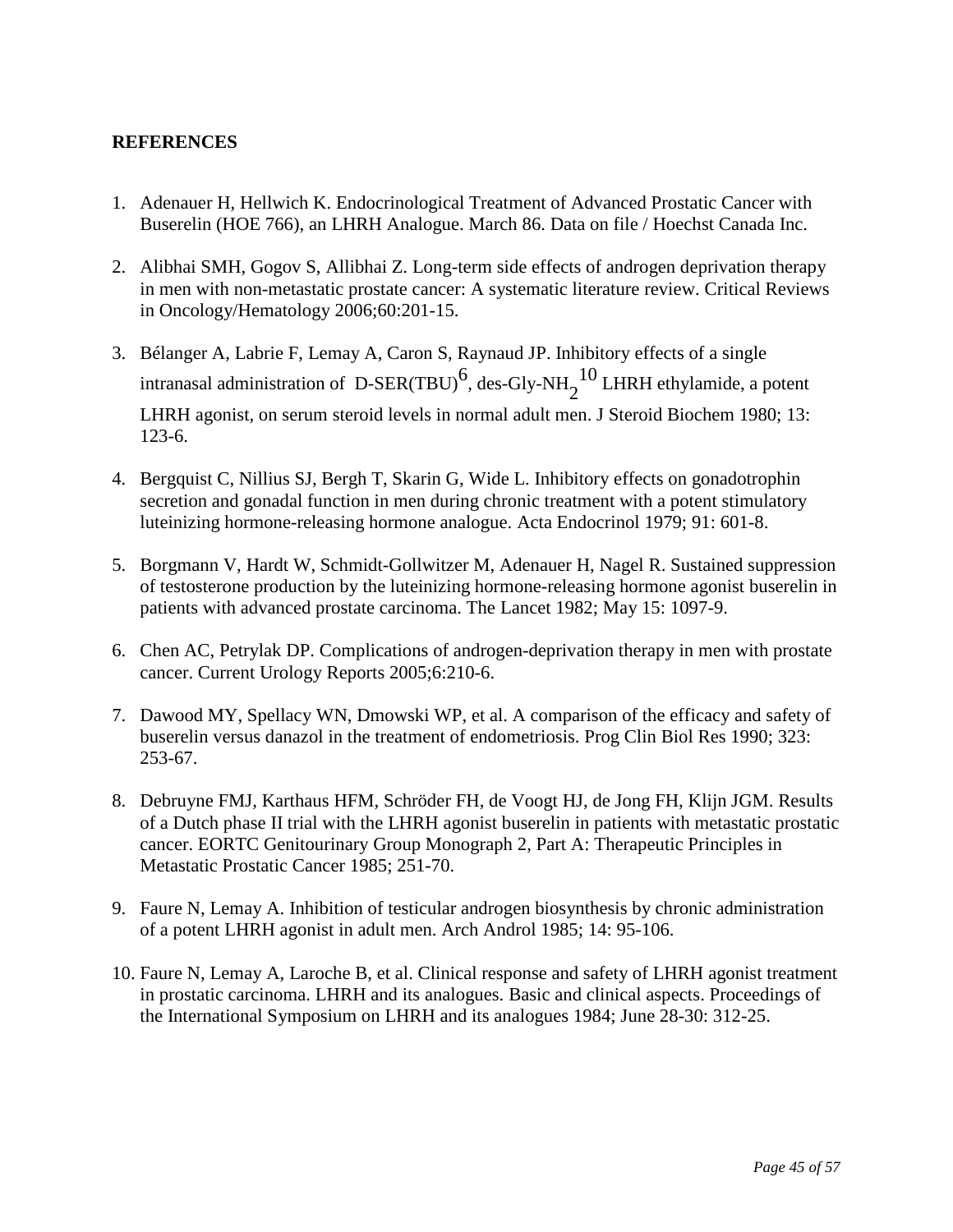**REFERENCES**

1. Adenauer H, Hellwich K. Endocrinological Treatment of Advanced Prostatic Cancer with Buserelin (HOE 766), an LHRH Analogue. March 86. Data on file / Hoechst Canada Inc.

2. Alibhai SMH, Gogov S, Allibhai Z. Long-term side effects of androgen deprivation therapy in men with non-metastatic prostate cancer: A systematic literature review. Critical Reviews in Oncology/Hematology 2006;60:201-15.

3. Bélanger A, Labrie F, Lemay A, Caron S, Raynaud JP. Inhibitory effects of a single intranasal administration of D-SER(TBU)$^{6}$, des-Gly-NH$_{2}$$^{10}$ LHRH ethylamide, a potent LHRH agonist, on serum steroid levels in normal adult men. J Steroid Biochem 1980; 13: 123-6.

4. Bergquist C, Nillius SJ, Bergh T, Skarin G, Wide L. Inhibitory effects on gonadotrophin secretion and gonadal function in men during chronic treatment with a potent stimulatory luteinizing hormone-releasing hormone analogue. Acta Endocrinol 1979; 91: 601-8.

5. Borgmann V, Hardt W, Schmidt-Gollwitzer M, Adenauer H, Nagel R. Sustained suppression of testosterone production by the luteinizing hormone-releasing hormone agonist buserelin in patients with advanced prostate carcinoma. The Lancet 1982; May 15: 1097-9.

6. Chen AC, Petrylak DP. Complications of androgen-deprivation therapy in men with prostate cancer. Current Urology Reports 2005;6:210-6.

7. Dawood MY, Spellacy WN, Dmowski WP, et al. A comparison of the efficacy and safety of buserelin versus danazol in the treatment of endometriosis. Prog Clin Biol Res 1990; 323: 253-67.

8. Debruyne FMJ, Karthaus HFM, Schröder FH, de Voogt HJ, de Jong FH, Klijn JGM. Results of a Dutch phase II trial with the LHRH agonist buserelin in patients with metastatic prostatic cancer. EORTC Genitourinary Group Monograph 2, Part A: Therapeutic Principles in Metastatic Prostatic Cancer 1985; 251-70.

9. Faure N, Lemay A. Inhibition of testicular androgen biosynthesis by chronic administration of a potent LHRH agonist in adult men. Arch Androl 1985; 14: 95-106.

10. Faure N, Lemay A, Laroche B, et al. Clinical response and safety of LHRH agonist treatment in prostatic carcinoma. LHRH and its analogues. Basic and clinical aspects. Proceedings of the International Symposium on LHRH and its analogues 1984; June 28-30: 312-25.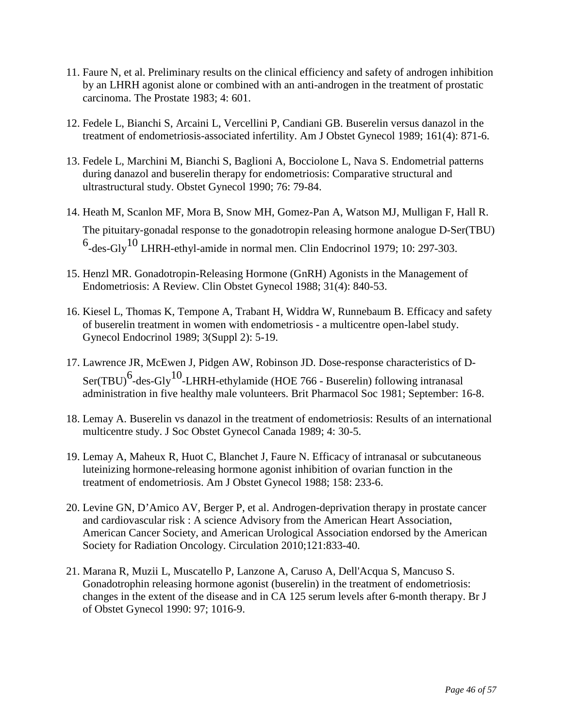11. Faure N, et al. Preliminary results on the clinical efficiency and safety of androgen inhibition by an LHRH agonist alone or combined with an anti-androgen in the treatment of prostatic carcinoma. The Prostate 1983; 4: 601.

12. Fedele L, Bianchi S, Arcaini L, Vercellini P, Candiani GB. Buserelin versus danazol in the treatment of endometriosis-associated infertility. Am J Obstet Gynecol 1989; 161(4): 871-6.

13. Fedele L, Marchini M, Bianchi S, Baglioni A, Bocciolone L, Nava S. Endometrial patterns during danazol and buserelin therapy for endometriosis: Comparative structural and ultrastructural study. Obstet Gynecol 1990; 76: 79-84.

14. Heath M, Scanlon MF, Mora B, Snow MH, Gomez-Pan A, Watson MJ, Mulligan F, Hall R. The pituitary-gonadal response to the gonadotropin releasing hormone analogue D-Ser(TBU)$^{6}$-des-Gly$^{10}$ LHRH-ethyl-amide in normal men. Clin Endocrinol 1979; 10: 297-303.

15. Henzl MR. Gonadotropin-Releasing Hormone (GnRH) Agonists in the Management of Endometriosis: A Review. Clin Obstet Gynecol 1988; 31(4): 840-53.

16. Kiesel L, Thomas K, Tempone A, Trabant H, Widdra W, Runnebaum B. Efficacy and safety of buserelin treatment in women with endometriosis - a multicentre open-label study. Gynecol Endocrinol 1989; 3(Suppl 2): 5-19.

17. Lawrence JR, McEwen J, Pidgen AW, Robinson JD. Dose-response characteristics of D-Ser(TBU)$^{6}$-des-Gly$^{10}$-LHRH-ethylamide (HOE 766 - Buserelin) following intranasal administration in five healthy male volunteers. Brit Pharmacol Soc 1981; September: 16-8.

18. Lemay A. Buserelin vs danazol in the treatment of endometriosis: Results of an international multicentre study. J Soc Obstet Gynecol Canada 1989; 4: 30-5.

19. Lemay A, Maheux R, Huot C, Blanchet J, Faure N. Efficacy of intranasal or subcutaneous luteinizing hormone-releasing hormone agonist inhibition of ovarian function in the treatment of endometriosis. Am J Obstet Gynecol 1988; 158: 233-6.

20. Levine GN, D'Amico AV, Berger P, et al. Androgen-deprivation therapy in prostate cancer and cardiovascular risk : A science Advisory from the American Heart Association, American Cancer Society, and American Urological Association endorsed by the American Society for Radiation Oncology. Circulation 2010;121:833-40.

21. Marana R, Muzii L, Muscatello P, Lanzone A, Caruso A, Dell'Acqua S, Mancuso S. Gonadotrophin releasing hormone agonist (buserelin) in the treatment of endometriosis: changes in the extent of the disease and in CA 125 serum levels after 6-month therapy. Br J of Obstet Gynecol 1990: 97; 1016-9.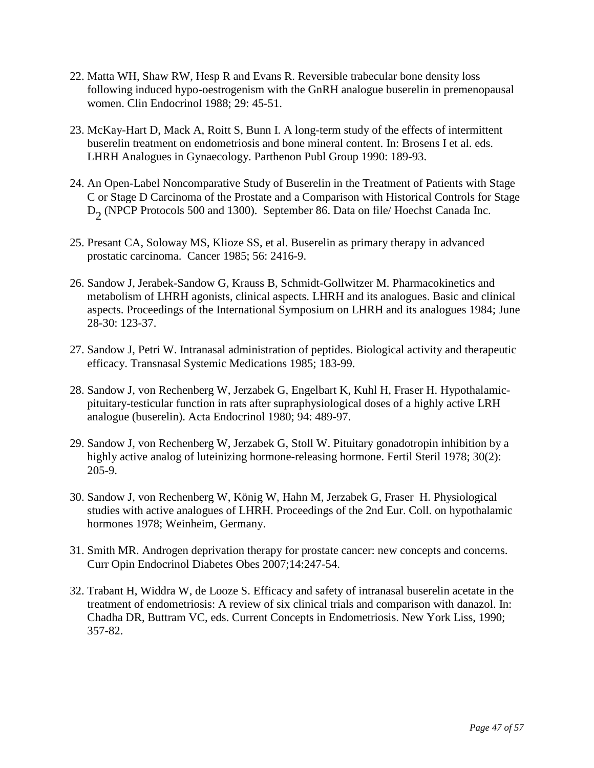22. Matta WH, Shaw RW, Hesp R and Evans R. Reversible trabecular bone density loss following induced hypo-oestrogenism with the GnRH analogue buserelin in premenopausal women. Clin Endocrinol 1988; 29: 45-51.

23. McKay-Hart D, Mack A, Roitt S, Bunn I. A long-term study of the effects of intermittent buserelin treatment on endometriosis and bone mineral content. In: Brosens I et al. eds. LHRH Analogues in Gynaecology. Parthenon Publ Group 1990: 189-93.

24. An Open-Label Noncomparative Study of Buserelin in the Treatment of Patients with Stage C or Stage D Carcinoma of the Prostate and a Comparison with Historical Controls for Stage $D_2$ (NPCP Protocols 500 and 1300). September 86. Data on file/ Hoechst Canada Inc.

25. Presant CA, Soloway MS, Klioze SS, et al. Buserelin as primary therapy in advanced prostatic carcinoma. Cancer 1985; 56: 2416-9.

26. Sandow J, Jerabek-Sandow G, Krauss B, Schmidt-Gollwitzer M. Pharmacokinetics and metabolism of LHRH agonists, clinical aspects. LHRH and its analogues. Basic and clinical aspects. Proceedings of the International Symposium on LHRH and its analogues 1984; June 28-30: 123-37.

27. Sandow J, Petri W. Intranasal administration of peptides. Biological activity and therapeutic efficacy. Transnasal Systemic Medications 1985; 183-99.

28. Sandow J, von Rechenberg W, Jerzabek G, Engelbart K, Kuhl H, Fraser H. Hypothalamic-pituitary-testicular function in rats after supraphysiological doses of a highly active LRH analogue (buserelin). Acta Endocrinol 1980; 94: 489-97.

29. Sandow J, von Rechenberg W, Jerzabek G, Stoll W. Pituitary gonadotropin inhibition by a highly active analog of luteinizing hormone-releasing hormone. Fertil Steril 1978; 30(2): 205-9.

30. Sandow J, von Rechenberg W, König W, Hahn M, Jerzabek G, Fraser H. Physiological studies with active analogues of LHRH. Proceedings of the 2nd Eur. Coll. on hypothalamic hormones 1978; Weinheim, Germany.

31. Smith MR. Androgen deprivation therapy for prostate cancer: new concepts and concerns. Curr Opin Endocrinol Diabetes Obes 2007;14:247-54.

32. Trabant H, Widdra W, de Looze S. Efficacy and safety of intranasal buserelin acetate in the treatment of endometriosis: A review of six clinical trials and comparison with danazol. In: Chadha DR, Buttram VC, eds. Current Concepts in Endometriosis. New York Liss, 1990; 357-82.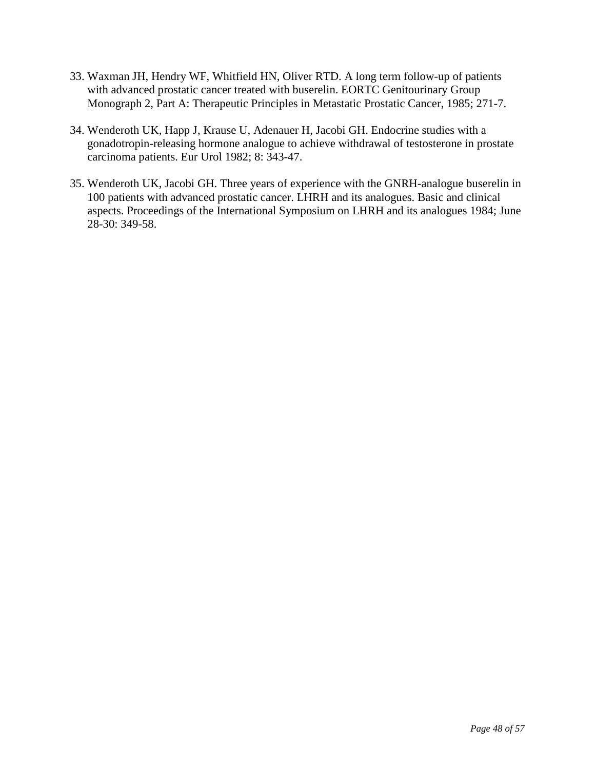33. Waxman JH, Hendry WF, Whitfield HN, Oliver RTD. A long term follow-up of patients with advanced prostatic cancer treated with buserelin. EORTC Genitourinary Group Monograph 2, Part A: Therapeutic Principles in Metastatic Prostatic Cancer, 1985; 271-7.

34. Wenderoth UK, Happ J, Krause U, Adenauer H, Jacobi GH. Endocrine studies with a gonadotropin-releasing hormone analogue to achieve withdrawal of testosterone in prostate carcinoma patients. Eur Urol 1982; 8: 343-47.

35. Wenderoth UK, Jacobi GH. Three years of experience with the GNRH-analogue buserelin in 100 patients with advanced prostatic cancer. LHRH and its analogues. Basic and clinical aspects. Proceedings of the International Symposium on LHRH and its analogues 1984; June 28-30: 349-58.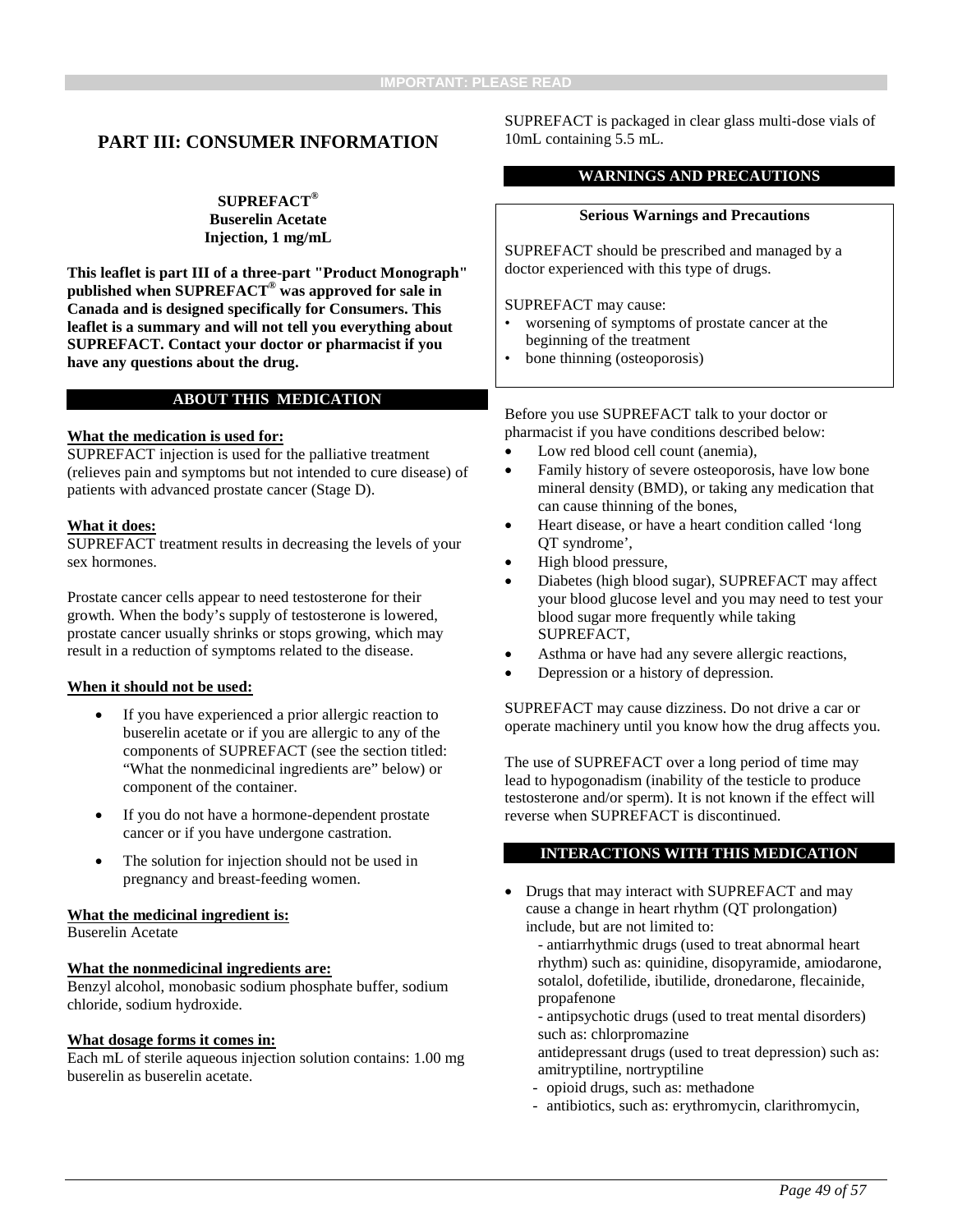IMPORTANT: PLEASE READ

# PART III: CONSUMER INFORMATION

**SUPREFACT®**
**Buserelin Acetate**
**Injection, 1 mg/mL**

**This leaflet is part III of a three-part "Product Monograph" published when SUPREFACT® was approved for sale in Canada and is designed specifically for Consumers. This leaflet is a summary and will not tell you everything about SUPREFACT. Contact your doctor or pharmacist if you have any questions about the drug.**

## ABOUT THIS MEDICATION

**What the medication is used for:**
SUPREFACT injection is used for the palliative treatment (relieves pain and symptoms but not intended to cure disease) of patients with advanced prostate cancer (Stage D).

**What it does:**
SUPREFACT treatment results in decreasing the levels of your sex hormones.

Prostate cancer cells appear to need testosterone for their growth. When the body's supply of testosterone is lowered, prostate cancer usually shrinks or stops growing, which may result in a reduction of symptoms related to the disease.

**When it should not be used:**

- If you have experienced a prior allergic reaction to buserelin acetate or if you are allergic to any of the components of SUPREFACT (see the section titled: "What the nonmedicinal ingredients are" below) or component of the container.
- If you do not have a hormone-dependent prostate cancer or if you have undergone castration.
- The solution for injection should not be used in pregnancy and breast-feeding women.

**What the medicinal ingredient is:**
Buserelin Acetate

**What the nonmedicinal ingredients are:**
Benzyl alcohol, monobasic sodium phosphate buffer, sodium chloride, sodium hydroxide.

**What dosage forms it comes in:**
Each mL of sterile aqueous injection solution contains: 1.00 mg buserelin as buserelin acetate.

SUPREFACT is packaged in clear glass multi-dose vials of 10mL containing 5.5 mL.

## WARNINGS AND PRECAUTIONS

**Serious Warnings and Precautions**

SUPREFACT should be prescribed and managed by a doctor experienced with this type of drugs.

SUPREFACT may cause:
- worsening of symptoms of prostate cancer at the beginning of the treatment
- bone thinning (osteoporosis)

Before you use SUPREFACT talk to your doctor or pharmacist if you have conditions described below:

- Low red blood cell count (anemia),
- Family history of severe osteoporosis, have low bone mineral density (BMD), or taking any medication that can cause thinning of the bones,
- Heart disease, or have a heart condition called 'long QT syndrome',
- High blood pressure,
- Diabetes (high blood sugar), SUPREFACT may affect your blood glucose level and you may need to test your blood sugar more frequently while taking SUPREFACT,
- Asthma or have had any severe allergic reactions,
- Depression or a history of depression.

SUPREFACT may cause dizziness. Do not drive a car or operate machinery until you know how the drug affects you.

The use of SUPREFACT over a long period of time may lead to hypogonadism (inability of the testicle to produce testosterone and/or sperm). It is not known if the effect will reverse when SUPREFACT is discontinued.

## INTERACTIONS WITH THIS MEDICATION

- Drugs that may interact with SUPREFACT and may cause a change in heart rhythm (QT prolongation) include, but are not limited to:
  - antiarrhythmic drugs (used to treat abnormal heart rhythm) such as: quinidine, disopyramide, amiodarone, sotalol, dofetilide, ibutilide, dronedarone, flecainide, propafenone
  - antipsychotic drugs (used to treat mental disorders) such as: chlorpromazine
  antidepressant drugs (used to treat depression) such as: amitryptiline, nortryptiline
  - opioid drugs, such as: methadone
  - antibiotics, such as: erythromycin, clarithromycin,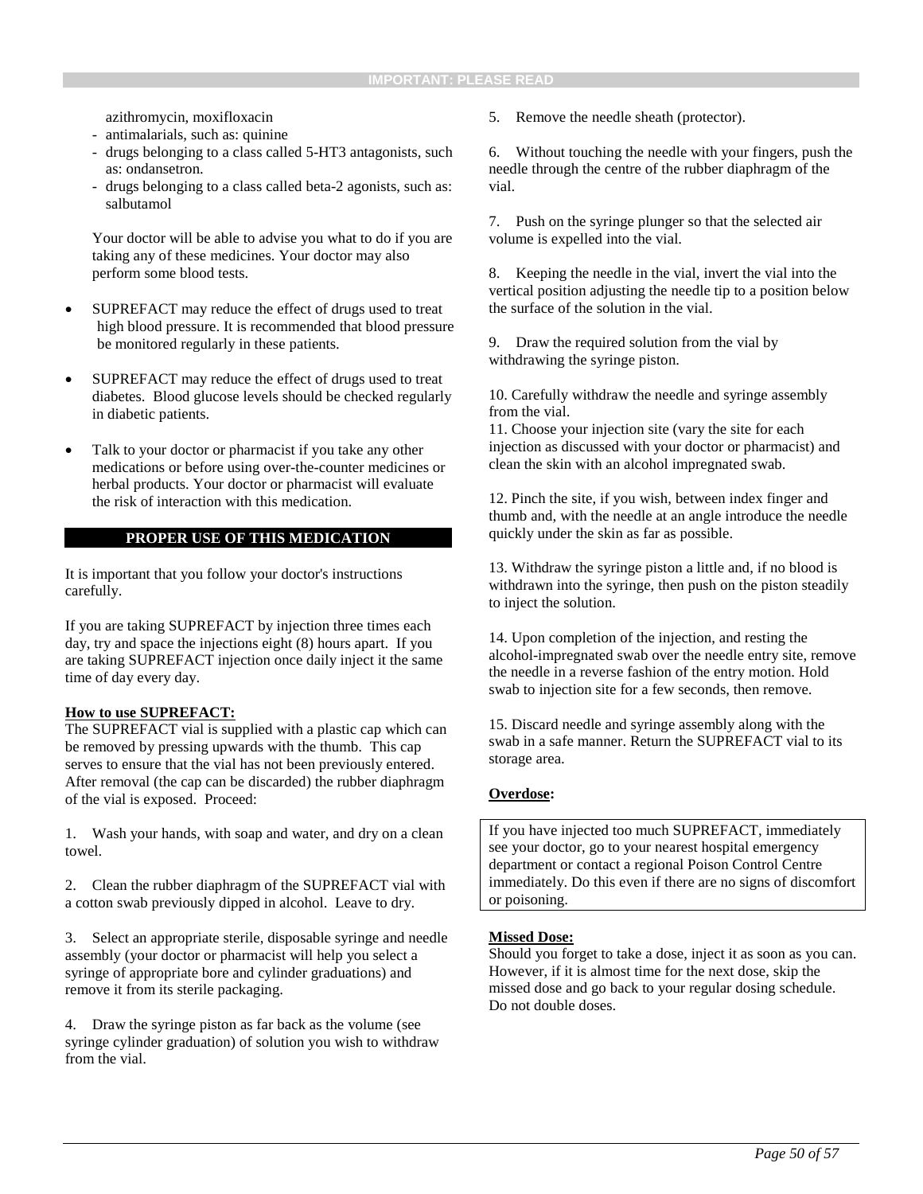azithromycin, moxifloxacin

- antimalarials, such as: quinine
- drugs belonging to a class called 5-HT3 antagonists, such as: ondansetron.
- drugs belonging to a class called beta-2 agonists, such as: salbutamol

Your doctor will be able to advise you what to do if you are taking any of these medicines. Your doctor may also perform some blood tests.

- SUPREFACT may reduce the effect of drugs used to treat high blood pressure. It is recommended that blood pressure be monitored regularly in these patients.
- SUPREFACT may reduce the effect of drugs used to treat diabetes. Blood glucose levels should be checked regularly in diabetic patients.
- Talk to your doctor or pharmacist if you take any other medications or before using over-the-counter medicines or herbal products. Your doctor or pharmacist will evaluate the risk of interaction with this medication.

## PROPER USE OF THIS MEDICATION

It is important that you follow your doctor's instructions carefully.

If you are taking SUPREFACT by injection three times each day, try and space the injections eight (8) hours apart. If you are taking SUPREFACT injection once daily inject it the same time of day every day.

**How to use SUPREFACT:**

The SUPREFACT vial is supplied with a plastic cap which can be removed by pressing upwards with the thumb. This cap serves to ensure that the vial has not been previously entered. After removal (the cap can be discarded) the rubber diaphragm of the vial is exposed. Proceed:

1. Wash your hands, with soap and water, and dry on a clean towel.

2. Clean the rubber diaphragm of the SUPREFACT vial with a cotton swab previously dipped in alcohol. Leave to dry.

3. Select an appropriate sterile, disposable syringe and needle assembly (your doctor or pharmacist will help you select a syringe of appropriate bore and cylinder graduations) and remove it from its sterile packaging.

4. Draw the syringe piston as far back as the volume (see syringe cylinder graduation) of solution you wish to withdraw from the vial.

5. Remove the needle sheath (protector).

6. Without touching the needle with your fingers, push the needle through the centre of the rubber diaphragm of the vial.

7. Push on the syringe plunger so that the selected air volume is expelled into the vial.

8. Keeping the needle in the vial, invert the vial into the vertical position adjusting the needle tip to a position below the surface of the solution in the vial.

9. Draw the required solution from the vial by withdrawing the syringe piston.

10. Carefully withdraw the needle and syringe assembly from the vial.

11. Choose your injection site (vary the site for each injection as discussed with your doctor or pharmacist) and clean the skin with an alcohol impregnated swab.

12. Pinch the site, if you wish, between index finger and thumb and, with the needle at an angle introduce the needle quickly under the skin as far as possible.

13. Withdraw the syringe piston a little and, if no blood is withdrawn into the syringe, then push on the piston steadily to inject the solution.

14. Upon completion of the injection, and resting the alcohol-impregnated swab over the needle entry site, remove the needle in a reverse fashion of the entry motion. Hold swab to injection site for a few seconds, then remove.

15. Discard needle and syringe assembly along with the swab in a safe manner. Return the SUPREFACT vial to its storage area.

**Overdose:**

If you have injected too much SUPREFACT, immediately see your doctor, go to your nearest hospital emergency department or contact a regional Poison Control Centre immediately. Do this even if there are no signs of discomfort or poisoning.

**Missed Dose:**

Should you forget to take a dose, inject it as soon as you can. However, if it is almost time for the next dose, skip the missed dose and go back to your regular dosing schedule. Do not double doses.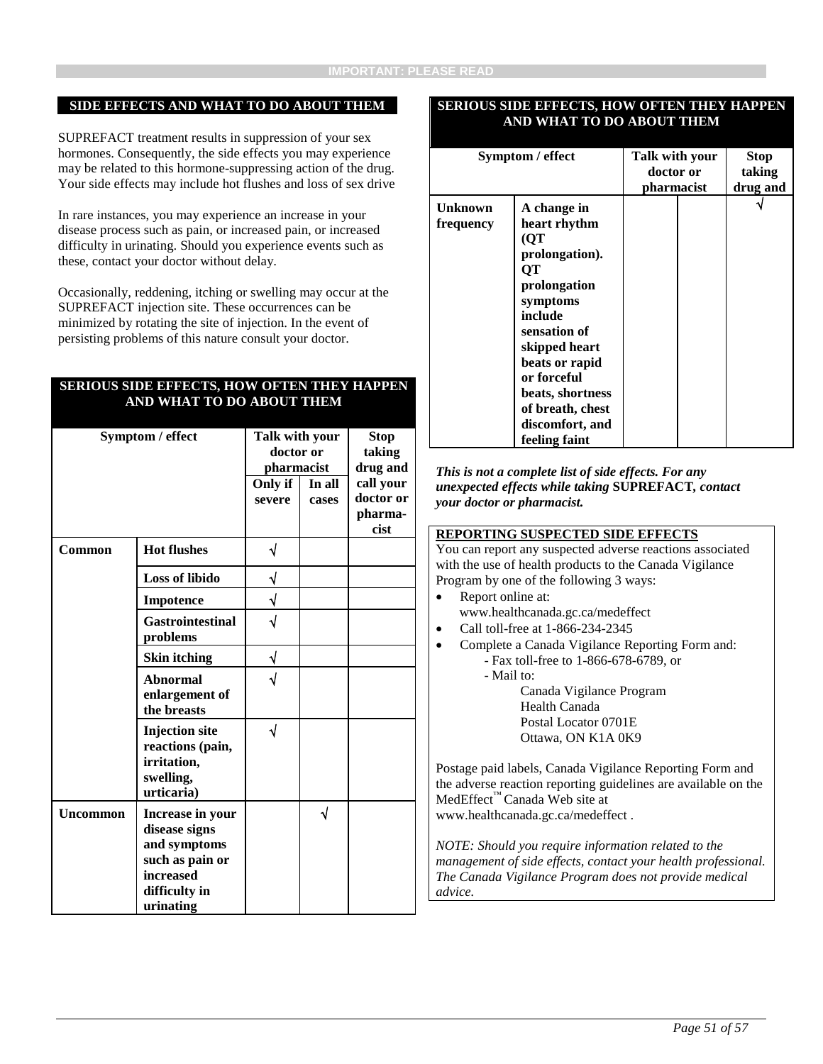## SIDE EFFECTS AND WHAT TO DO ABOUT THEM

SUPREFACT treatment results in suppression of your sex hormones. Consequently, the side effects you may experience may be related to this hormone-suppressing action of the drug. Your side effects may include hot flushes and loss of sex drive

In rare instances, you may experience an increase in your disease process such as pain, or increased pain, or increased difficulty in urinating. Should you experience events such as these, contact your doctor without delay.

Occasionally, reddening, itching or swelling may occur at the SUPREFACT injection site. These occurrences can be minimized by rotating the site of injection. In the event of persisting problems of this nature consult your doctor.

### SERIOUS SIDE EFFECTS, HOW OFTEN THEY HAPPEN AND WHAT TO DO ABOUT THEM

| Symptom / effect | | Talk with your doctor or pharmacist | | Stop taking drug and call your doctor or pharmacist |
|---|---|---|---|---|
| | | Only if severe | In all cases | |
| **Common** | **Hot flushes** | √ | | |
| | **Loss of libido** | √ | | |
| | **Impotence** | √ | | |
| | **Gastrointestinal problems** | √ | | |
| | **Skin itching** | √ | | |
| | **Abnormal enlargement of the breasts** | √ | | |
| | **Injection site reactions (pain, irritation, swelling, urticaria)** | √ | | |
| **Uncommon** | **Increase in your disease signs and symptoms such as pain or increased difficulty in urinating** | | √ | |
| **Unknown frequency** | **A change in heart rhythm (QT prolongation). QT prolongation symptoms include sensation of skipped heart beats or rapid or forceful beats, shortness of breath, chest discomfort, and feeling faint** | | | √ |

***This is not a complete list of side effects. For any unexpected effects while taking* SUPREFACT*, contact your doctor or pharmacist.***

**REPORTING SUSPECTED SIDE EFFECTS**

You can report any suspected adverse reactions associated with the use of health products to the Canada Vigilance Program by one of the following 3 ways:

- Report online at: www.healthcanada.gc.ca/medeffect
- Call toll-free at 1-866-234-2345
- Complete a Canada Vigilance Reporting Form and:
  - Fax toll-free to 1-866-678-6789, or
  - Mail to:
    Canada Vigilance Program
    Health Canada
    Postal Locator 0701E
    Ottawa, ON K1A 0K9

Postage paid labels, Canada Vigilance Reporting Form and the adverse reaction reporting guidelines are available on the MedEffect™ Canada Web site at www.healthcanada.gc.ca/medeffect .

*NOTE: Should you require information related to the management of side effects, contact your health professional. The Canada Vigilance Program does not provide medical advice.*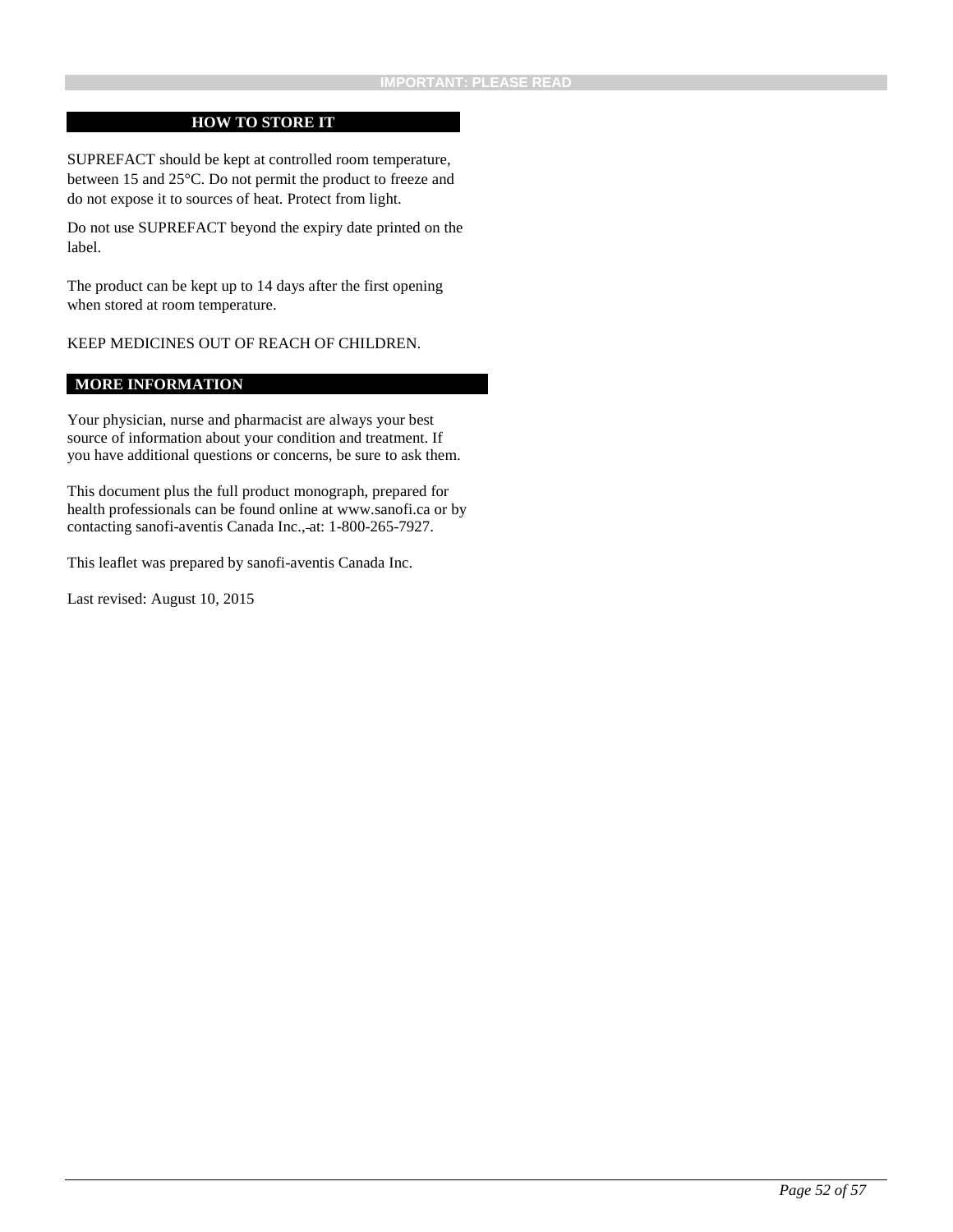## HOW TO STORE IT

SUPREFACT should be kept at controlled room temperature, between 15 and 25°C. Do not permit the product to freeze and do not expose it to sources of heat. Protect from light.

Do not use SUPREFACT beyond the expiry date printed on the label.

The product can be kept up to 14 days after the first opening when stored at room temperature.

KEEP MEDICINES OUT OF REACH OF CHILDREN.

## MORE INFORMATION

Your physician, nurse and pharmacist are always your best source of information about your condition and treatment. If you have additional questions or concerns, be sure to ask them.

This document plus the full product monograph, prepared for health professionals can be found online at www.sanofi.ca or by contacting sanofi-aventis Canada Inc., at: 1-800-265-7927.

This leaflet was prepared by sanofi-aventis Canada Inc.

Last revised: August 10, 2015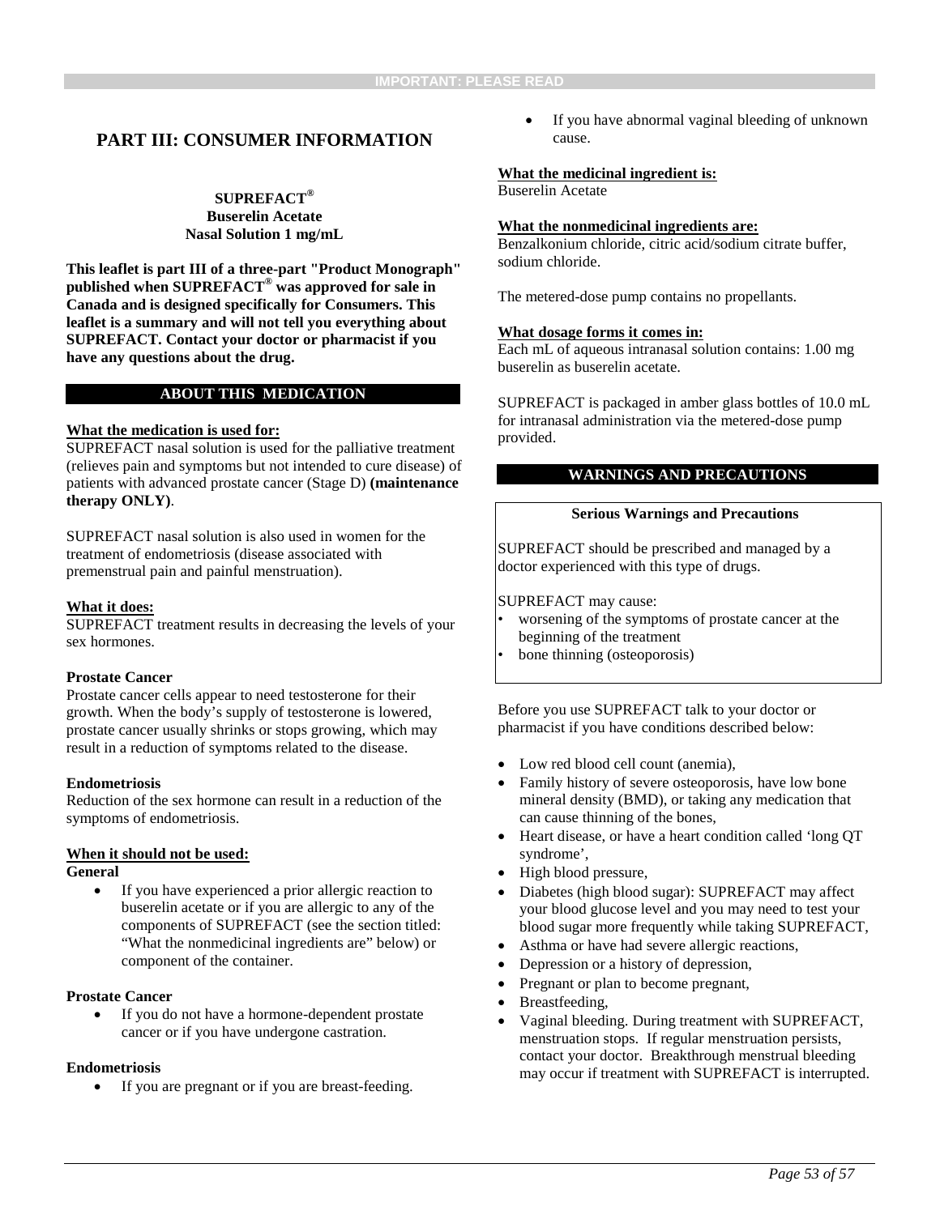## PART III: CONSUMER INFORMATION

**SUPREFACT®**
**Buserelin Acetate**
**Nasal Solution 1 mg/mL**

**This leaflet is part III of a three-part "Product Monograph" published when SUPREFACT® was approved for sale in Canada and is designed specifically for Consumers. This leaflet is a summary and will not tell you everything about SUPREFACT. Contact your doctor or pharmacist if you have any questions about the drug.**

### ABOUT THIS MEDICATION

**What the medication is used for:**
SUPREFACT nasal solution is used for the palliative treatment (relieves pain and symptoms but not intended to cure disease) of patients with advanced prostate cancer (Stage D) **(maintenance therapy ONLY)**.

SUPREFACT nasal solution is also used in women for the treatment of endometriosis (disease associated with premenstrual pain and painful menstruation).

**What it does:**
SUPREFACT treatment results in decreasing the levels of your sex hormones.

**Prostate Cancer**
Prostate cancer cells appear to need testosterone for their growth. When the body's supply of testosterone is lowered, prostate cancer usually shrinks or stops growing, which may result in a reduction of symptoms related to the disease.

**Endometriosis**
Reduction of the sex hormone can result in a reduction of the symptoms of endometriosis.

**When it should not be used:**

**General**

- If you have experienced a prior allergic reaction to buserelin acetate or if you are allergic to any of the components of SUPREFACT (see the section titled: "What the nonmedicinal ingredients are" below) or component of the container.

**Prostate Cancer**

- If you do not have a hormone-dependent prostate cancer or if you have undergone castration.

**Endometriosis**

- If you are pregnant or if you are breast-feeding.
- If you have abnormal vaginal bleeding of unknown cause.

**What the medicinal ingredient is:**
Buserelin Acetate

**What the nonmedicinal ingredients are:**
Benzalkonium chloride, citric acid/sodium citrate buffer, sodium chloride.

The metered-dose pump contains no propellants.

**What dosage forms it comes in:**
Each mL of aqueous intranasal solution contains: 1.00 mg buserelin as buserelin acetate.

SUPREFACT is packaged in amber glass bottles of 10.0 mL for intranasal administration via the metered-dose pump provided.

### WARNINGS AND PRECAUTIONS

**Serious Warnings and Precautions**

SUPREFACT should be prescribed and managed by a doctor experienced with this type of drugs.

SUPREFACT may cause:

- worsening of the symptoms of prostate cancer at the beginning of the treatment
- bone thinning (osteoporosis)

Before you use SUPREFACT talk to your doctor or pharmacist if you have conditions described below:

- Low red blood cell count (anemia),
- Family history of severe osteoporosis, have low bone mineral density (BMD), or taking any medication that can cause thinning of the bones,
- Heart disease, or have a heart condition called 'long QT syndrome',
- High blood pressure,
- Diabetes (high blood sugar): SUPREFACT may affect your blood glucose level and you may need to test your blood sugar more frequently while taking SUPREFACT,
- Asthma or have had severe allergic reactions,
- Depression or a history of depression,
- Pregnant or plan to become pregnant,
- Breastfeeding,
- Vaginal bleeding. During treatment with SUPREFACT, menstruation stops. If regular menstruation persists, contact your doctor. Breakthrough menstrual bleeding may occur if treatment with SUPREFACT is interrupted.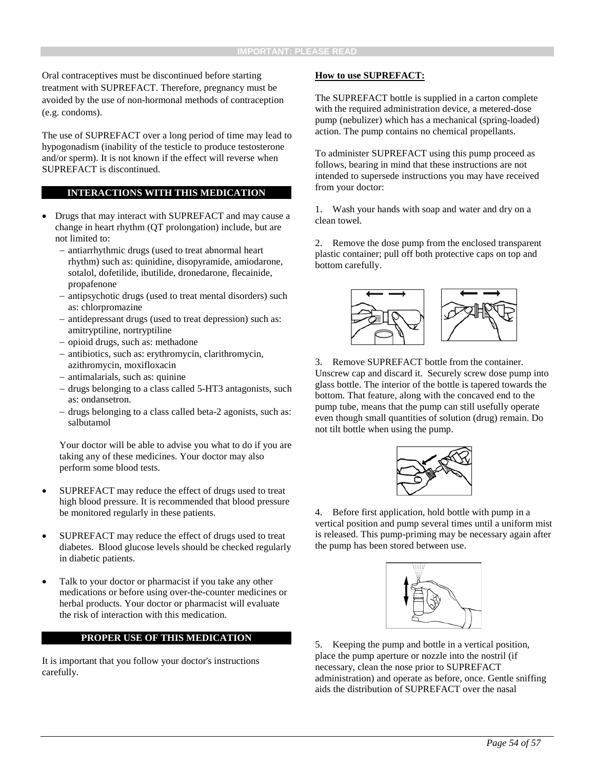Oral contraceptives must be discontinued before starting treatment with SUPREFACT. Therefore, pregnancy must be avoided by the use of non-hormonal methods of contraception (e.g. condoms).

The use of SUPREFACT over a long period of time may lead to hypogonadism (inability of the testicle to produce testosterone and/or sperm). It is not known if the effect will reverse when SUPREFACT is discontinued.

## INTERACTIONS WITH THIS MEDICATION

- Drugs that may interact with SUPREFACT and may cause a change in heart rhythm (QT prolongation) include, but are not limited to:
  - antiarrhythmic drugs (used to treat abnormal heart rhythm) such as: quinidine, disopyramide, amiodarone, sotalol, dofetilide, ibutilide, dronedarone, flecainide, propafenone
  - antipsychotic drugs (used to treat mental disorders) such as: chlorpromazine
  - antidepressant drugs (used to treat depression) such as: amitryptiline, nortryptiline
  - opioid drugs, such as: methadone
  - antibiotics, such as: erythromycin, clarithromycin, azithromycin, moxifloxacin
  - antimalarials, such as: quinine
  - drugs belonging to a class called 5-HT3 antagonists, such as: ondansetron.
  - drugs belonging to a class called beta-2 agonists, such as: salbutamol

  Your doctor will be able to advise you what to do if you are taking any of these medicines. Your doctor may also perform some blood tests.

- SUPREFACT may reduce the effect of drugs used to treat high blood pressure. It is recommended that blood pressure be monitored regularly in these patients.

- SUPREFACT may reduce the effect of drugs used to treat diabetes. Blood glucose levels should be checked regularly in diabetic patients.

- Talk to your doctor or pharmacist if you take any other medications or before using over-the-counter medicines or herbal products. Your doctor or pharmacist will evaluate the risk of interaction with this medication.

## PROPER USE OF THIS MEDICATION

It is important that you follow your doctor's instructions carefully.

**How to use SUPREFACT:**

The SUPREFACT bottle is supplied in a carton complete with the required administration device, a metered-dose pump (nebulizer) which has a mechanical (spring-loaded) action. The pump contains no chemical propellants.

To administer SUPREFACT using this pump proceed as follows, bearing in mind that these instructions are not intended to supersede instructions you may have received from your doctor:

1. Wash your hands with soap and water and dry on a clean towel.

2. Remove the dose pump from the enclosed transparent plastic container; pull off both protective caps on top and bottom carefully.

3. Remove SUPREFACT bottle from the container. Unscrew cap and discard it. Securely screw dose pump into glass bottle. The interior of the bottle is tapered towards the bottom. That feature, along with the concaved end to the pump tube, means that the pump can still usefully operate even though small quantities of solution (drug) remain. Do not tilt bottle when using the pump.

4. Before first application, hold bottle with pump in a vertical position and pump several times until a uniform mist is released. This pump-priming may be necessary again after the pump has been stored between use.

5. Keeping the pump and bottle in a vertical position, place the pump aperture or nozzle into the nostril (if necessary, clean the nose prior to SUPREFACT administration) and operate as before, once. Gentle sniffing aids the distribution of SUPREFACT over the nasal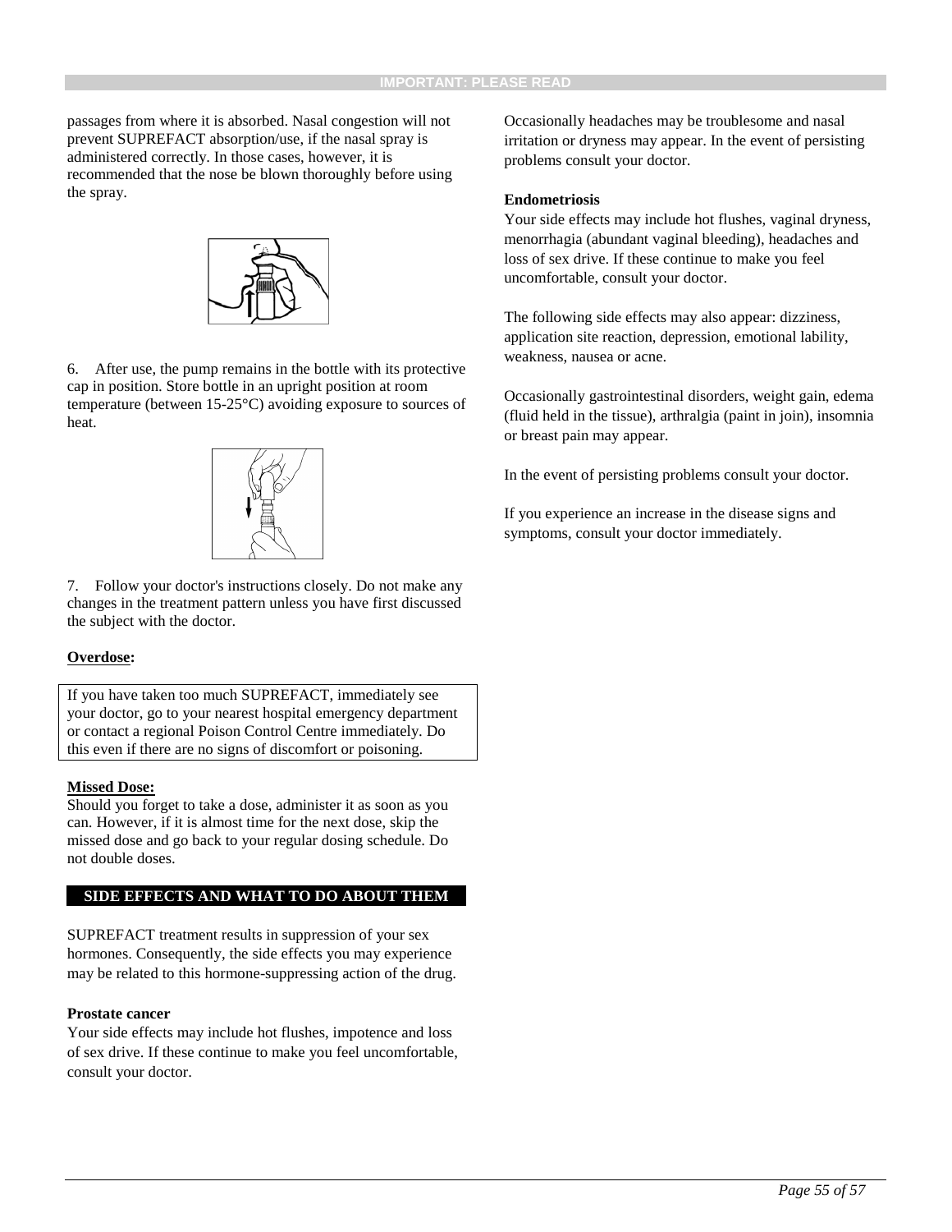passages from where it is absorbed. Nasal congestion will not prevent SUPREFACT absorption/use, if the nasal spray is administered correctly. In those cases, however, it is recommended that the nose be blown thoroughly before using the spray.

6. After use, the pump remains in the bottle with its protective cap in position. Store bottle in an upright position at room temperature (between 15-25°C) avoiding exposure to sources of heat.

7. Follow your doctor's instructions closely. Do not make any changes in the treatment pattern unless you have first discussed the subject with the doctor.

**Overdose:**

If you have taken too much SUPREFACT, immediately see your doctor, go to your nearest hospital emergency department or contact a regional Poison Control Centre immediately. Do this even if there are no signs of discomfort or poisoning.

**Missed Dose:**
Should you forget to take a dose, administer it as soon as you can. However, if it is almost time for the next dose, skip the missed dose and go back to your regular dosing schedule. Do not double doses.

## SIDE EFFECTS AND WHAT TO DO ABOUT THEM

SUPREFACT treatment results in suppression of your sex hormones. Consequently, the side effects you may experience may be related to this hormone-suppressing action of the drug.

**Prostate cancer**
Your side effects may include hot flushes, impotence and loss of sex drive. If these continue to make you feel uncomfortable, consult your doctor.

Occasionally headaches may be troublesome and nasal irritation or dryness may appear. In the event of persisting problems consult your doctor.

**Endometriosis**
Your side effects may include hot flushes, vaginal dryness, menorrhagia (abundant vaginal bleeding), headaches and loss of sex drive. If these continue to make you feel uncomfortable, consult your doctor.

The following side effects may also appear: dizziness, application site reaction, depression, emotional lability, weakness, nausea or acne.

Occasionally gastrointestinal disorders, weight gain, edema (fluid held in the tissue), arthralgia (paint in join), insomnia or breast pain may appear.

In the event of persisting problems consult your doctor.

If you experience an increase in the disease signs and symptoms, consult your doctor immediately.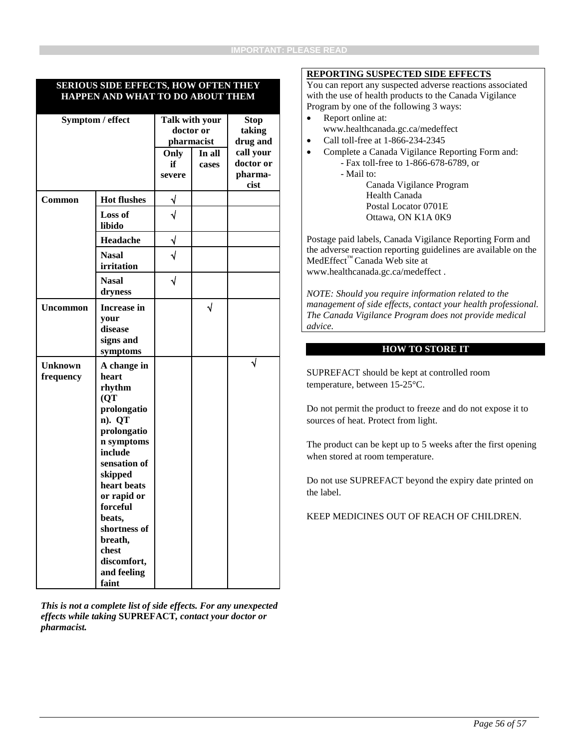IMPORTANT: PLEASE READ

## SERIOUS SIDE EFFECTS, HOW OFTEN THEY HAPPEN AND WHAT TO DO ABOUT THEM

| Symptom / effect | | Talk with your doctor or pharmacist | | Stop taking drug and call your doctor or pharmacist |
|---|---|---|---|---|
| | | Only if severe | In all cases | |
| **Common** | **Hot flushes** | √ | | |
| | **Loss of libido** | √ | | |
| | **Headache** | √ | | |
| | **Nasal irritation** | √ | | |
| | **Nasal dryness** | √ | | |
| **Uncommon** | **Increase in your disease signs and symptoms** | | √ | |
| **Unknown frequency** | **A change in heart rhythm (QT prolongation). QT prolongation symptoms include sensation of skipped heart beats or rapid or forceful beats, shortness of breath, chest discomfort, and feeling faint** | | | √ |

***This is not a complete list of side effects. For any unexpected effects while taking* SUPREFACT*, contact your doctor or pharmacist.***

**REPORTING SUSPECTED SIDE EFFECTS**

You can report any suspected adverse reactions associated with the use of health products to the Canada Vigilance Program by one of the following 3 ways:

- Report online at: www.healthcanada.gc.ca/medeffect
- Call toll-free at 1-866-234-2345
- Complete a Canada Vigilance Reporting Form and:
  - Fax toll-free to 1-866-678-6789, or
  - Mail to:
    Canada Vigilance Program
    Health Canada
    Postal Locator 0701E
    Ottawa, ON K1A 0K9

Postage paid labels, Canada Vigilance Reporting Form and the adverse reaction reporting guidelines are available on the MedEffect™ Canada Web site at www.healthcanada.gc.ca/medeffect .

*NOTE: Should you require information related to the management of side effects, contact your health professional. The Canada Vigilance Program does not provide medical advice.*

## HOW TO STORE IT

SUPREFACT should be kept at controlled room temperature, between 15-25°C.

Do not permit the product to freeze and do not expose it to sources of heat. Protect from light.

The product can be kept up to 5 weeks after the first opening when stored at room temperature.

Do not use SUPREFACT beyond the expiry date printed on the label.

KEEP MEDICINES OUT OF REACH OF CHILDREN.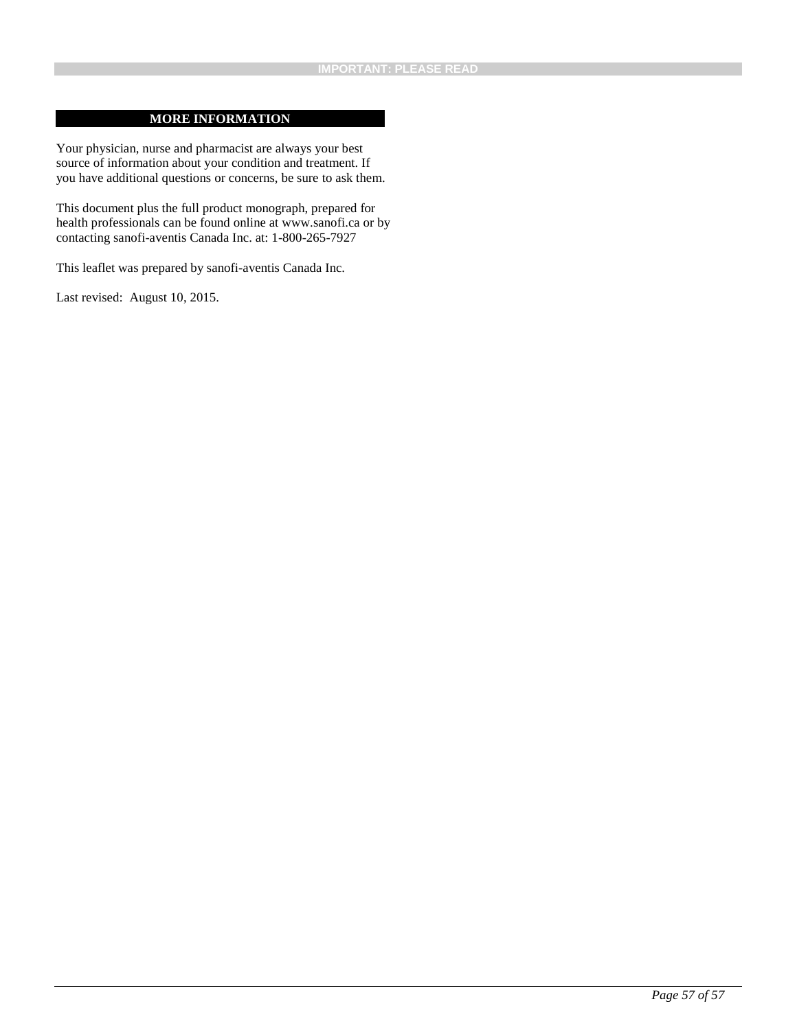## MORE INFORMATION

Your physician, nurse and pharmacist are always your best source of information about your condition and treatment. If you have additional questions or concerns, be sure to ask them.

This document plus the full product monograph, prepared for health professionals can be found online at www.sanofi.ca or by contacting sanofi-aventis Canada Inc. at: 1-800-265-7927

This leaflet was prepared by sanofi-aventis Canada Inc.

Last revised: August 10, 2015.